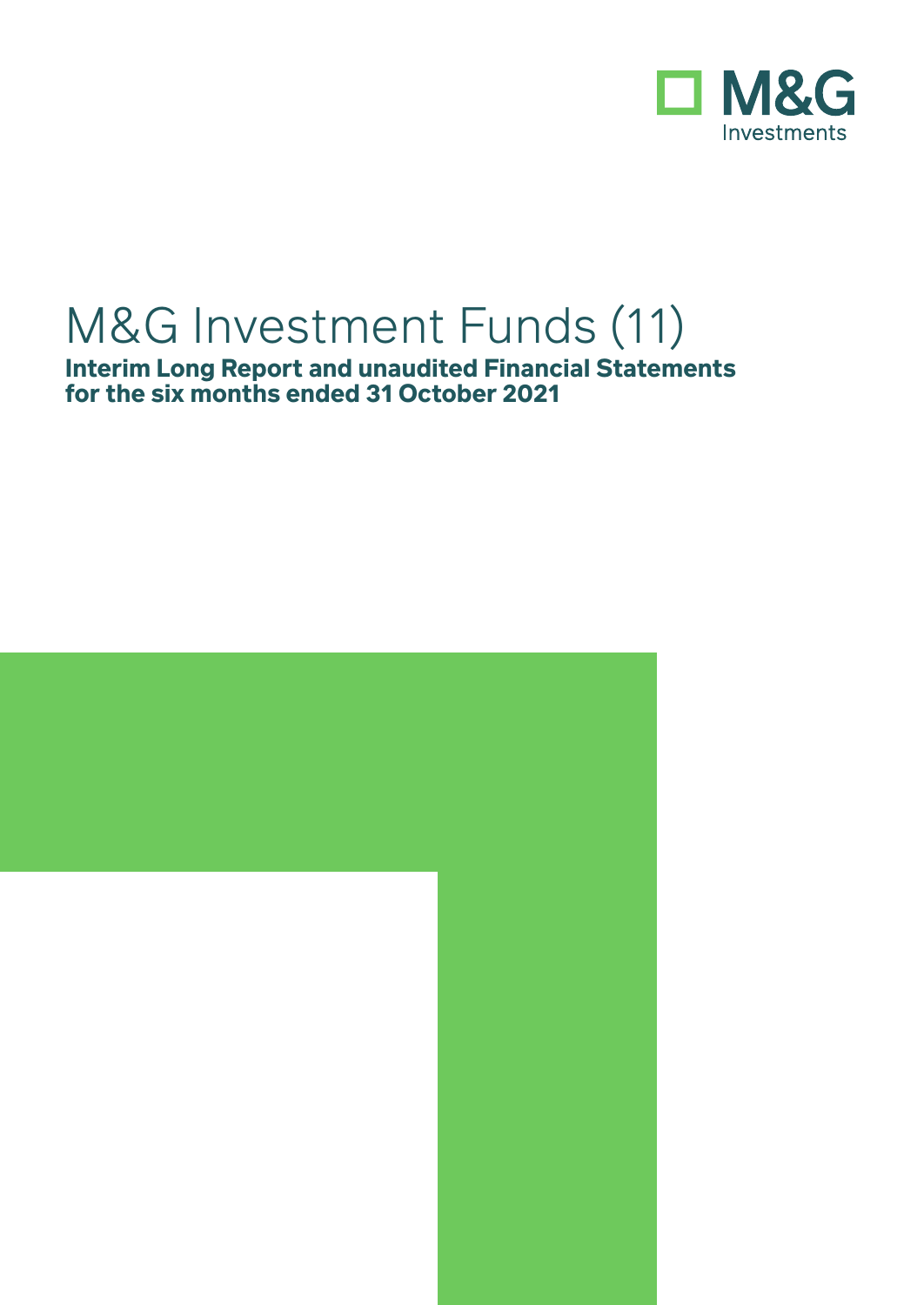M&G Investments

# M&G Investment Funds (11)

**Interim Long Report and unaudited Financial Statements for the six months ended 31 October 2021**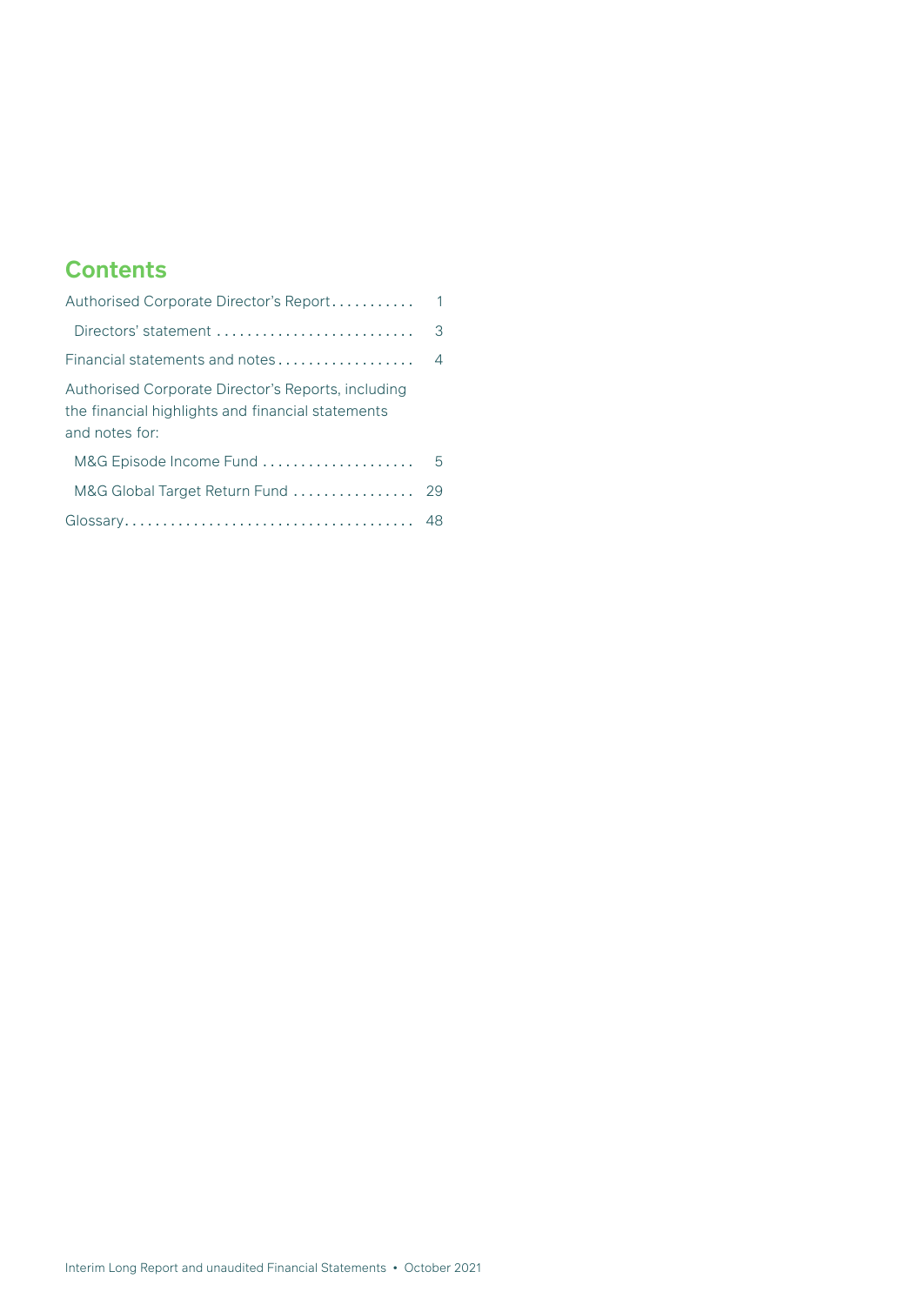## Contents

| | |
|---|---|
| Authorised Corporate Director's Report | 1 |
| Directors' statement | 3 |
| Financial statements and notes | 4 |
| Authorised Corporate Director's Reports, including the financial highlights and financial statements and notes for: | |
| M&G Episode Income Fund | 5 |
| M&G Global Target Return Fund | 29 |
| Glossary | 48 |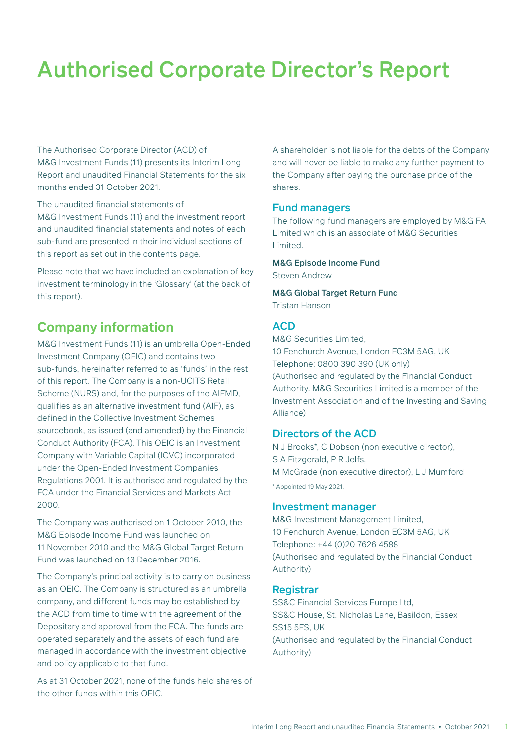# Authorised Corporate Director's Report

The Authorised Corporate Director (ACD) of M&G Investment Funds (11) presents its Interim Long Report and unaudited Financial Statements for the six months ended 31 October 2021.

The unaudited financial statements of M&G Investment Funds (11) and the investment report and unaudited financial statements and notes of each sub-fund are presented in their individual sections of this report as set out in the contents page.

Please note that we have included an explanation of key investment terminology in the 'Glossary' (at the back of this report).

## Company information

M&G Investment Funds (11) is an umbrella Open-Ended Investment Company (OEIC) and contains two sub-funds, hereinafter referred to as 'funds' in the rest of this report. The Company is a non-UCITS Retail Scheme (NURS) and, for the purposes of the AIFMD, qualifies as an alternative investment fund (AIF), as defined in the Collective Investment Schemes sourcebook, as issued (and amended) by the Financial Conduct Authority (FCA). This OEIC is an Investment Company with Variable Capital (ICVC) incorporated under the Open-Ended Investment Companies Regulations 2001. It is authorised and regulated by the FCA under the Financial Services and Markets Act 2000.

The Company was authorised on 1 October 2010, the M&G Episode Income Fund was launched on 11 November 2010 and the M&G Global Target Return Fund was launched on 13 December 2016.

The Company's principal activity is to carry on business as an OEIC. The Company is structured as an umbrella company, and different funds may be established by the ACD from time to time with the agreement of the Depositary and approval from the FCA. The funds are operated separately and the assets of each fund are managed in accordance with the investment objective and policy applicable to that fund.

As at 31 October 2021, none of the funds held shares of the other funds within this OEIC.

A shareholder is not liable for the debts of the Company and will never be liable to make any further payment to the Company after paying the purchase price of the shares.

## Fund managers

The following fund managers are employed by M&G FA Limited which is an associate of M&G Securities Limited.

**M&G Episode Income Fund**
Steven Andrew

**M&G Global Target Return Fund**
Tristan Hanson

## ACD

M&G Securities Limited,
10 Fenchurch Avenue, London EC3M 5AG, UK
Telephone: 0800 390 390 (UK only)
(Authorised and regulated by the Financial Conduct Authority. M&G Securities Limited is a member of the Investment Association and of the Investing and Saving Alliance)

## Directors of the ACD

N J Brooks*, C Dobson (non executive director), S A Fitzgerald, P R Jelfs, M McGrade (non executive director), L J Mumford

\* Appointed 19 May 2021.

## Investment manager

M&G Investment Management Limited,
10 Fenchurch Avenue, London EC3M 5AG, UK
Telephone: +44 (0)20 7626 4588
(Authorised and regulated by the Financial Conduct Authority)

## Registrar

SS&C Financial Services Europe Ltd,
SS&C House, St. Nicholas Lane, Basildon, Essex SS15 5FS, UK
(Authorised and regulated by the Financial Conduct Authority)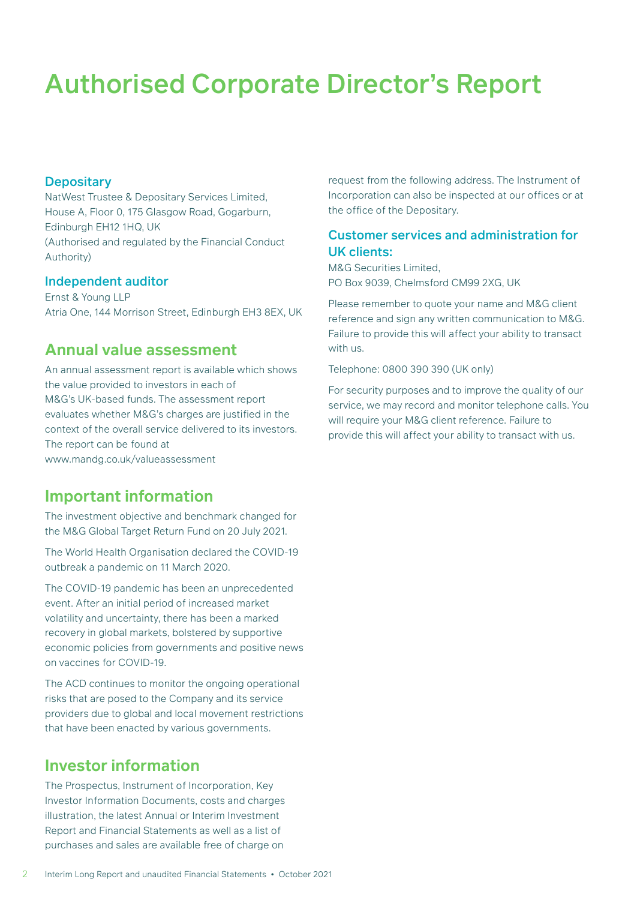# Authorised Corporate Director's Report

### Depositary

NatWest Trustee & Depositary Services Limited,
House A, Floor 0, 175 Glasgow Road, Gogarburn,
Edinburgh EH12 1HQ, UK
(Authorised and regulated by the Financial Conduct Authority)

### Independent auditor

Ernst & Young LLP
Atria One, 144 Morrison Street, Edinburgh EH3 8EX, UK

## Annual value assessment

An annual assessment report is available which shows the value provided to investors in each of M&G's UK-based funds. The assessment report evaluates whether M&G's charges are justified in the context of the overall service delivered to its investors. The report can be found at www.mandg.co.uk/valueassessment

## Important information

The investment objective and benchmark changed for the M&G Global Target Return Fund on 20 July 2021.

The World Health Organisation declared the COVID-19 outbreak a pandemic on 11 March 2020.

The COVID-19 pandemic has been an unprecedented event. After an initial period of increased market volatility and uncertainty, there has been a marked recovery in global markets, bolstered by supportive economic policies from governments and positive news on vaccines for COVID-19.

The ACD continues to monitor the ongoing operational risks that are posed to the Company and its service providers due to global and local movement restrictions that have been enacted by various governments.

## Investor information

The Prospectus, Instrument of Incorporation, Key Investor Information Documents, costs and charges illustration, the latest Annual or Interim Investment Report and Financial Statements as well as a list of purchases and sales are available free of charge on request from the following address. The Instrument of Incorporation can also be inspected at our offices or at the office of the Depositary.

### Customer services and administration for UK clients:

M&G Securities Limited,
PO Box 9039, Chelmsford CM99 2XG, UK

Please remember to quote your name and M&G client reference and sign any written communication to M&G. Failure to provide this will affect your ability to transact with us.

Telephone: 0800 390 390 (UK only)

For security purposes and to improve the quality of our service, we may record and monitor telephone calls. You will require your M&G client reference. Failure to provide this will affect your ability to transact with us.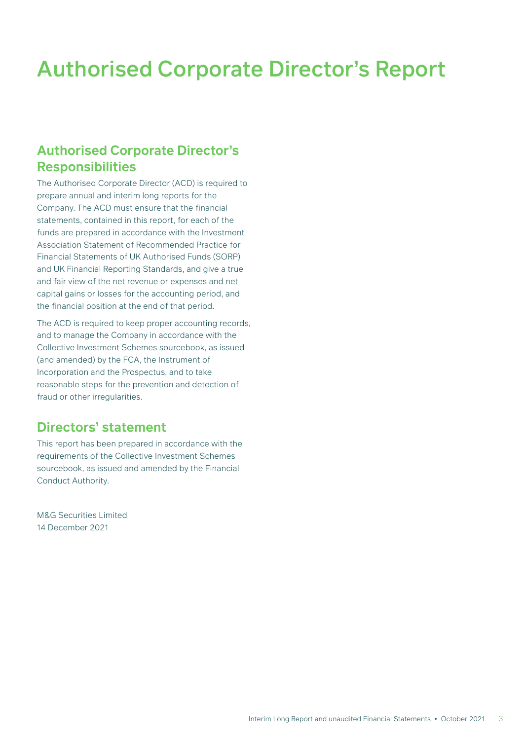# Authorised Corporate Director's Report

## Authorised Corporate Director's Responsibilities

The Authorised Corporate Director (ACD) is required to prepare annual and interim long reports for the Company. The ACD must ensure that the financial statements, contained in this report, for each of the funds are prepared in accordance with the Investment Association Statement of Recommended Practice for Financial Statements of UK Authorised Funds (SORP) and UK Financial Reporting Standards, and give a true and fair view of the net revenue or expenses and net capital gains or losses for the accounting period, and the financial position at the end of that period.

The ACD is required to keep proper accounting records, and to manage the Company in accordance with the Collective Investment Schemes sourcebook, as issued (and amended) by the FCA, the Instrument of Incorporation and the Prospectus, and to take reasonable steps for the prevention and detection of fraud or other irregularities.

## Directors' statement

This report has been prepared in accordance with the requirements of the Collective Investment Schemes sourcebook, as issued and amended by the Financial Conduct Authority.

M&G Securities Limited
14 December 2021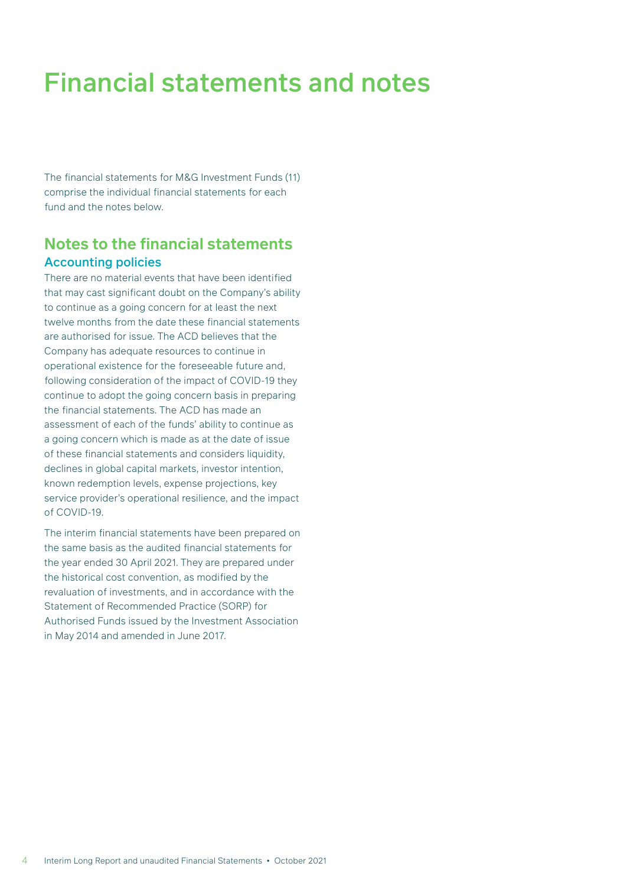# Financial statements and notes

The financial statements for M&G Investment Funds (11) comprise the individual financial statements for each fund and the notes below.

## Notes to the financial statements

### Accounting policies

There are no material events that have been identified that may cast significant doubt on the Company's ability to continue as a going concern for at least the next twelve months from the date these financial statements are authorised for issue. The ACD believes that the Company has adequate resources to continue in operational existence for the foreseeable future and, following consideration of the impact of COVID-19 they continue to adopt the going concern basis in preparing the financial statements. The ACD has made an assessment of each of the funds' ability to continue as a going concern which is made as at the date of issue of these financial statements and considers liquidity, declines in global capital markets, investor intention, known redemption levels, expense projections, key service provider's operational resilience, and the impact of COVID-19.

The interim financial statements have been prepared on the same basis as the audited financial statements for the year ended 30 April 2021. They are prepared under the historical cost convention, as modified by the revaluation of investments, and in accordance with the Statement of Recommended Practice (SORP) for Authorised Funds issued by the Investment Association in May 2014 and amended in June 2017.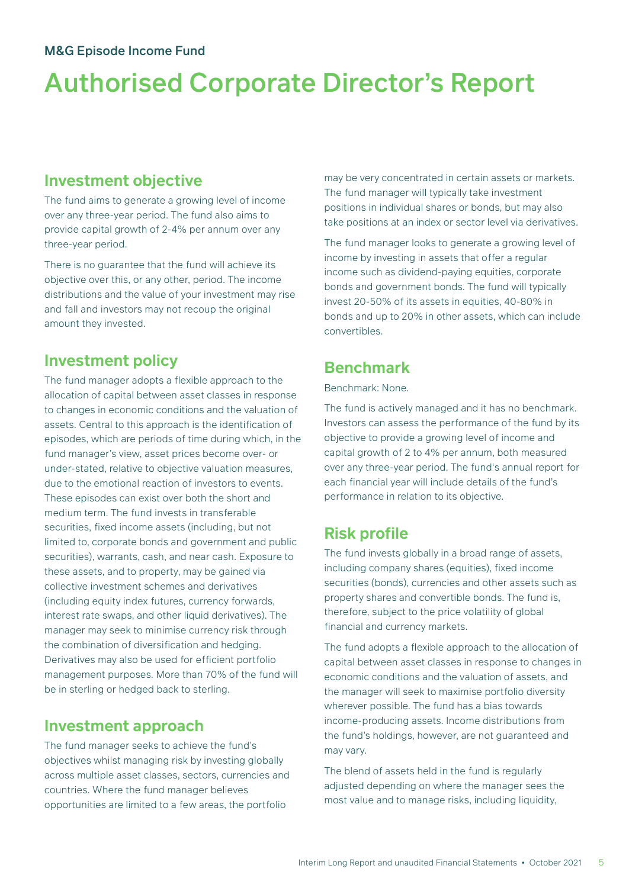M&G Episode Income Fund

# Authorised Corporate Director's Report

## Investment objective

The fund aims to generate a growing level of income over any three-year period. The fund also aims to provide capital growth of 2-4% per annum over any three-year period.

There is no guarantee that the fund will achieve its objective over this, or any other, period. The income distributions and the value of your investment may rise and fall and investors may not recoup the original amount they invested.

## Investment policy

The fund manager adopts a flexible approach to the allocation of capital between asset classes in response to changes in economic conditions and the valuation of assets. Central to this approach is the identification of episodes, which are periods of time during which, in the fund manager's view, asset prices become over- or under-stated, relative to objective valuation measures, due to the emotional reaction of investors to events. These episodes can exist over both the short and medium term. The fund invests in transferable securities, fixed income assets (including, but not limited to, corporate bonds and government and public securities), warrants, cash, and near cash. Exposure to these assets, and to property, may be gained via collective investment schemes and derivatives (including equity index futures, currency forwards, interest rate swaps, and other liquid derivatives). The manager may seek to minimise currency risk through the combination of diversification and hedging. Derivatives may also be used for efficient portfolio management purposes. More than 70% of the fund will be in sterling or hedged back to sterling.

## Investment approach

The fund manager seeks to achieve the fund's objectives whilst managing risk by investing globally across multiple asset classes, sectors, currencies and countries. Where the fund manager believes opportunities are limited to a few areas, the portfolio may be very concentrated in certain assets or markets. The fund manager will typically take investment positions in individual shares or bonds, but may also take positions at an index or sector level via derivatives.

The fund manager looks to generate a growing level of income by investing in assets that offer a regular income such as dividend-paying equities, corporate bonds and government bonds. The fund will typically invest 20-50% of its assets in equities, 40-80% in bonds and up to 20% in other assets, which can include convertibles.

## Benchmark

Benchmark: None.

The fund is actively managed and it has no benchmark. Investors can assess the performance of the fund by its objective to provide a growing level of income and capital growth of 2 to 4% per annum, both measured over any three-year period. The fund's annual report for each financial year will include details of the fund's performance in relation to its objective.

## Risk profile

The fund invests globally in a broad range of assets, including company shares (equities), fixed income securities (bonds), currencies and other assets such as property shares and convertible bonds. The fund is, therefore, subject to the price volatility of global financial and currency markets.

The fund adopts a flexible approach to the allocation of capital between asset classes in response to changes in economic conditions and the valuation of assets, and the manager will seek to maximise portfolio diversity wherever possible. The fund has a bias towards income-producing assets. Income distributions from the fund's holdings, however, are not guaranteed and may vary.

The blend of assets held in the fund is regularly adjusted depending on where the manager sees the most value and to manage risks, including liquidity,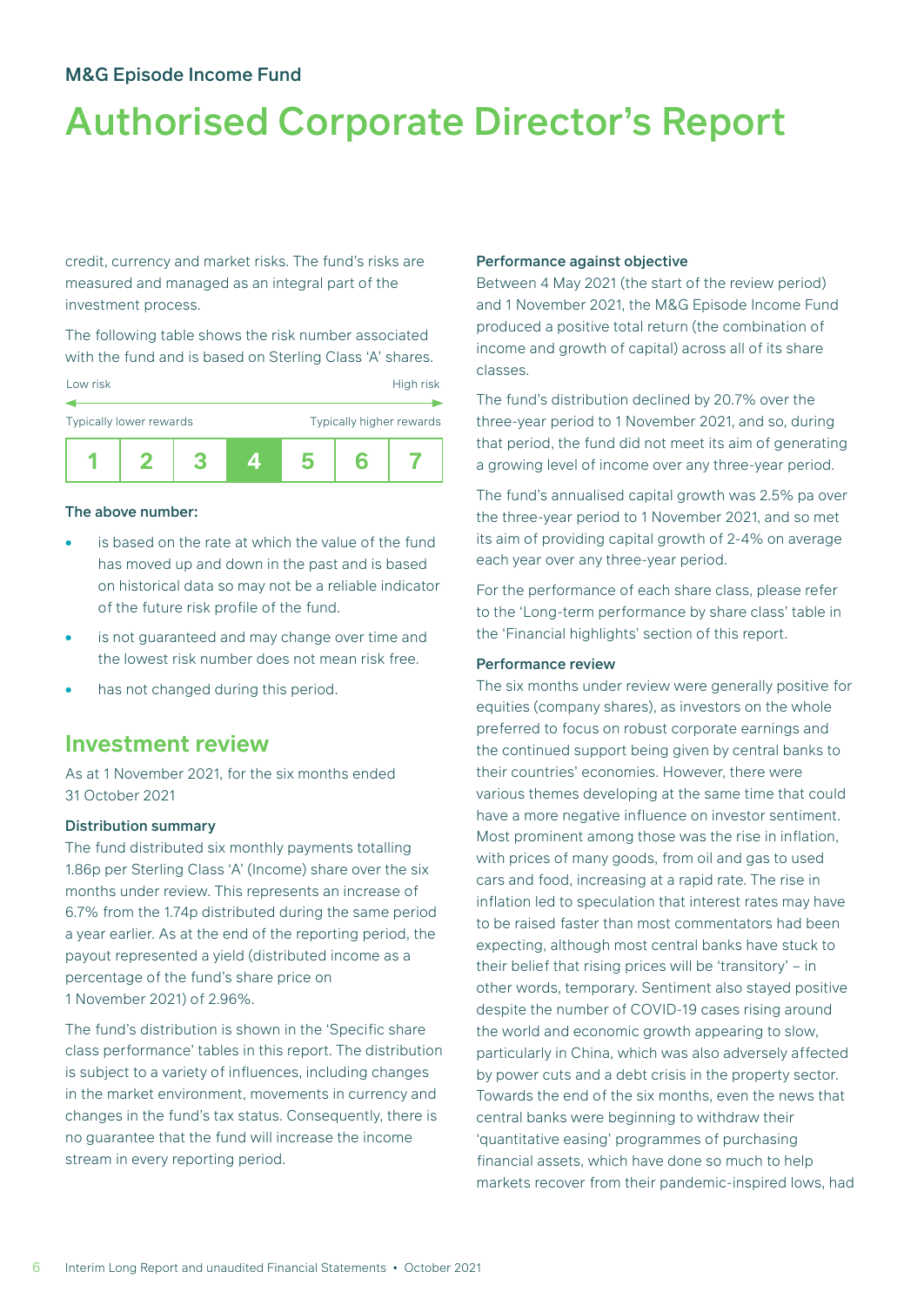credit, currency and market risks. The fund's risks are measured and managed as an integral part of the investment process.

The following table shows the risk number associated with the fund and is based on Sterling Class 'A' shares.

| Low risk | | | | | | High risk |
|---|---|---|---|---|---|---|
| Typically lower rewards | | | | | | Typically higher rewards |
| 1 | 2 | 3 | **4** | 5 | 6 | 7 |

**The above number:**

- is based on the rate at which the value of the fund has moved up and down in the past and is based on historical data so may not be a reliable indicator of the future risk profile of the fund.
- is not guaranteed and may change over time and the lowest risk number does not mean risk free.
- has not changed during this period.

## Investment review

As at 1 November 2021, for the six months ended 31 October 2021

**Distribution summary**

The fund distributed six monthly payments totalling 1.86p per Sterling Class 'A' (Income) share over the six months under review. This represents an increase of 6.7% from the 1.74p distributed during the same period a year earlier. As at the end of the reporting period, the payout represented a yield (distributed income as a percentage of the fund's share price on 1 November 2021) of 2.96%.

The fund's distribution is shown in the 'Specific share class performance' tables in this report. The distribution is subject to a variety of influences, including changes in the market environment, movements in currency and changes in the fund's tax status. Consequently, there is no guarantee that the fund will increase the income stream in every reporting period.

**Performance against objective**

Between 4 May 2021 (the start of the review period) and 1 November 2021, the M&G Episode Income Fund produced a positive total return (the combination of income and growth of capital) across all of its share classes.

The fund's distribution declined by 20.7% over the three-year period to 1 November 2021, and so, during that period, the fund did not meet its aim of generating a growing level of income over any three-year period.

The fund's annualised capital growth was 2.5% pa over the three-year period to 1 November 2021, and so met its aim of providing capital growth of 2-4% on average each year over any three-year period.

For the performance of each share class, please refer to the 'Long-term performance by share class' table in the 'Financial highlights' section of this report.

**Performance review**

The six months under review were generally positive for equities (company shares), as investors on the whole preferred to focus on robust corporate earnings and the continued support being given by central banks to their countries' economies. However, there were various themes developing at the same time that could have a more negative influence on investor sentiment. Most prominent among those was the rise in inflation, with prices of many goods, from oil and gas to used cars and food, increasing at a rapid rate. The rise in inflation led to speculation that interest rates may have to be raised faster than most commentators had been expecting, although most central banks have stuck to their belief that rising prices will be 'transitory' – in other words, temporary. Sentiment also stayed positive despite the number of COVID-19 cases rising around the world and economic growth appearing to slow, particularly in China, which was also adversely affected by power cuts and a debt crisis in the property sector. Towards the end of the six months, even the news that central banks were beginning to withdraw their 'quantitative easing' programmes of purchasing financial assets, which have done so much to help markets recover from their pandemic-inspired lows, had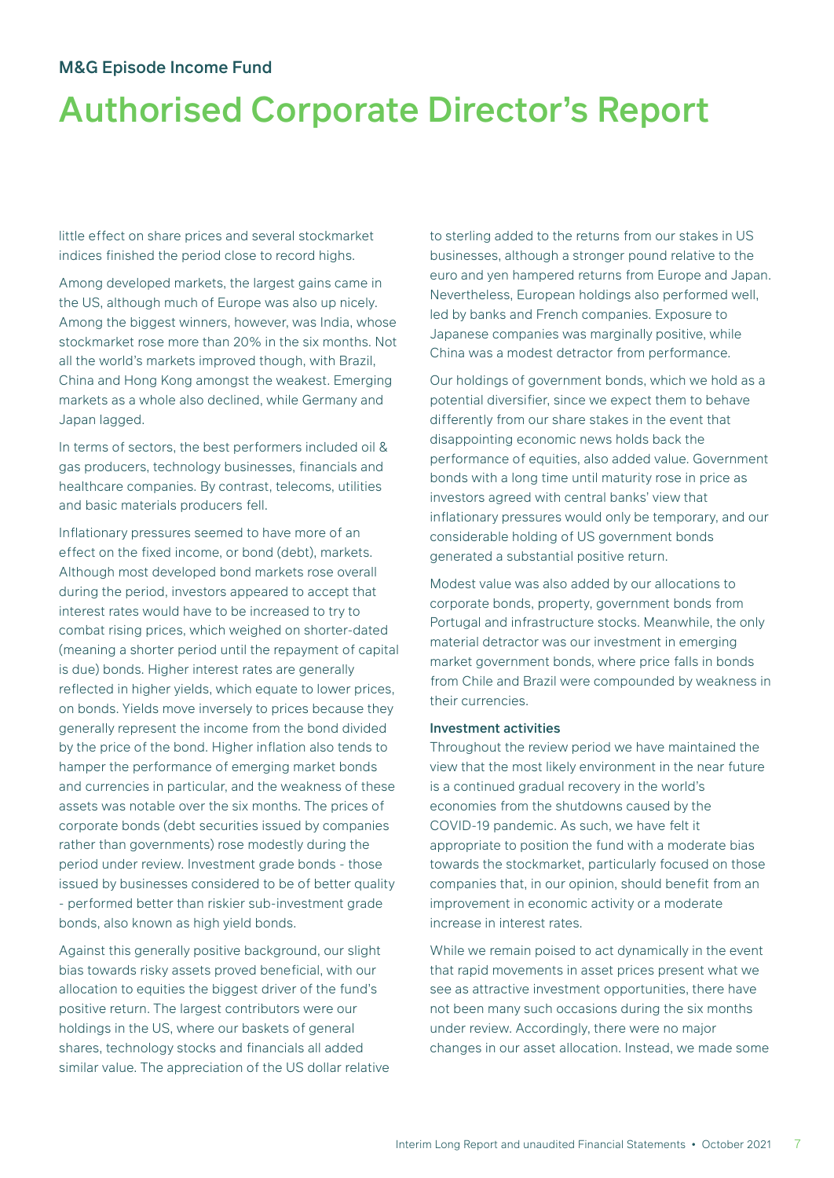# Authorised Corporate Director's Report

little effect on share prices and several stockmarket indices finished the period close to record highs.

Among developed markets, the largest gains came in the US, although much of Europe was also up nicely. Among the biggest winners, however, was India, whose stockmarket rose more than 20% in the six months. Not all the world's markets improved though, with Brazil, China and Hong Kong amongst the weakest. Emerging markets as a whole also declined, while Germany and Japan lagged.

In terms of sectors, the best performers included oil & gas producers, technology businesses, financials and healthcare companies. By contrast, telecoms, utilities and basic materials producers fell.

Inflationary pressures seemed to have more of an effect on the fixed income, or bond (debt), markets. Although most developed bond markets rose overall during the period, investors appeared to accept that interest rates would have to be increased to try to combat rising prices, which weighed on shorter-dated (meaning a shorter period until the repayment of capital is due) bonds. Higher interest rates are generally reflected in higher yields, which equate to lower prices, on bonds. Yields move inversely to prices because they generally represent the income from the bond divided by the price of the bond. Higher inflation also tends to hamper the performance of emerging market bonds and currencies in particular, and the weakness of these assets was notable over the six months. The prices of corporate bonds (debt securities issued by companies rather than governments) rose modestly during the period under review. Investment grade bonds - those issued by businesses considered to be of better quality - performed better than riskier sub-investment grade bonds, also known as high yield bonds.

Against this generally positive background, our slight bias towards risky assets proved beneficial, with our allocation to equities the biggest driver of the fund's positive return. The largest contributors were our holdings in the US, where our baskets of general shares, technology stocks and financials all added similar value. The appreciation of the US dollar relative to sterling added to the returns from our stakes in US businesses, although a stronger pound relative to the euro and yen hampered returns from Europe and Japan. Nevertheless, European holdings also performed well, led by banks and French companies. Exposure to Japanese companies was marginally positive, while China was a modest detractor from performance.

Our holdings of government bonds, which we hold as a potential diversifier, since we expect them to behave differently from our share stakes in the event that disappointing economic news holds back the performance of equities, also added value. Government bonds with a long time until maturity rose in price as investors agreed with central banks' view that inflationary pressures would only be temporary, and our considerable holding of US government bonds generated a substantial positive return.

Modest value was also added by our allocations to corporate bonds, property, government bonds from Portugal and infrastructure stocks. Meanwhile, the only material detractor was our investment in emerging market government bonds, where price falls in bonds from Chile and Brazil were compounded by weakness in their currencies.

**Investment activities**

Throughout the review period we have maintained the view that the most likely environment in the near future is a continued gradual recovery in the world's economies from the shutdowns caused by the COVID-19 pandemic. As such, we have felt it appropriate to position the fund with a moderate bias towards the stockmarket, particularly focused on those companies that, in our opinion, should benefit from an improvement in economic activity or a moderate increase in interest rates.

While we remain poised to act dynamically in the event that rapid movements in asset prices present what we see as attractive investment opportunities, there have not been many such occasions during the six months under review. Accordingly, there were no major changes in our asset allocation. Instead, we made some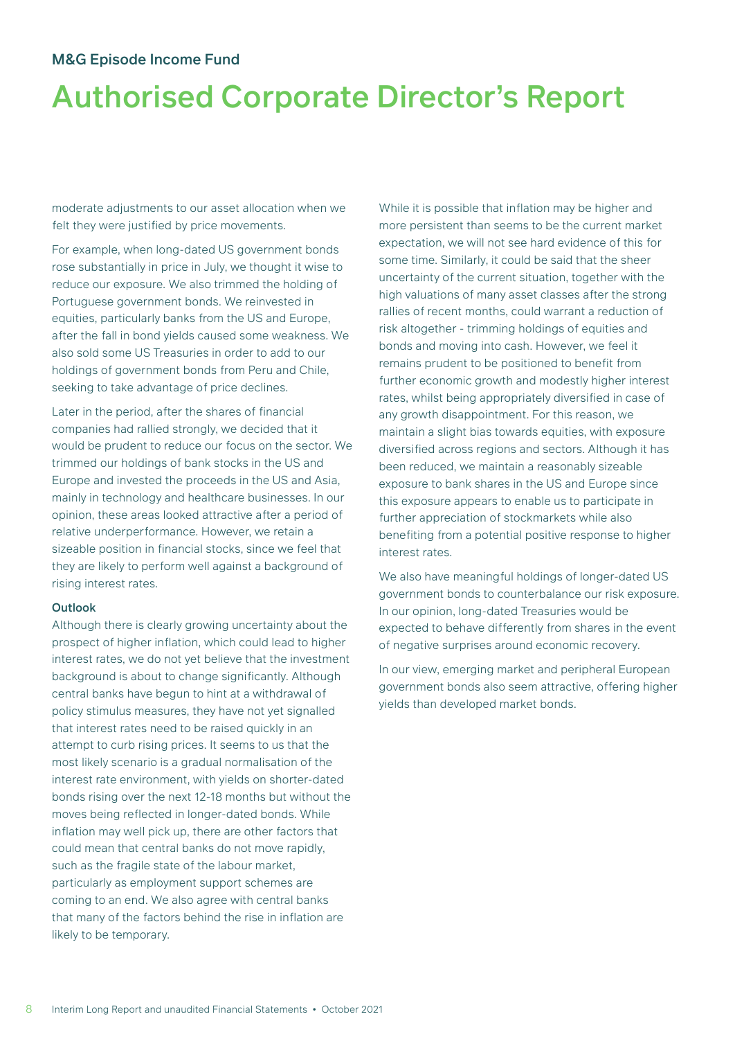# Authorised Corporate Director's Report

moderate adjustments to our asset allocation when we felt they were justified by price movements.

For example, when long-dated US government bonds rose substantially in price in July, we thought it wise to reduce our exposure. We also trimmed the holding of Portuguese government bonds. We reinvested in equities, particularly banks from the US and Europe, after the fall in bond yields caused some weakness. We also sold some US Treasuries in order to add to our holdings of government bonds from Peru and Chile, seeking to take advantage of price declines.

Later in the period, after the shares of financial companies had rallied strongly, we decided that it would be prudent to reduce our focus on the sector. We trimmed our holdings of bank stocks in the US and Europe and invested the proceeds in the US and Asia, mainly in technology and healthcare businesses. In our opinion, these areas looked attractive after a period of relative underperformance. However, we retain a sizeable position in financial stocks, since we feel that they are likely to perform well against a background of rising interest rates.

**Outlook**

Although there is clearly growing uncertainty about the prospect of higher inflation, which could lead to higher interest rates, we do not yet believe that the investment background is about to change significantly. Although central banks have begun to hint at a withdrawal of policy stimulus measures, they have not yet signalled that interest rates need to be raised quickly in an attempt to curb rising prices. It seems to us that the most likely scenario is a gradual normalisation of the interest rate environment, with yields on shorter-dated bonds rising over the next 12-18 months but without the moves being reflected in longer-dated bonds. While inflation may well pick up, there are other factors that could mean that central banks do not move rapidly, such as the fragile state of the labour market, particularly as employment support schemes are coming to an end. We also agree with central banks that many of the factors behind the rise in inflation are likely to be temporary.

While it is possible that inflation may be higher and more persistent than seems to be the current market expectation, we will not see hard evidence of this for some time. Similarly, it could be said that the sheer uncertainty of the current situation, together with the high valuations of many asset classes after the strong rallies of recent months, could warrant a reduction of risk altogether - trimming holdings of equities and bonds and moving into cash. However, we feel it remains prudent to be positioned to benefit from further economic growth and modestly higher interest rates, whilst being appropriately diversified in case of any growth disappointment. For this reason, we maintain a slight bias towards equities, with exposure diversified across regions and sectors. Although it has been reduced, we maintain a reasonably sizeable exposure to bank shares in the US and Europe since this exposure appears to enable us to participate in further appreciation of stockmarkets while also benefiting from a potential positive response to higher interest rates.

We also have meaningful holdings of longer-dated US government bonds to counterbalance our risk exposure. In our opinion, long-dated Treasuries would be expected to behave differently from shares in the event of negative surprises around economic recovery.

In our view, emerging market and peripheral European government bonds also seem attractive, offering higher yields than developed market bonds.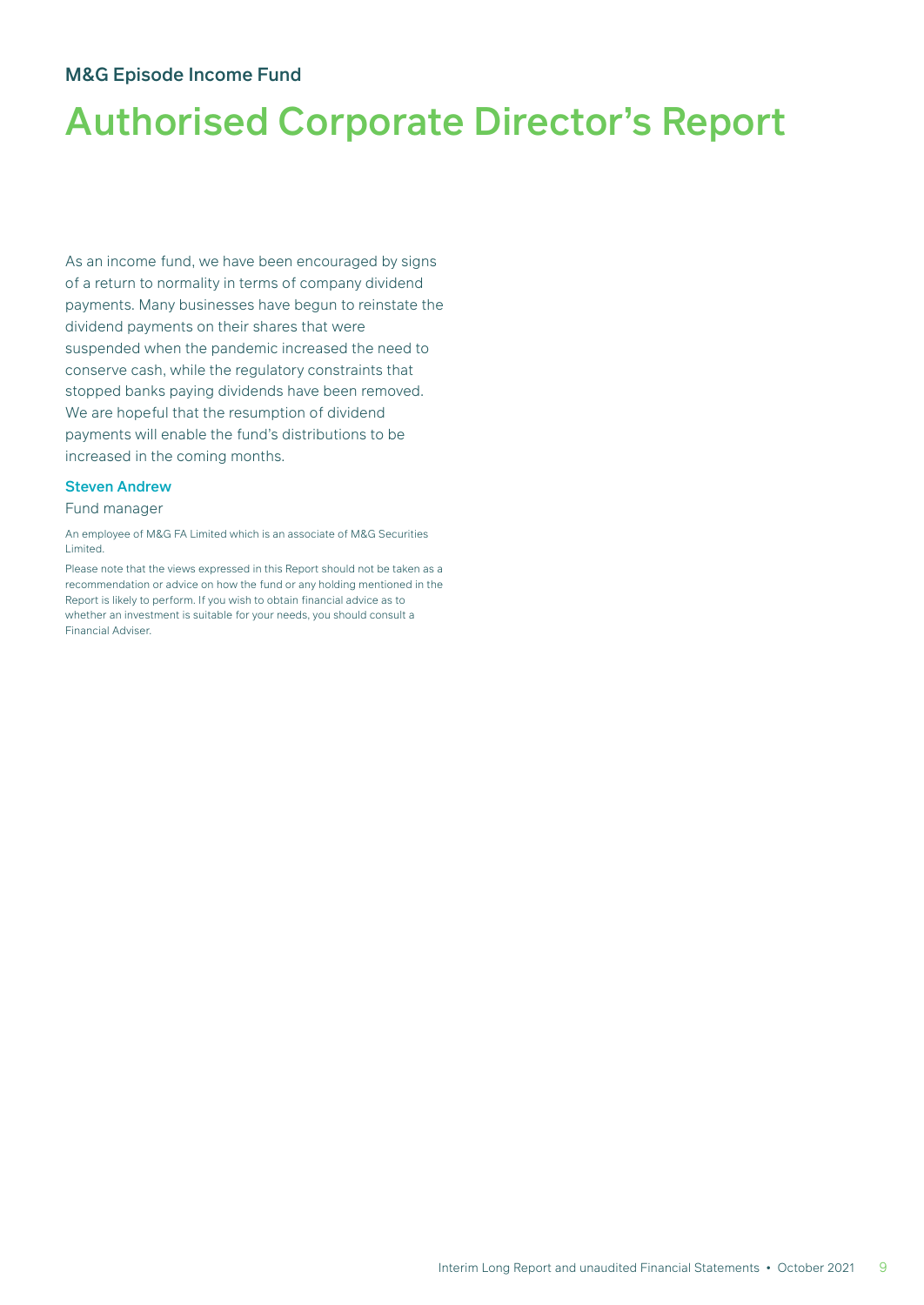# M&G Episode Income Fund

# Authorised Corporate Director's Report

As an income fund, we have been encouraged by signs of a return to normality in terms of company dividend payments. Many businesses have begun to reinstate the dividend payments on their shares that were suspended when the pandemic increased the need to conserve cash, while the regulatory constraints that stopped banks paying dividends have been removed. We are hopeful that the resumption of dividend payments will enable the fund's distributions to be increased in the coming months.

**Steven Andrew**

Fund manager

An employee of M&G FA Limited which is an associate of M&G Securities Limited.

Please note that the views expressed in this Report should not be taken as a recommendation or advice on how the fund or any holding mentioned in the Report is likely to perform. If you wish to obtain financial advice as to whether an investment is suitable for your needs, you should consult a Financial Adviser.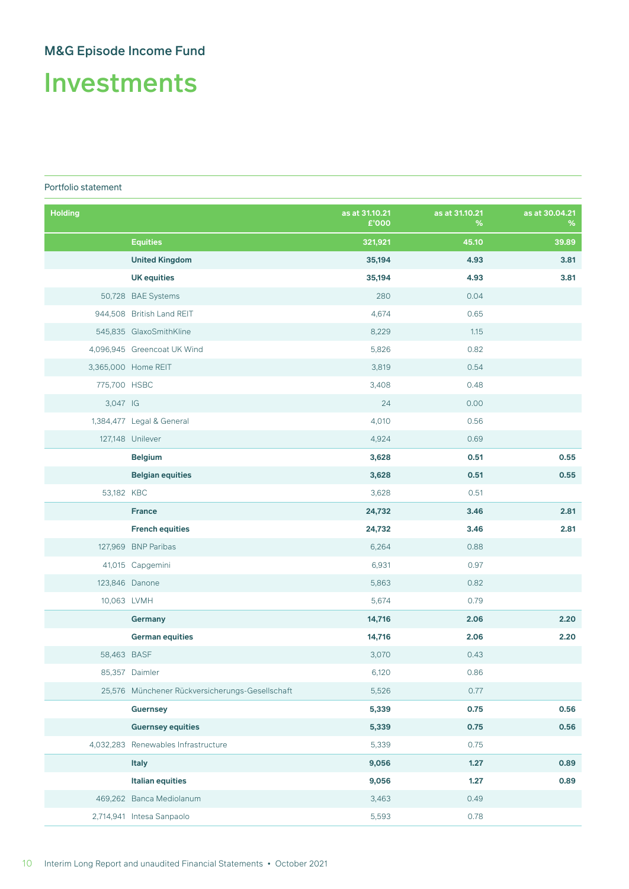M&G Episode Income Fund

# Investments

Portfolio statement

| Holding | | as at 31.10.21 £'000 | as at 31.10.21 % | as at 30.04.21 % |
|---|---|---|---|---|
| | **Equities** | **321,921** | **45.10** | **39.89** |
| | **United Kingdom** | **35,194** | **4.93** | **3.81** |
| | **UK equities** | **35,194** | **4.93** | **3.81** |
| 50,728 | BAE Systems | 280 | 0.04 | |
| 944,508 | British Land REIT | 4,674 | 0.65 | |
| 545,835 | GlaxoSmithKline | 8,229 | 1.15 | |
| 4,096,945 | Greencoat UK Wind | 5,826 | 0.82 | |
| 3,365,000 | Home REIT | 3,819 | 0.54 | |
| 775,700 | HSBC | 3,408 | 0.48 | |
| 3,047 | IG | 24 | 0.00 | |
| 1,384,477 | Legal & General | 4,010 | 0.56 | |
| 127,148 | Unilever | 4,924 | 0.69 | |
| | **Belgium** | **3,628** | **0.51** | **0.55** |
| | **Belgian equities** | **3,628** | **0.51** | **0.55** |
| 53,182 | KBC | 3,628 | 0.51 | |
| | **France** | **24,732** | **3.46** | **2.81** |
| | **French equities** | **24,732** | **3.46** | **2.81** |
| 127,969 | BNP Paribas | 6,264 | 0.88 | |
| 41,015 | Capgemini | 6,931 | 0.97 | |
| 123,846 | Danone | 5,863 | 0.82 | |
| 10,063 | LVMH | 5,674 | 0.79 | |
| | **Germany** | **14,716** | **2.06** | **2.20** |
| | **German equities** | **14,716** | **2.06** | **2.20** |
| 58,463 | BASF | 3,070 | 0.43 | |
| 85,357 | Daimler | 6,120 | 0.86 | |
| 25,576 | Münchener Rückversicherungs-Gesellschaft | 5,526 | 0.77 | |
| | **Guernsey** | **5,339** | **0.75** | **0.56** |
| | **Guernsey equities** | **5,339** | **0.75** | **0.56** |
| 4,032,283 | Renewables Infrastructure | 5,339 | 0.75 | |
| | **Italy** | **9,056** | **1.27** | **0.89** |
| | **Italian equities** | **9,056** | **1.27** | **0.89** |
| 469,262 | Banca Mediolanum | 3,463 | 0.49 | |
| 2,714,941 | Intesa Sanpaolo | 5,593 | 0.78 | |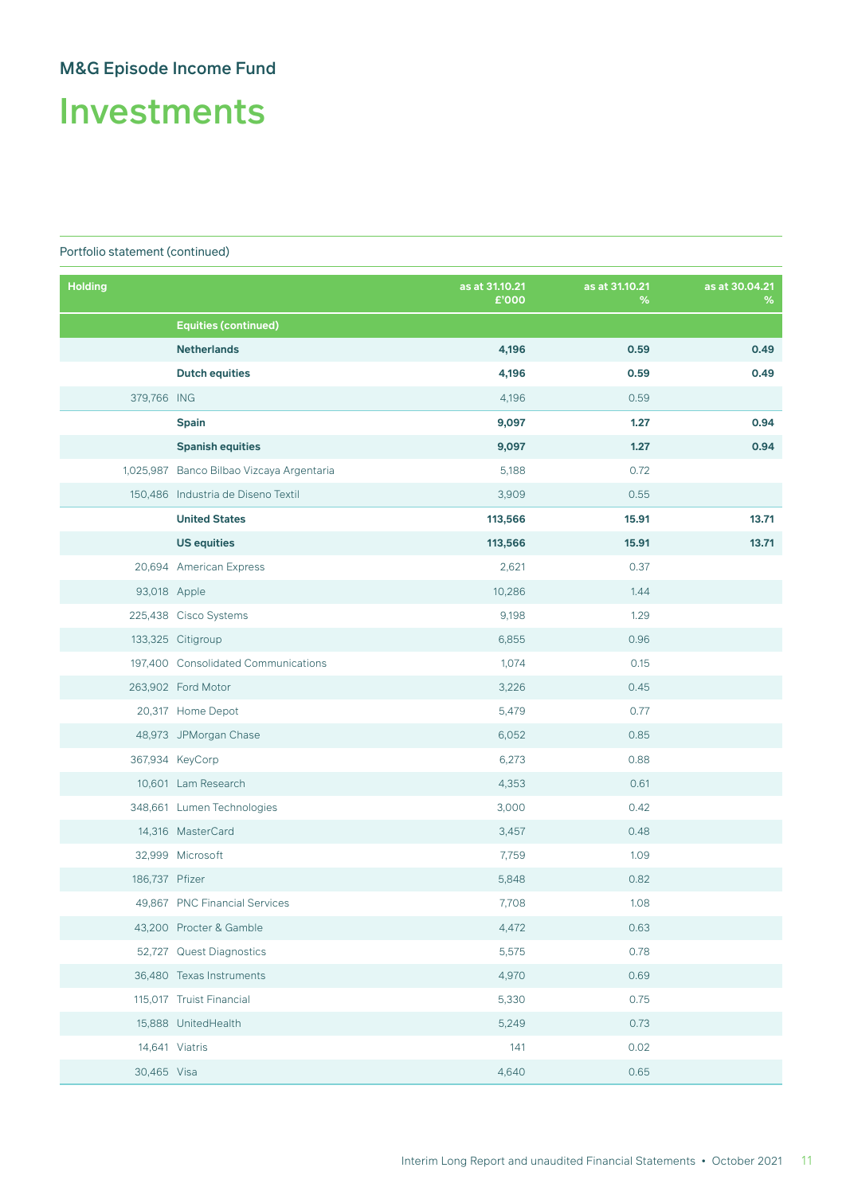## M&G Episode Income Fund

# Investments

Portfolio statement (continued)

| Holding | | as at 31.10.21 £'000 | as at 31.10.21 % | as at 30.04.21 % |
|---|---|---|---|---|
| | **Equities (continued)** | | | |
| | **Netherlands** | **4,196** | **0.59** | **0.49** |
| | **Dutch equities** | **4,196** | **0.59** | **0.49** |
| 379,766 | ING | 4,196 | 0.59 | |
| | **Spain** | **9,097** | **1.27** | **0.94** |
| | **Spanish equities** | **9,097** | **1.27** | **0.94** |
| 1,025,987 | Banco Bilbao Vizcaya Argentaria | 5,188 | 0.72 | |
| 150,486 | Industria de Diseno Textil | 3,909 | 0.55 | |
| | **United States** | **113,566** | **15.91** | **13.71** |
| | **US equities** | **113,566** | **15.91** | **13.71** |
| 20,694 | American Express | 2,621 | 0.37 | |
| 93,018 | Apple | 10,286 | 1.44 | |
| 225,438 | Cisco Systems | 9,198 | 1.29 | |
| 133,325 | Citigroup | 6,855 | 0.96 | |
| 197,400 | Consolidated Communications | 1,074 | 0.15 | |
| 263,902 | Ford Motor | 3,226 | 0.45 | |
| 20,317 | Home Depot | 5,479 | 0.77 | |
| 48,973 | JPMorgan Chase | 6,052 | 0.85 | |
| 367,934 | KeyCorp | 6,273 | 0.88 | |
| 10,601 | Lam Research | 4,353 | 0.61 | |
| 348,661 | Lumen Technologies | 3,000 | 0.42 | |
| 14,316 | MasterCard | 3,457 | 0.48 | |
| 32,999 | Microsoft | 7,759 | 1.09 | |
| 186,737 | Pfizer | 5,848 | 0.82 | |
| 49,867 | PNC Financial Services | 7,708 | 1.08 | |
| 43,200 | Procter & Gamble | 4,472 | 0.63 | |
| 52,727 | Quest Diagnostics | 5,575 | 0.78 | |
| 36,480 | Texas Instruments | 4,970 | 0.69 | |
| 115,017 | Truist Financial | 5,330 | 0.75 | |
| 15,888 | UnitedHealth | 5,249 | 0.73 | |
| 14,641 | Viatris | 141 | 0.02 | |
| 30,465 | Visa | 4,640 | 0.65 | |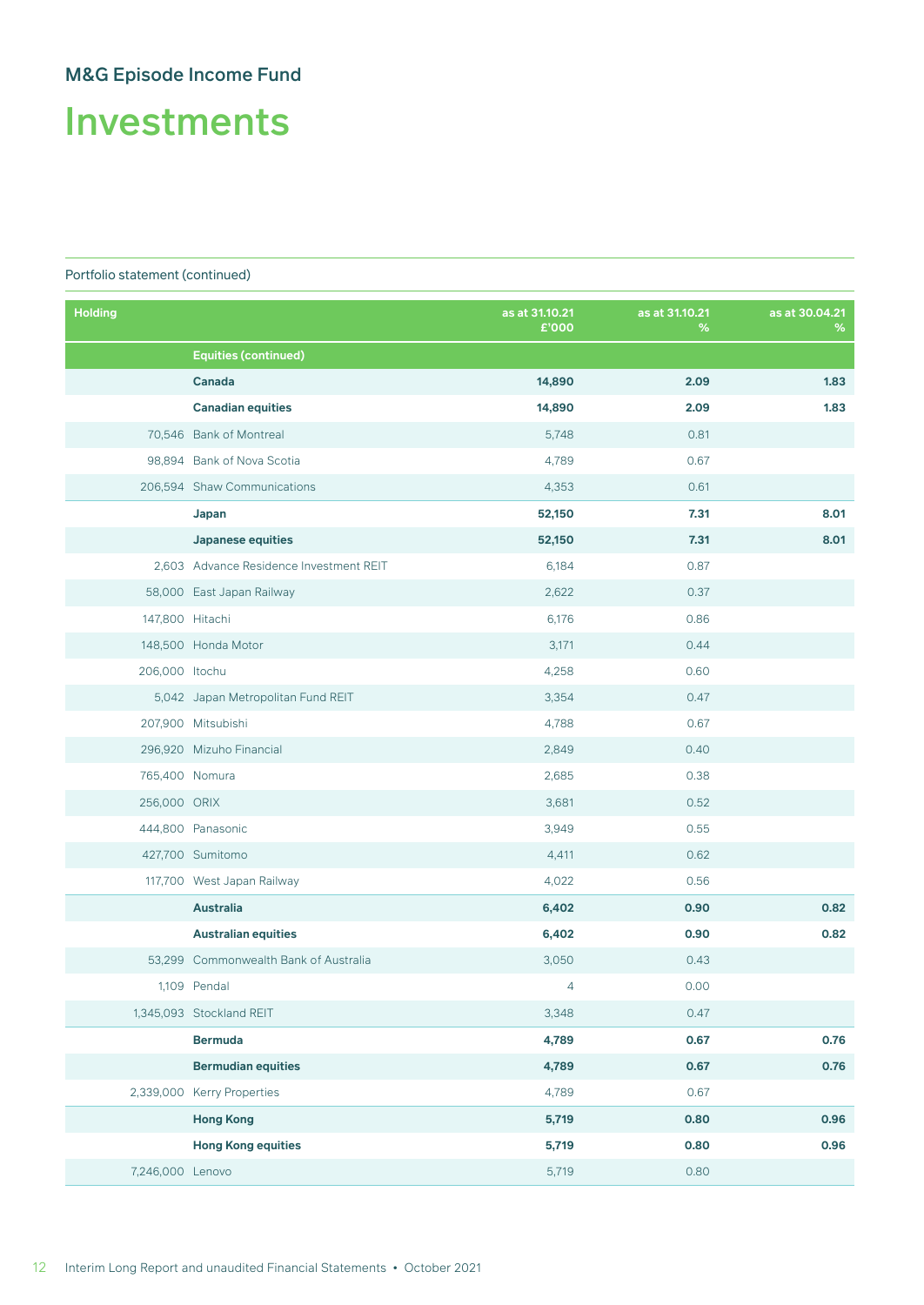# M&G Episode Income Fund

# Investments

Portfolio statement (continued)

| Holding | | as at 31.10.21 £'000 | as at 31.10.21 % | as at 30.04.21 % |
|---|---|---|---|---|
| | **Equities (continued)** | | | |
| | **Canada** | **14,890** | **2.09** | **1.83** |
| | **Canadian equities** | **14,890** | **2.09** | **1.83** |
| 70,546 | Bank of Montreal | 5,748 | 0.81 | |
| 98,894 | Bank of Nova Scotia | 4,789 | 0.67 | |
| 206,594 | Shaw Communications | 4,353 | 0.61 | |
| | **Japan** | **52,150** | **7.31** | **8.01** |
| | **Japanese equities** | **52,150** | **7.31** | **8.01** |
| 2,603 | Advance Residence Investment REIT | 6,184 | 0.87 | |
| 58,000 | East Japan Railway | 2,622 | 0.37 | |
| 147,800 | Hitachi | 6,176 | 0.86 | |
| 148,500 | Honda Motor | 3,171 | 0.44 | |
| 206,000 | Itochu | 4,258 | 0.60 | |
| 5,042 | Japan Metropolitan Fund REIT | 3,354 | 0.47 | |
| 207,900 | Mitsubishi | 4,788 | 0.67 | |
| 296,920 | Mizuho Financial | 2,849 | 0.40 | |
| 765,400 | Nomura | 2,685 | 0.38 | |
| 256,000 | ORIX | 3,681 | 0.52 | |
| 444,800 | Panasonic | 3,949 | 0.55 | |
| 427,700 | Sumitomo | 4,411 | 0.62 | |
| 117,700 | West Japan Railway | 4,022 | 0.56 | |
| | **Australia** | **6,402** | **0.90** | **0.82** |
| | **Australian equities** | **6,402** | **0.90** | **0.82** |
| 53,299 | Commonwealth Bank of Australia | 3,050 | 0.43 | |
| 1,109 | Pendal | 4 | 0.00 | |
| 1,345,093 | Stockland REIT | 3,348 | 0.47 | |
| | **Bermuda** | **4,789** | **0.67** | **0.76** |
| | **Bermudian equities** | **4,789** | **0.67** | **0.76** |
| 2,339,000 | Kerry Properties | 4,789 | 0.67 | |
| | **Hong Kong** | **5,719** | **0.80** | **0.96** |
| | **Hong Kong equities** | **5,719** | **0.80** | **0.96** |
| 7,246,000 | Lenovo | 5,719 | 0.80 | |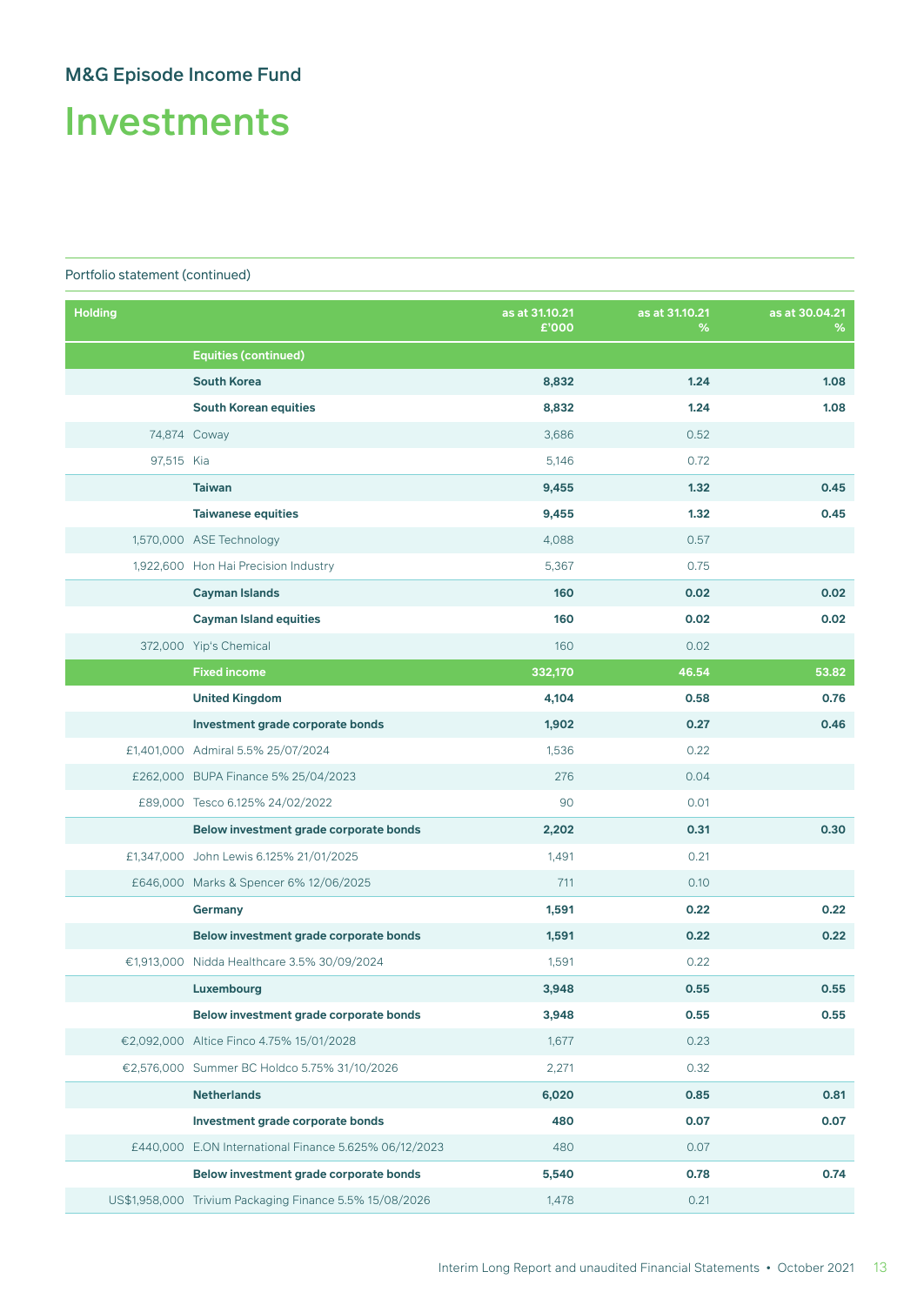## M&G Episode Income Fund

# Investments

Portfolio statement (continued)

| Holding | | as at 31.10.21 £'000 | as at 31.10.21 % | as at 30.04.21 % |
|---|---|---|---|---|
| | **Equities (continued)** | | | |
| | **South Korea** | **8,832** | **1.24** | **1.08** |
| | **South Korean equities** | **8,832** | **1.24** | **1.08** |
| 74,874 | Coway | 3,686 | 0.52 | |
| 97,515 | Kia | 5,146 | 0.72 | |
| | **Taiwan** | **9,455** | **1.32** | **0.45** |
| | **Taiwanese equities** | **9,455** | **1.32** | **0.45** |
| 1,570,000 | ASE Technology | 4,088 | 0.57 | |
| 1,922,600 | Hon Hai Precision Industry | 5,367 | 0.75 | |
| | **Cayman Islands** | **160** | **0.02** | **0.02** |
| | **Cayman Island equities** | **160** | **0.02** | **0.02** |
| 372,000 | Yip's Chemical | 160 | 0.02 | |
| | **Fixed income** | **332,170** | **46.54** | **53.82** |
| | **United Kingdom** | **4,104** | **0.58** | **0.76** |
| | **Investment grade corporate bonds** | **1,902** | **0.27** | **0.46** |
| £1,401,000 | Admiral 5.5% 25/07/2024 | 1,536 | 0.22 | |
| £262,000 | BUPA Finance 5% 25/04/2023 | 276 | 0.04 | |
| £89,000 | Tesco 6.125% 24/02/2022 | 90 | 0.01 | |
| | **Below investment grade corporate bonds** | **2,202** | **0.31** | **0.30** |
| £1,347,000 | John Lewis 6.125% 21/01/2025 | 1,491 | 0.21 | |
| £646,000 | Marks & Spencer 6% 12/06/2025 | 711 | 0.10 | |
| | **Germany** | **1,591** | **0.22** | **0.22** |
| | **Below investment grade corporate bonds** | **1,591** | **0.22** | **0.22** |
| €1,913,000 | Nidda Healthcare 3.5% 30/09/2024 | 1,591 | 0.22 | |
| | **Luxembourg** | **3,948** | **0.55** | **0.55** |
| | **Below investment grade corporate bonds** | **3,948** | **0.55** | **0.55** |
| €2,092,000 | Altice Finco 4.75% 15/01/2028 | 1,677 | 0.23 | |
| €2,576,000 | Summer BC Holdco 5.75% 31/10/2026 | 2,271 | 0.32 | |
| | **Netherlands** | **6,020** | **0.85** | **0.81** |
| | **Investment grade corporate bonds** | **480** | **0.07** | **0.07** |
| £440,000 | E.ON International Finance 5.625% 06/12/2023 | 480 | 0.07 | |
| | **Below investment grade corporate bonds** | **5,540** | **0.78** | **0.74** |
| US$1,958,000 | Trivium Packaging Finance 5.5% 15/08/2026 | 1,478 | 0.21 | |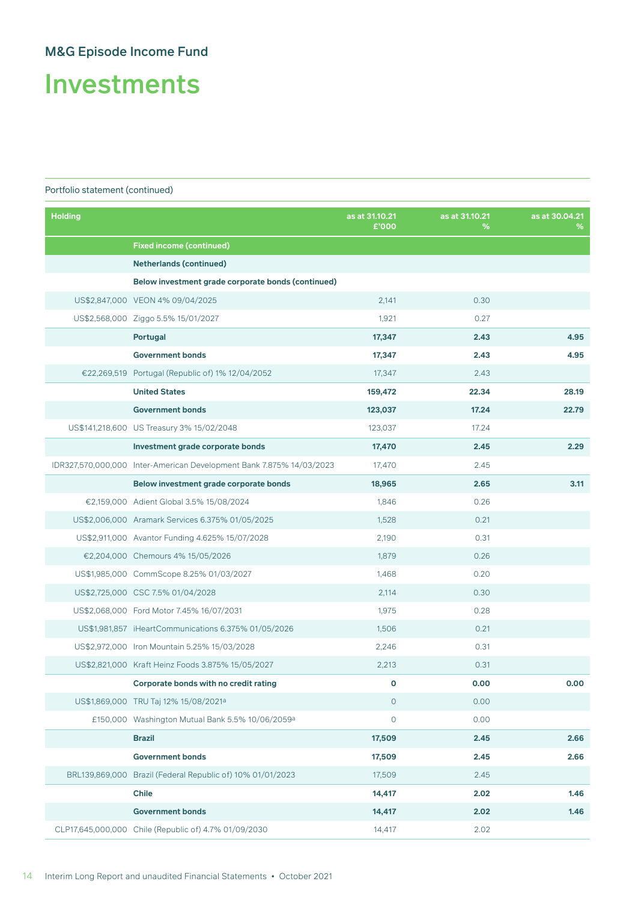## M&G Episode Income Fund

# Investments

Portfolio statement (continued)

| Holding | | as at 31.10.21 £'000 | as at 31.10.21 % | as at 30.04.21 % |
|---|---|---|---|---|
| | **Fixed income (continued)** | | | |
| | **Netherlands (continued)** | | | |
| | **Below investment grade corporate bonds (continued)** | | | |
| US$2,847,000 | VEON 4% 09/04/2025 | 2,141 | 0.30 | |
| US$2,568,000 | Ziggo 5.5% 15/01/2027 | 1,921 | 0.27 | |
| | **Portugal** | **17,347** | **2.43** | **4.95** |
| | **Government bonds** | **17,347** | **2.43** | **4.95** |
| €22,269,519 | Portugal (Republic of) 1% 12/04/2052 | 17,347 | 2.43 | |
| | **United States** | **159,472** | **22.34** | **28.19** |
| | **Government bonds** | **123,037** | **17.24** | **22.79** |
| US$141,218,600 | US Treasury 3% 15/02/2048 | 123,037 | 17.24 | |
| | **Investment grade corporate bonds** | **17,470** | **2.45** | **2.29** |
| IDR327,570,000,000 | Inter-American Development Bank 7.875% 14/03/2023 | 17,470 | 2.45 | |
| | **Below investment grade corporate bonds** | **18,965** | **2.65** | **3.11** |
| €2,159,000 | Adient Global 3.5% 15/08/2024 | 1,846 | 0.26 | |
| US$2,006,000 | Aramark Services 6.375% 01/05/2025 | 1,528 | 0.21 | |
| US$2,911,000 | Avantor Funding 4.625% 15/07/2028 | 2,190 | 0.31 | |
| €2,204,000 | Chemours 4% 15/05/2026 | 1,879 | 0.26 | |
| US$1,985,000 | CommScope 8.25% 01/03/2027 | 1,468 | 0.20 | |
| US$2,725,000 | CSC 7.5% 01/04/2028 | 2,114 | 0.30 | |
| US$2,068,000 | Ford Motor 7.45% 16/07/2031 | 1,975 | 0.28 | |
| US$1,981,857 | iHeartCommunications 6.375% 01/05/2026 | 1,506 | 0.21 | |
| US$2,972,000 | Iron Mountain 5.25% 15/03/2028 | 2,246 | 0.31 | |
| US$2,821,000 | Kraft Heinz Foods 3.875% 15/05/2027 | 2,213 | 0.31 | |
| | **Corporate bonds with no credit rating** | **0** | **0.00** | **0.00** |
| US$1,869,000 | TRU Taj 12% 15/08/2021[a] | 0 | 0.00 | |
| £150,000 | Washington Mutual Bank 5.5% 10/06/2059[a] | 0 | 0.00 | |
| | **Brazil** | **17,509** | **2.45** | **2.66** |
| | **Government bonds** | **17,509** | **2.45** | **2.66** |
| BRL139,869,000 | Brazil (Federal Republic of) 10% 01/01/2023 | 17,509 | 2.45 | |
| | **Chile** | **14,417** | **2.02** | **1.46** |
| | **Government bonds** | **14,417** | **2.02** | **1.46** |
| CLP17,645,000,000 | Chile (Republic of) 4.7% 01/09/2030 | 14,417 | 2.02 | |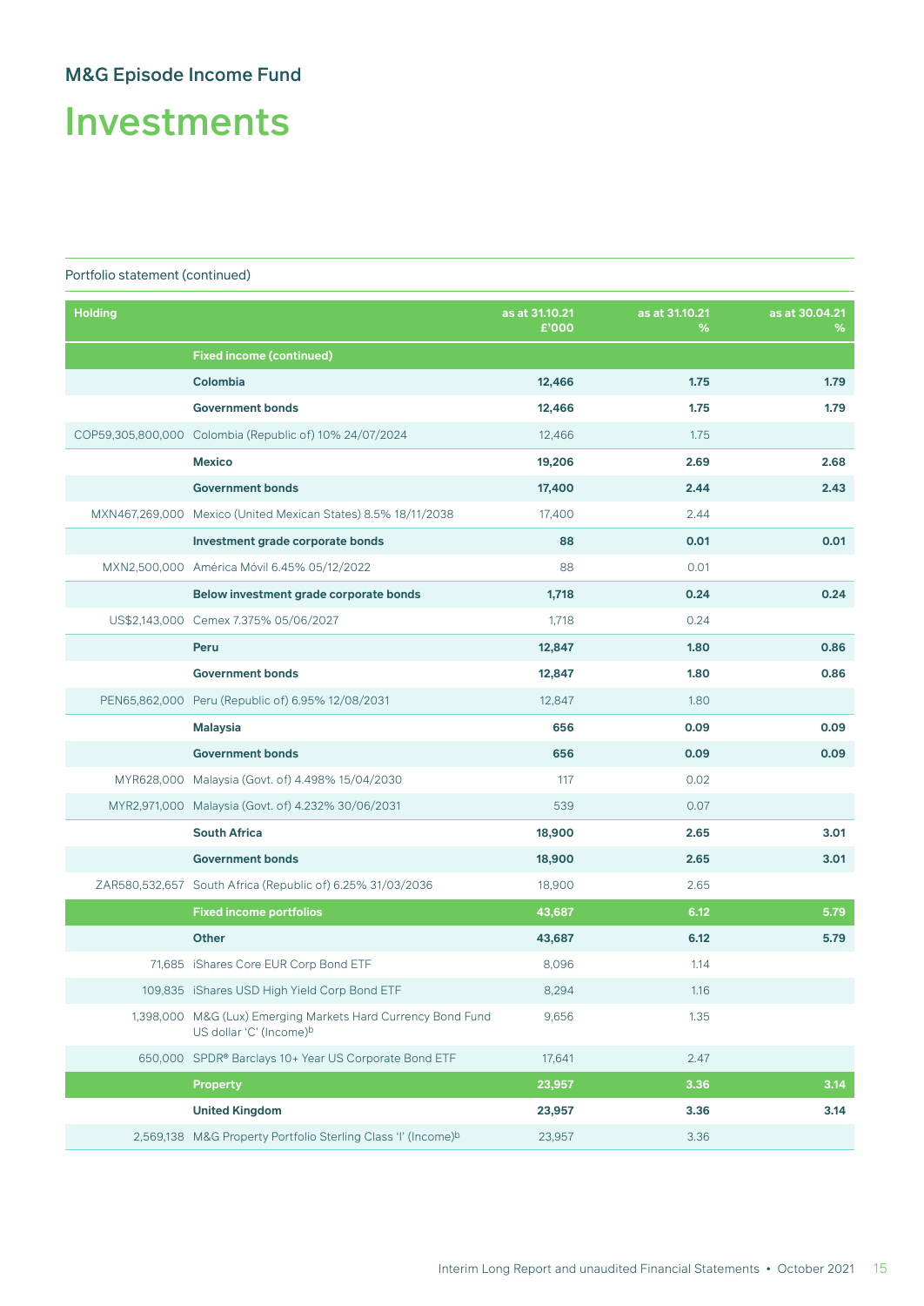## M&G Episode Income Fund

# Investments

Portfolio statement (continued)

| Holding | | as at 31.10.21 £'000 | as at 31.10.21 % | as at 30.04.21 % |
|---|---|---|---|---|
| | **Fixed income (continued)** | | | |
| | **Colombia** | **12,466** | **1.75** | **1.79** |
| | **Government bonds** | **12,466** | **1.75** | **1.79** |
| COP59,305,800,000 | Colombia (Republic of) 10% 24/07/2024 | 12,466 | 1.75 | |
| | **Mexico** | **19,206** | **2.69** | **2.68** |
| | **Government bonds** | **17,400** | **2.44** | **2.43** |
| MXN467,269,000 | Mexico (United Mexican States) 8.5% 18/11/2038 | 17,400 | 2.44 | |
| | **Investment grade corporate bonds** | **88** | **0.01** | **0.01** |
| MXN2,500,000 | América Móvil 6.45% 05/12/2022 | 88 | 0.01 | |
| | **Below investment grade corporate bonds** | **1,718** | **0.24** | **0.24** |
| US$2,143,000 | Cemex 7.375% 05/06/2027 | 1,718 | 0.24 | |
| | **Peru** | **12,847** | **1.80** | **0.86** |
| | **Government bonds** | **12,847** | **1.80** | **0.86** |
| PEN65,862,000 | Peru (Republic of) 6.95% 12/08/2031 | 12,847 | 1.80 | |
| | **Malaysia** | **656** | **0.09** | **0.09** |
| | **Government bonds** | **656** | **0.09** | **0.09** |
| MYR628,000 | Malaysia (Govt. of) 4.498% 15/04/2030 | 117 | 0.02 | |
| MYR2,971,000 | Malaysia (Govt. of) 4.232% 30/06/2031 | 539 | 0.07 | |
| | **South Africa** | **18,900** | **2.65** | **3.01** |
| | **Government bonds** | **18,900** | **2.65** | **3.01** |
| ZAR580,532,657 | South Africa (Republic of) 6.25% 31/03/2036 | 18,900 | 2.65 | |
| | **Fixed income portfolios** | **43,687** | **6.12** | **5.79** |
| | **Other** | **43,687** | **6.12** | **5.79** |
| 71,685 | iShares Core EUR Corp Bond ETF | 8,096 | 1.14 | |
| 109,835 | iShares USD High Yield Corp Bond ETF | 8,294 | 1.16 | |
| 1,398,000 | M&G (Lux) Emerging Markets Hard Currency Bond Fund US dollar 'C' (Income)[b] | 9,656 | 1.35 | |
| 650,000 | SPDR® Barclays 10+ Year US Corporate Bond ETF | 17,641 | 2.47 | |
| | **Property** | **23,957** | **3.36** | **3.14** |
| | **United Kingdom** | **23,957** | **3.36** | **3.14** |
| 2,569,138 | M&G Property Portfolio Sterling Class 'I' (Income)[b] | 23,957 | 3.36 | |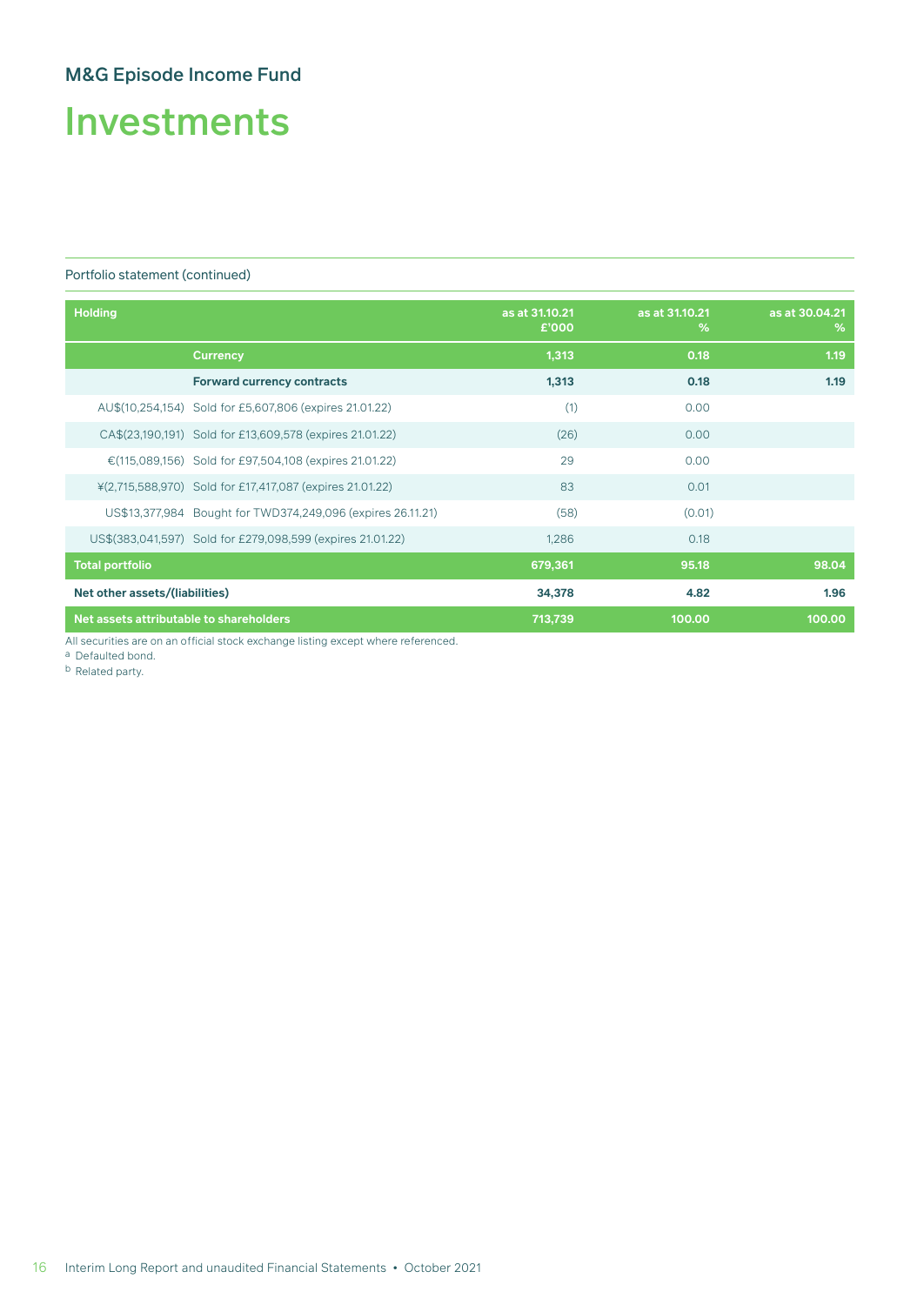## M&G Episode Income Fund

# Investments

Portfolio statement (continued)

| Holding | | as at 31.10.21 £'000 | as at 31.10.21 % | as at 30.04.21 % |
|---|---|---|---|---|
| | **Currency** | **1,313** | **0.18** | **1.19** |
| | **Forward currency contracts** | **1,313** | **0.18** | **1.19** |
| AU$(10,254,154) | Sold for £5,607,806 (expires 21.01.22) | (1) | 0.00 | |
| CA$(23,190,191) | Sold for £13,609,578 (expires 21.01.22) | (26) | 0.00 | |
| €(115,089,156) | Sold for £97,504,108 (expires 21.01.22) | 29 | 0.00 | |
| ¥(2,715,588,970) | Sold for £17,417,087 (expires 21.01.22) | 83 | 0.01 | |
| US$13,377,984 | Bought for TWD374,249,096 (expires 26.11.21) | (58) | (0.01) | |
| US$(383,041,597) | Sold for £279,098,599 (expires 21.01.22) | 1,286 | 0.18 | |
| **Total portfolio** | | **679,361** | **95.18** | **98.04** |
| **Net other assets/(liabilities)** | | **34,378** | **4.82** | **1.96** |
| **Net assets attributable to shareholders** | | **713,739** | **100.00** | **100.00** |

All securities are on an official stock exchange listing except where referenced.

[a] Defaulted bond.

[b] Related party.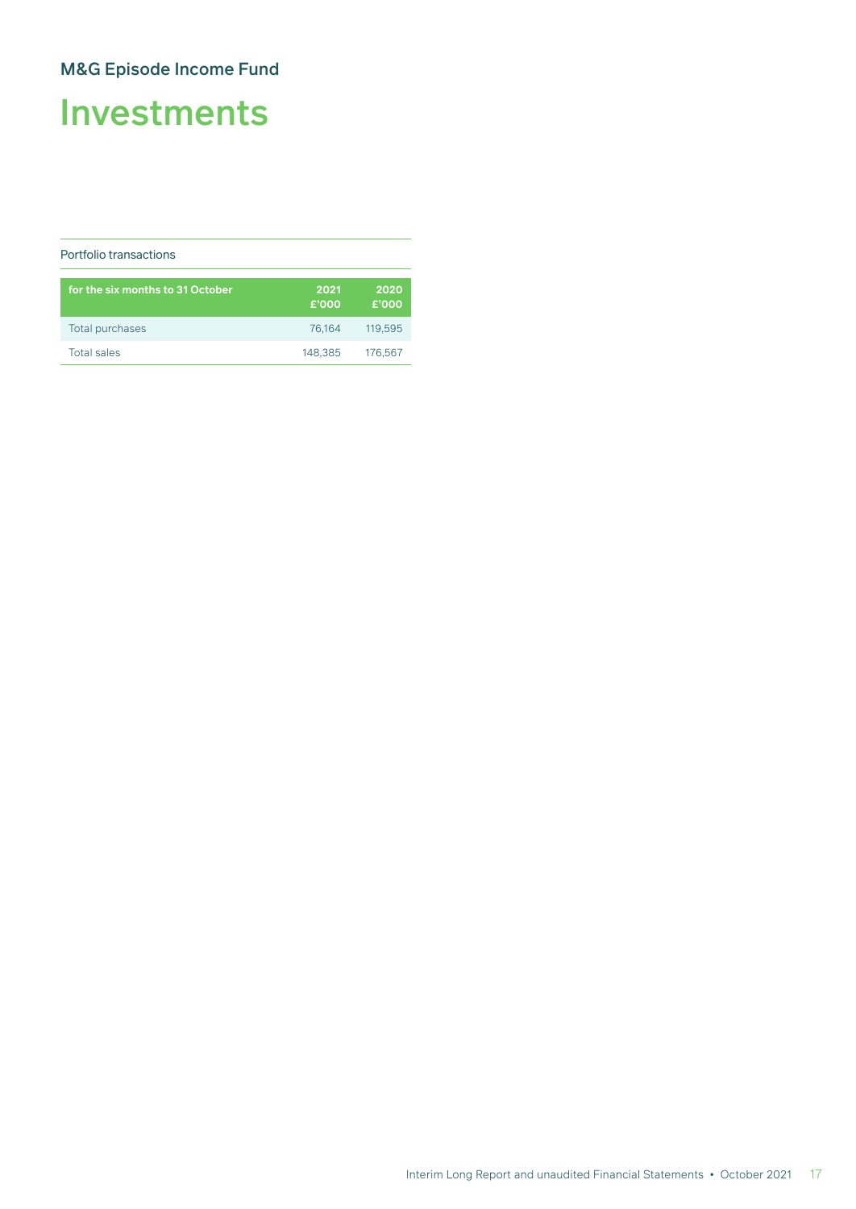M&G Episode Income Fund

# Investments

## Portfolio transactions

| for the six months to 31 October | 2021 £'000 | 2020 £'000 |
|---|---|---|
| Total purchases | 76,164 | 119,595 |
| Total sales | 148,385 | 176,567 |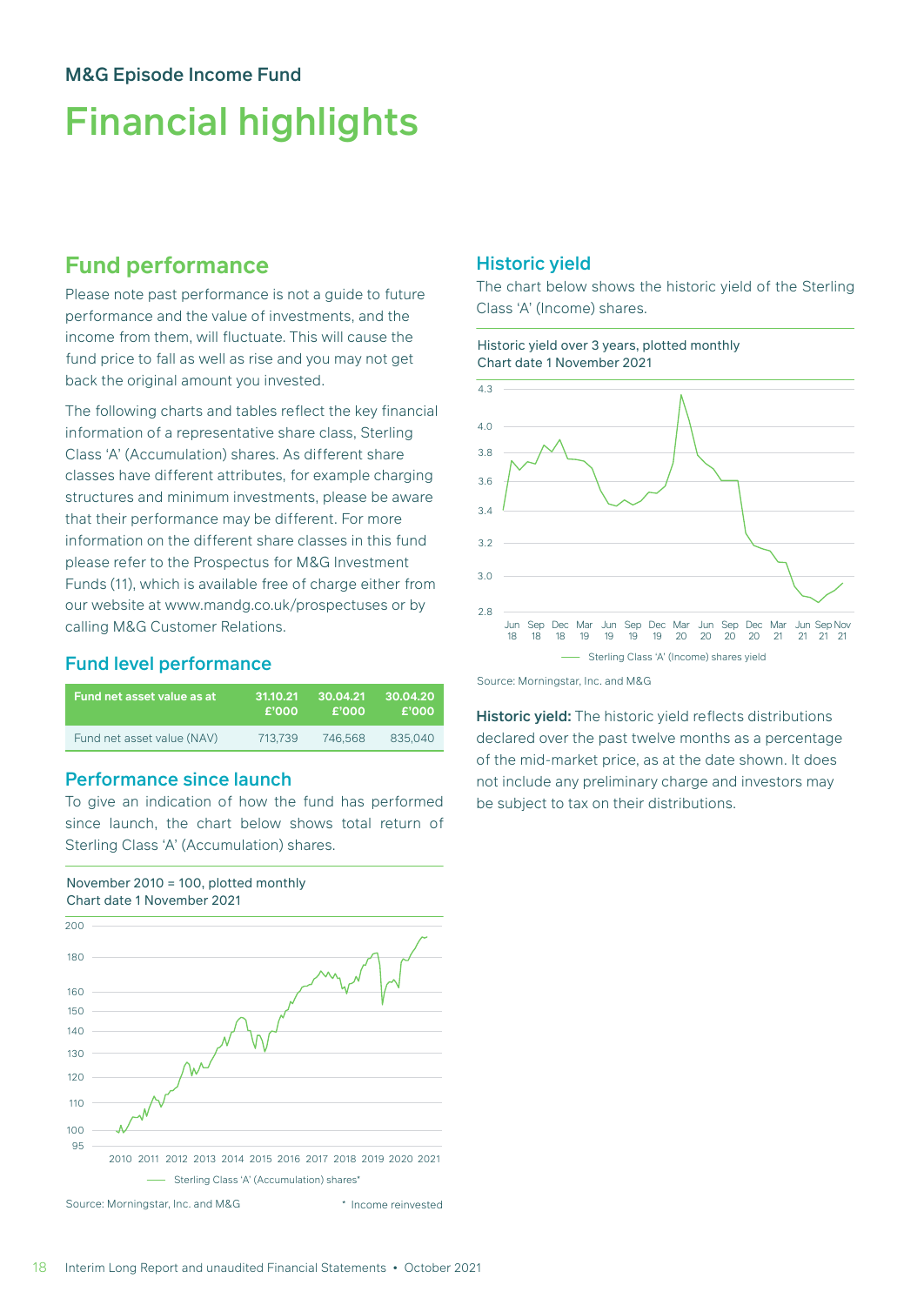M&G Episode Income Fund

# Financial highlights

## Fund performance

Please note past performance is not a guide to future performance and the value of investments, and the income from them, will fluctuate. This will cause the fund price to fall as well as rise and you may not get back the original amount you invested.

The following charts and tables reflect the key financial information of a representative share class, Sterling Class 'A' (Accumulation) shares. As different share classes have different attributes, for example charging structures and minimum investments, please be aware that their performance may be different. For more information on the different share classes in this fund please refer to the Prospectus for M&G Investment Funds (11), which is available free of charge either from our website at www.mandg.co.uk/prospectuses or by calling M&G Customer Relations.

### Fund level performance

| Fund net asset value as at | 31.10.21 £'000 | 30.04.21 £'000 | 30.04.20 £'000 |
|---|---|---|---|
| Fund net asset value (NAV) | 713,739 | 746,568 | 835,040 |

### Performance since launch

To give an indication of how the fund has performed since launch, the chart below shows total return of Sterling Class 'A' (Accumulation) shares.

November 2010 = 100, plotted monthly
Chart date 1 November 2021

Sterling Class 'A' (Accumulation) shares*

Source: Morningstar, Inc. and M&G

* Income reinvested

## Historic yield

The chart below shows the historic yield of the Sterling Class 'A' (Income) shares.

Historic yield over 3 years, plotted monthly
Chart date 1 November 2021

Sterling Class 'A' (Income) shares yield

Source: Morningstar, Inc. and M&G

**Historic yield:** The historic yield reflects distributions declared over the past twelve months as a percentage of the mid-market price, as at the date shown. It does not include any preliminary charge and investors may be subject to tax on their distributions.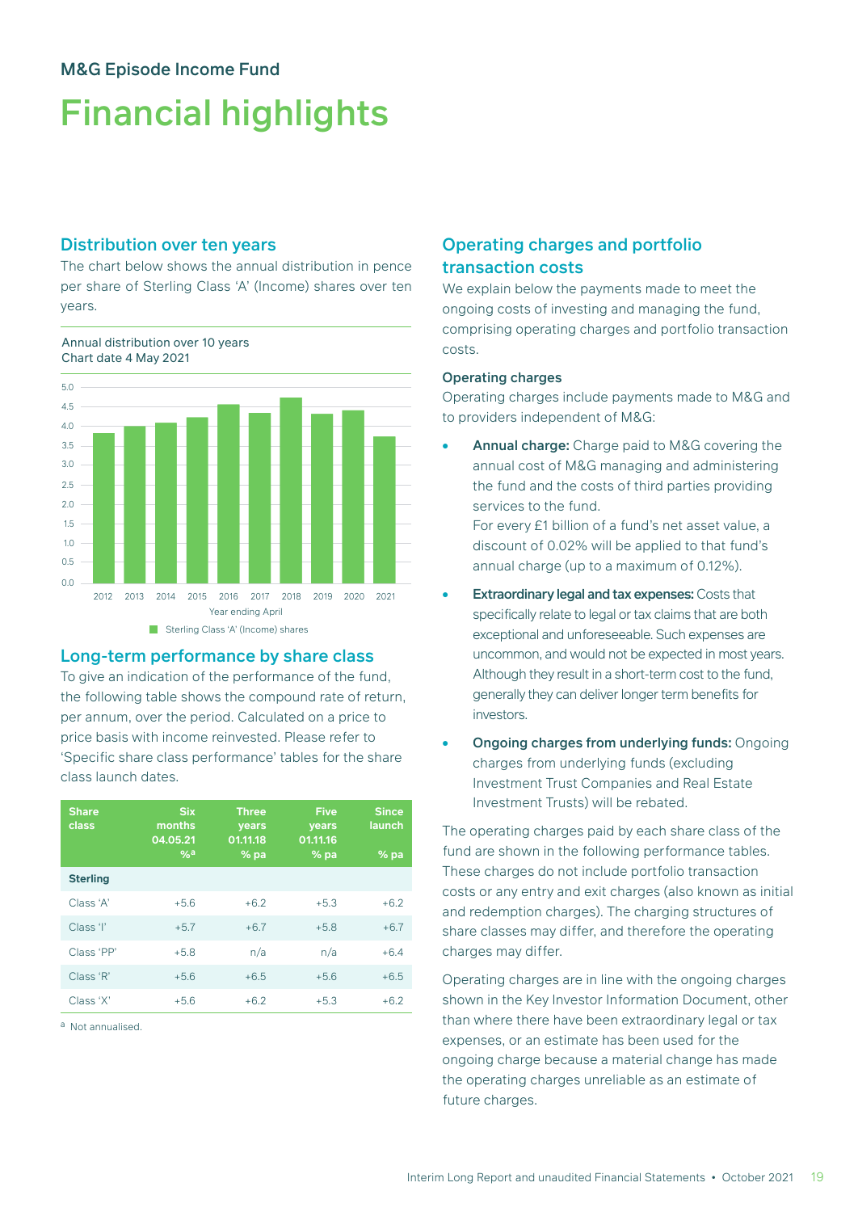M&G Episode Income Fund

# Financial highlights

## Distribution over ten years

The chart below shows the annual distribution in pence per share of Sterling Class 'A' (Income) shares over ten years.

Annual distribution over 10 years
Chart date 4 May 2021

Year ending April

Sterling Class 'A' (Income) shares

## Long-term performance by share class

To give an indication of the performance of the fund, the following table shows the compound rate of return, per annum, over the period. Calculated on a price to price basis with income reinvested. Please refer to 'Specific share class performance' tables for the share class launch dates.

| Share class | Six months 04.05.21 %[a] | Three years 01.11.18 % pa | Five years 01.11.16 % pa | Since launch % pa |
|---|---|---|---|---|
| **Sterling** | | | | |
| Class 'A' | +5.6 | +6.2 | +5.3 | +6.2 |
| Class 'I' | +5.7 | +6.7 | +5.8 | +6.7 |
| Class 'PP' | +5.8 | n/a | n/a | +6.4 |
| Class 'R' | +5.6 | +6.5 | +5.6 | +6.5 |
| Class 'X' | +5.6 | +6.2 | +5.3 | +6.2 |

[a] Not annualised.

## Operating charges and portfolio transaction costs

We explain below the payments made to meet the ongoing costs of investing and managing the fund, comprising operating charges and portfolio transaction costs.

### Operating charges

Operating charges include payments made to M&G and to providers independent of M&G:

- **Annual charge:** Charge paid to M&G covering the annual cost of M&G managing and administering the fund and the costs of third parties providing services to the fund.
  For every £1 billion of a fund's net asset value, a discount of 0.02% will be applied to that fund's annual charge (up to a maximum of 0.12%).
- **Extraordinary legal and tax expenses:** Costs that specifically relate to legal or tax claims that are both exceptional and unforeseeable. Such expenses are uncommon, and would not be expected in most years. Although they result in a short-term cost to the fund, generally they can deliver longer term benefits for investors.
- **Ongoing charges from underlying funds:** Ongoing charges from underlying funds (excluding Investment Trust Companies and Real Estate Investment Trusts) will be rebated.

The operating charges paid by each share class of the fund are shown in the following performance tables. These charges do not include portfolio transaction costs or any entry and exit charges (also known as initial and redemption charges). The charging structures of share classes may differ, and therefore the operating charges may differ.

Operating charges are in line with the ongoing charges shown in the Key Investor Information Document, other than where there have been extraordinary legal or tax expenses, or an estimate has been used for the ongoing charge because a material change has made the operating charges unreliable as an estimate of future charges.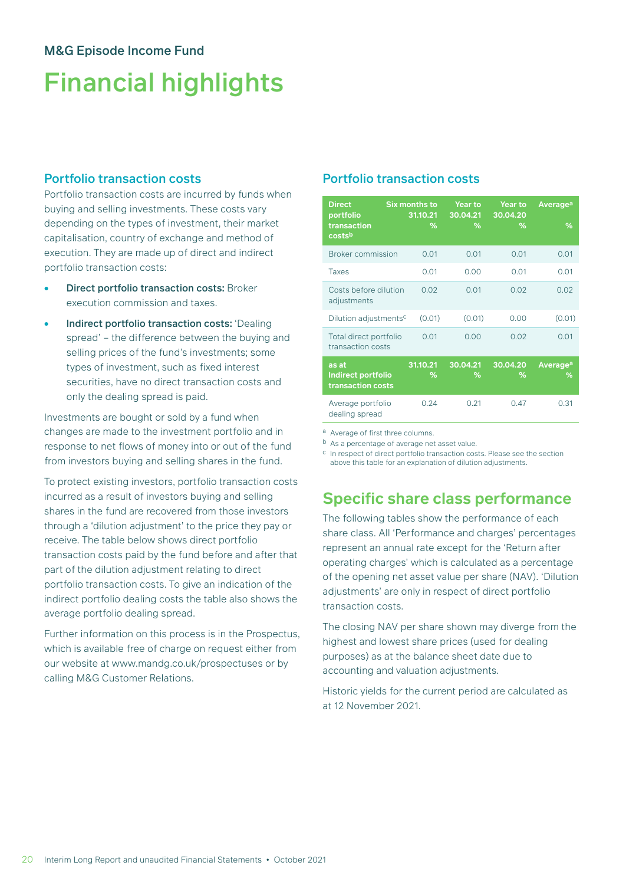M&G Episode Income Fund

# Financial highlights

## Portfolio transaction costs

Portfolio transaction costs are incurred by funds when buying and selling investments. These costs vary depending on the types of investment, their market capitalisation, country of exchange and method of execution. They are made up of direct and indirect portfolio transaction costs:

- **Direct portfolio transaction costs:** Broker execution commission and taxes.
- **Indirect portfolio transaction costs:** 'Dealing spread' – the difference between the buying and selling prices of the fund's investments; some types of investment, such as fixed interest securities, have no direct transaction costs and only the dealing spread is paid.

Investments are bought or sold by a fund when changes are made to the investment portfolio and in response to net flows of money into or out of the fund from investors buying and selling shares in the fund.

To protect existing investors, portfolio transaction costs incurred as a result of investors buying and selling shares in the fund are recovered from those investors through a 'dilution adjustment' to the price they pay or receive. The table below shows direct portfolio transaction costs paid by the fund before and after that part of the dilution adjustment relating to direct portfolio transaction costs. To give an indication of the indirect portfolio dealing costs the table also shows the average portfolio dealing spread.

Further information on this process is in the Prospectus, which is available free of charge on request either from our website at www.mandg.co.uk/prospectuses or by calling M&G Customer Relations.

## Portfolio transaction costs

| Direct portfolio transaction costs[b] | Six months to 31.10.21 % | Year to 30.04.21 % | Year to 30.04.20 % | Average[a] % |
|---|---|---|---|---|
| Broker commission | 0.01 | 0.01 | 0.01 | 0.01 |
| Taxes | 0.01 | 0.00 | 0.01 | 0.01 |
| Costs before dilution adjustments | 0.02 | 0.01 | 0.02 | 0.02 |
| Dilution adjustments[c] | (0.01) | (0.01) | 0.00 | (0.01) |
| Total direct portfolio transaction costs | 0.01 | 0.00 | 0.02 | 0.01 |
| **as at Indirect portfolio transaction costs** | **31.10.21 %** | **30.04.21 %** | **30.04.20 %** | **Average[a] %** |
| Average portfolio dealing spread | 0.24 | 0.21 | 0.47 | 0.31 |

[a] Average of first three columns.

[b] As a percentage of average net asset value.

[c] In respect of direct portfolio transaction costs. Please see the section above this table for an explanation of dilution adjustments.

## Specific share class performance

The following tables show the performance of each share class. All 'Performance and charges' percentages represent an annual rate except for the 'Return after operating charges' which is calculated as a percentage of the opening net asset value per share (NAV). 'Dilution adjustments' are only in respect of direct portfolio transaction costs.

The closing NAV per share shown may diverge from the highest and lowest share prices (used for dealing purposes) as at the balance sheet date due to accounting and valuation adjustments.

Historic yields for the current period are calculated as at 12 November 2021.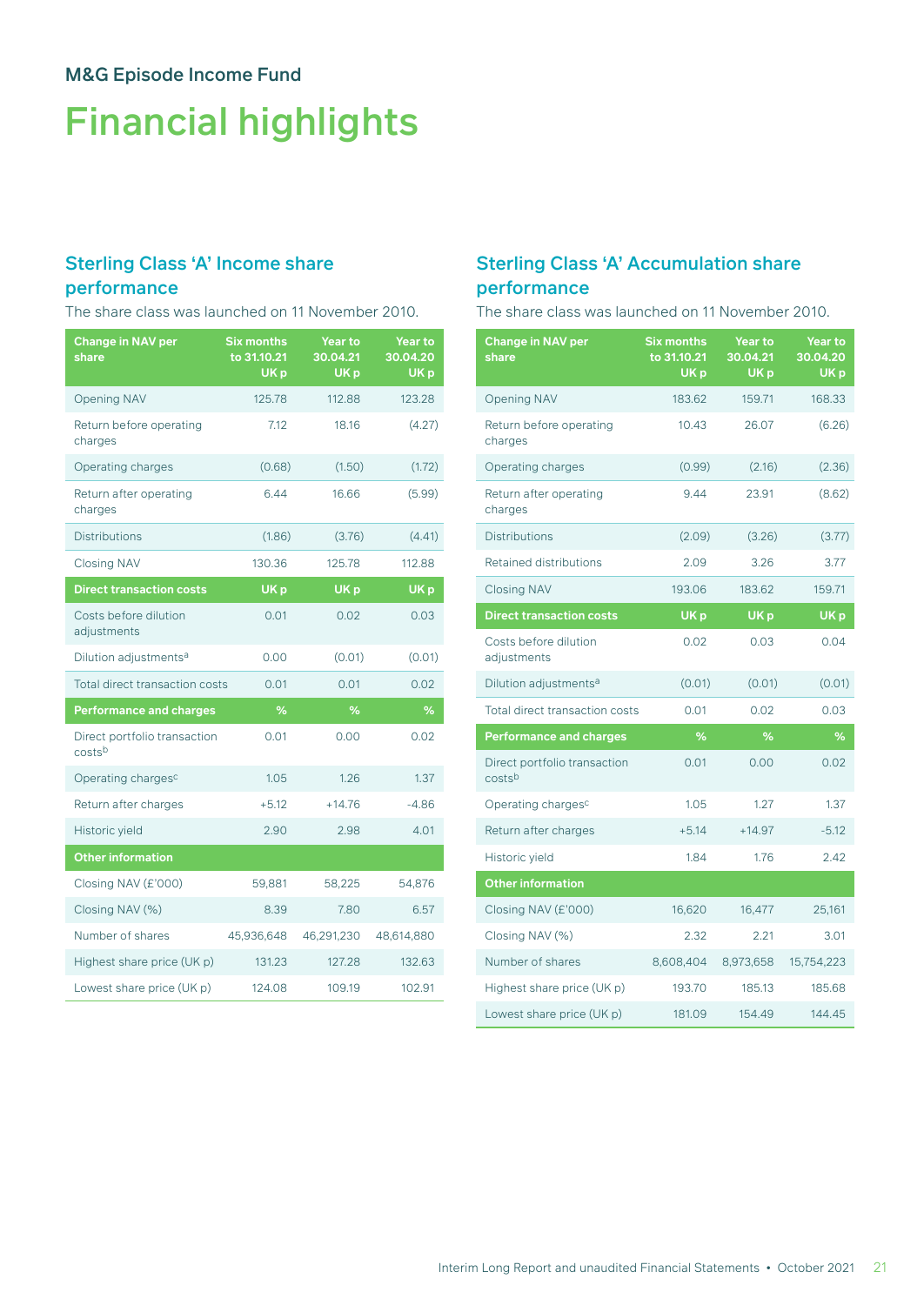## M&G Episode Income Fund

# Financial highlights

### Sterling Class 'A' Income share performance

The share class was launched on 11 November 2010.

| Change in NAV per share | Six months to 31.10.21 UK p | Year to 30.04.21 UK p | Year to 30.04.20 UK p |
|---|---|---|---|
| Opening NAV | 125.78 | 112.88 | 123.28 |
| Return before operating charges | 7.12 | 18.16 | (4.27) |
| Operating charges | (0.68) | (1.50) | (1.72) |
| Return after operating charges | 6.44 | 16.66 | (5.99) |
| Distributions | (1.86) | (3.76) | (4.41) |
| Closing NAV | 130.36 | 125.78 | 112.88 |
| **Direct transaction costs** | **UK p** | **UK p** | **UK p** |
| Costs before dilution adjustments | 0.01 | 0.02 | 0.03 |
| Dilution adjustments[a] | 0.00 | (0.01) | (0.01) |
| Total direct transaction costs | 0.01 | 0.01 | 0.02 |
| **Performance and charges** | **%** | **%** | **%** |
| Direct portfolio transaction costs[b] | 0.01 | 0.00 | 0.02 |
| Operating charges[c] | 1.05 | 1.26 | 1.37 |
| Return after charges | +5.12 | +14.76 | -4.86 |
| Historic yield | 2.90 | 2.98 | 4.01 |
| **Other information** | | | |
| Closing NAV (£'000) | 59,881 | 58,225 | 54,876 |
| Closing NAV (%) | 8.39 | 7.80 | 6.57 |
| Number of shares | 45,936,648 | 46,291,230 | 48,614,880 |
| Highest share price (UK p) | 131.23 | 127.28 | 132.63 |
| Lowest share price (UK p) | 124.08 | 109.19 | 102.91 |

### Sterling Class 'A' Accumulation share performance

The share class was launched on 11 November 2010.

| Change in NAV per share | Six months to 31.10.21 UK p | Year to 30.04.21 UK p | Year to 30.04.20 UK p |
|---|---|---|---|
| Opening NAV | 183.62 | 159.71 | 168.33 |
| Return before operating charges | 10.43 | 26.07 | (6.26) |
| Operating charges | (0.99) | (2.16) | (2.36) |
| Return after operating charges | 9.44 | 23.91 | (8.62) |
| Distributions | (2.09) | (3.26) | (3.77) |
| Retained distributions | 2.09 | 3.26 | 3.77 |
| Closing NAV | 193.06 | 183.62 | 159.71 |
| **Direct transaction costs** | **UK p** | **UK p** | **UK p** |
| Costs before dilution adjustments | 0.02 | 0.03 | 0.04 |
| Dilution adjustments[a] | (0.01) | (0.01) | (0.01) |
| Total direct transaction costs | 0.01 | 0.02 | 0.03 |
| **Performance and charges** | **%** | **%** | **%** |
| Direct portfolio transaction costs[b] | 0.01 | 0.00 | 0.02 |
| Operating charges[c] | 1.05 | 1.27 | 1.37 |
| Return after charges | +5.14 | +14.97 | -5.12 |
| Historic yield | 1.84 | 1.76 | 2.42 |
| **Other information** | | | |
| Closing NAV (£'000) | 16,620 | 16,477 | 25,161 |
| Closing NAV (%) | 2.32 | 2.21 | 3.01 |
| Number of shares | 8,608,404 | 8,973,658 | 15,754,223 |
| Highest share price (UK p) | 193.70 | 185.13 | 185.68 |
| Lowest share price (UK p) | 181.09 | 154.49 | 144.45 |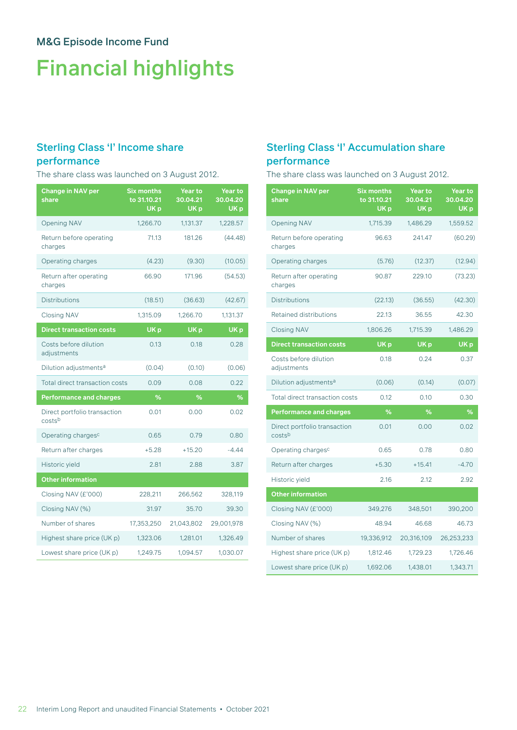# M&G Episode Income Fund

# Financial highlights

## Sterling Class 'I' Income share performance

The share class was launched on 3 August 2012.

| Change in NAV per share | Six months to 31.10.21 UK p | Year to 30.04.21 UK p | Year to 30.04.20 UK p |
|---|---|---|---|
| Opening NAV | 1,266.70 | 1,131.37 | 1,228.57 |
| Return before operating charges | 71.13 | 181.26 | (44.48) |
| Operating charges | (4.23) | (9.30) | (10.05) |
| Return after operating charges | 66.90 | 171.96 | (54.53) |
| Distributions | (18.51) | (36.63) | (42.67) |
| Closing NAV | 1,315.09 | 1,266.70 | 1,131.37 |
| **Direct transaction costs** | **UK p** | **UK p** | **UK p** |
| Costs before dilution adjustments | 0.13 | 0.18 | 0.28 |
| Dilution adjustments[a] | (0.04) | (0.10) | (0.06) |
| Total direct transaction costs | 0.09 | 0.08 | 0.22 |
| **Performance and charges** | **%** | **%** | **%** |
| Direct portfolio transaction costs[b] | 0.01 | 0.00 | 0.02 |
| Operating charges[c] | 0.65 | 0.79 | 0.80 |
| Return after charges | +5.28 | +15.20 | -4.44 |
| Historic yield | 2.81 | 2.88 | 3.87 |
| **Other information** | | | |
| Closing NAV (£'000) | 228,211 | 266,562 | 328,119 |
| Closing NAV (%) | 31.97 | 35.70 | 39.30 |
| Number of shares | 17,353,250 | 21,043,802 | 29,001,978 |
| Highest share price (UK p) | 1,323.06 | 1,281.01 | 1,326.49 |
| Lowest share price (UK p) | 1,249.75 | 1,094.57 | 1,030.07 |

## Sterling Class 'I' Accumulation share performance

The share class was launched on 3 August 2012.

| Change in NAV per share | Six months to 31.10.21 UK p | Year to 30.04.21 UK p | Year to 30.04.20 UK p |
|---|---|---|---|
| Opening NAV | 1,715.39 | 1,486.29 | 1,559.52 |
| Return before operating charges | 96.63 | 241.47 | (60.29) |
| Operating charges | (5.76) | (12.37) | (12.94) |
| Return after operating charges | 90.87 | 229.10 | (73.23) |
| Distributions | (22.13) | (36.55) | (42.30) |
| Retained distributions | 22.13 | 36.55 | 42.30 |
| Closing NAV | 1,806.26 | 1,715.39 | 1,486.29 |
| **Direct transaction costs** | **UK p** | **UK p** | **UK p** |
| Costs before dilution adjustments | 0.18 | 0.24 | 0.37 |
| Dilution adjustments[a] | (0.06) | (0.14) | (0.07) |
| Total direct transaction costs | 0.12 | 0.10 | 0.30 |
| **Performance and charges** | **%** | **%** | **%** |
| Direct portfolio transaction costs[b] | 0.01 | 0.00 | 0.02 |
| Operating charges[c] | 0.65 | 0.78 | 0.80 |
| Return after charges | +5.30 | +15.41 | -4.70 |
| Historic yield | 2.16 | 2.12 | 2.92 |
| **Other information** | | | |
| Closing NAV (£'000) | 349,276 | 348,501 | 390,200 |
| Closing NAV (%) | 48.94 | 46.68 | 46.73 |
| Number of shares | 19,336,912 | 20,316,109 | 26,253,233 |
| Highest share price (UK p) | 1,812.46 | 1,729.23 | 1,726.46 |
| Lowest share price (UK p) | 1,692.06 | 1,438.01 | 1,343.71 |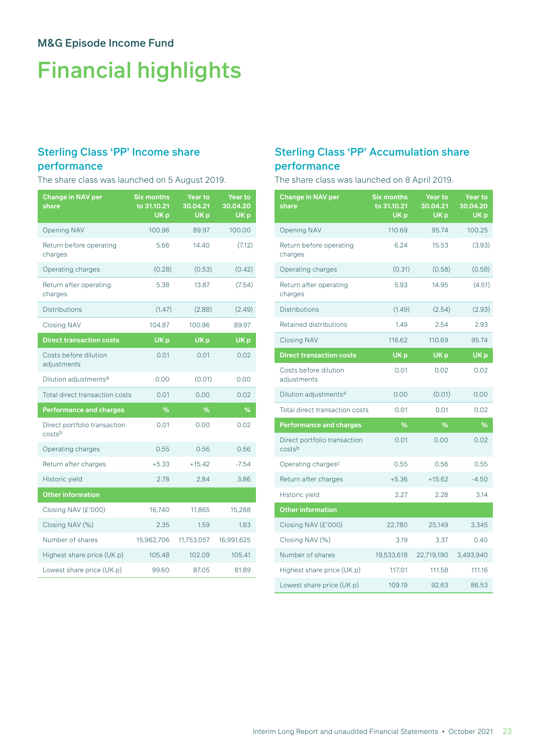M&G Episode Income Fund

# Financial highlights

## Sterling Class 'PP' Income share performance

The share class was launched on 5 August 2019.

| Change in NAV per share | Six months to 31.10.21 UK p | Year to 30.04.21 UK p | Year to 30.04.20 UK p |
|---|---|---|---|
| Opening NAV | 100.96 | 89.97 | 100.00 |
| Return before operating charges | 5.66 | 14.40 | (7.12) |
| Operating charges | (0.28) | (0.53) | (0.42) |
| Return after operating charges | 5.38 | 13.87 | (7.54) |
| Distributions | (1.47) | (2.88) | (2.49) |
| Closing NAV | 104.87 | 100.96 | 89.97 |
| **Direct transaction costs** | **UK p** | **UK p** | **UK p** |
| Costs before dilution adjustments | 0.01 | 0.01 | 0.02 |
| Dilution adjustments[a] | 0.00 | (0.01) | 0.00 |
| Total direct transaction costs | 0.01 | 0.00 | 0.02 |
| **Performance and charges** | **%** | **%** | **%** |
| Direct portfolio transaction costs[b] | 0.01 | 0.00 | 0.02 |
| Operating charges | 0.55 | 0.56 | 0.56 |
| Return after charges | +5.33 | +15.42 | -7.54 |
| Historic yield | 2.78 | 2.84 | 3.86 |
| **Other information** | | | |
| Closing NAV (£'000) | 16,740 | 11,865 | 15,288 |
| Closing NAV (%) | 2.35 | 1.59 | 1.83 |
| Number of shares | 15,962,706 | 11,753,057 | 16,991,625 |
| Highest share price (UK p) | 105.48 | 102.09 | 105.41 |
| Lowest share price (UK p) | 99.60 | 87.05 | 81.89 |

## Sterling Class 'PP' Accumulation share performance

The share class was launched on 8 April 2019.

| Change in NAV per share | Six months to 31.10.21 UK p | Year to 30.04.21 UK p | Year to 30.04.20 UK p |
|---|---|---|---|
| Opening NAV | 110.69 | 95.74 | 100.25 |
| Return before operating charges | 6.24 | 15.53 | (3.93) |
| Operating charges | (0.31) | (0.58) | (0.58) |
| Return after operating charges | 5.93 | 14.95 | (4.51) |
| Distributions | (1.49) | (2.54) | (2.93) |
| Retained distributions | 1.49 | 2.54 | 2.93 |
| Closing NAV | 116.62 | 110.69 | 95.74 |
| **Direct transaction costs** | **UK p** | **UK p** | **UK p** |
| Costs before dilution adjustments | 0.01 | 0.02 | 0.02 |
| Dilution adjustments[a] | 0.00 | (0.01) | 0.00 |
| Total direct transaction costs | 0.01 | 0.01 | 0.02 |
| **Performance and charges** | **%** | **%** | **%** |
| Direct portfolio transaction costs[b] | 0.01 | 0.00 | 0.02 |
| Operating charges[c] | 0.55 | 0.56 | 0.55 |
| Return after charges | +5.36 | +15.62 | -4.50 |
| Historic yield | 2.27 | 2.28 | 3.14 |
| **Other information** | | | |
| Closing NAV (£'000) | 22,780 | 25,149 | 3,345 |
| Closing NAV (%) | 3.19 | 3.37 | 0.40 |
| Number of shares | 19,533,618 | 22,719,190 | 3,493,940 |
| Highest share price (UK p) | 117.01 | 111.58 | 111.16 |
| Lowest share price (UK p) | 109.19 | 92.63 | 86.53 |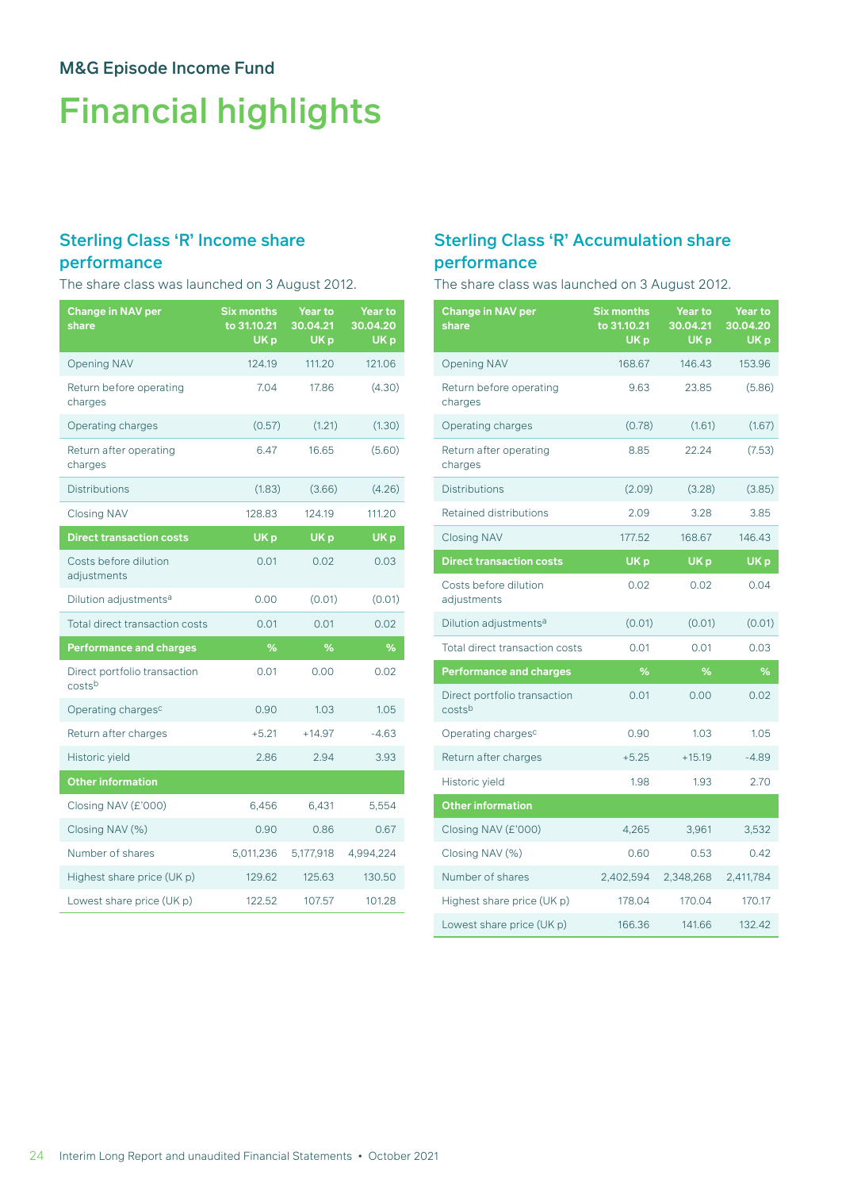M&G Episode Income Fund

# Financial highlights

## Sterling Class 'R' Income share performance

The share class was launched on 3 August 2012.

| Change in NAV per share | Six months to 31.10.21 UK p | Year to 30.04.21 UK p | Year to 30.04.20 UK p |
|---|---|---|---|
| Opening NAV | 124.19 | 111.20 | 121.06 |
| Return before operating charges | 7.04 | 17.86 | (4.30) |
| Operating charges | (0.57) | (1.21) | (1.30) |
| Return after operating charges | 6.47 | 16.65 | (5.60) |
| Distributions | (1.83) | (3.66) | (4.26) |
| Closing NAV | 128.83 | 124.19 | 111.20 |
| **Direct transaction costs** | **UK p** | **UK p** | **UK p** |
| Costs before dilution adjustments | 0.01 | 0.02 | 0.03 |
| Dilution adjustments[a] | 0.00 | (0.01) | (0.01) |
| Total direct transaction costs | 0.01 | 0.01 | 0.02 |
| **Performance and charges** | **%** | **%** | **%** |
| Direct portfolio transaction costs[b] | 0.01 | 0.00 | 0.02 |
| Operating charges[c] | 0.90 | 1.03 | 1.05 |
| Return after charges | +5.21 | +14.97 | -4.63 |
| Historic yield | 2.86 | 2.94 | 3.93 |
| **Other information** | | | |
| Closing NAV (£'000) | 6,456 | 6,431 | 5,554 |
| Closing NAV (%) | 0.90 | 0.86 | 0.67 |
| Number of shares | 5,011,236 | 5,177,918 | 4,994,224 |
| Highest share price (UK p) | 129.62 | 125.63 | 130.50 |
| Lowest share price (UK p) | 122.52 | 107.57 | 101.28 |

## Sterling Class 'R' Accumulation share performance

The share class was launched on 3 August 2012.

| Change in NAV per share | Six months to 31.10.21 UK p | Year to 30.04.21 UK p | Year to 30.04.20 UK p |
|---|---|---|---|
| Opening NAV | 168.67 | 146.43 | 153.96 |
| Return before operating charges | 9.63 | 23.85 | (5.86) |
| Operating charges | (0.78) | (1.61) | (1.67) |
| Return after operating charges | 8.85 | 22.24 | (7.53) |
| Distributions | (2.09) | (3.28) | (3.85) |
| Retained distributions | 2.09 | 3.28 | 3.85 |
| Closing NAV | 177.52 | 168.67 | 146.43 |
| **Direct transaction costs** | **UK p** | **UK p** | **UK p** |
| Costs before dilution adjustments | 0.02 | 0.02 | 0.04 |
| Dilution adjustments[a] | (0.01) | (0.01) | (0.01) |
| Total direct transaction costs | 0.01 | 0.01 | 0.03 |
| **Performance and charges** | **%** | **%** | **%** |
| Direct portfolio transaction costs[b] | 0.01 | 0.00 | 0.02 |
| Operating charges[c] | 0.90 | 1.03 | 1.05 |
| Return after charges | +5.25 | +15.19 | -4.89 |
| Historic yield | 1.98 | 1.93 | 2.70 |
| **Other information** | | | |
| Closing NAV (£'000) | 4,265 | 3,961 | 3,532 |
| Closing NAV (%) | 0.60 | 0.53 | 0.42 |
| Number of shares | 2,402,594 | 2,348,268 | 2,411,784 |
| Highest share price (UK p) | 178.04 | 170.04 | 170.17 |
| Lowest share price (UK p) | 166.36 | 141.66 | 132.42 |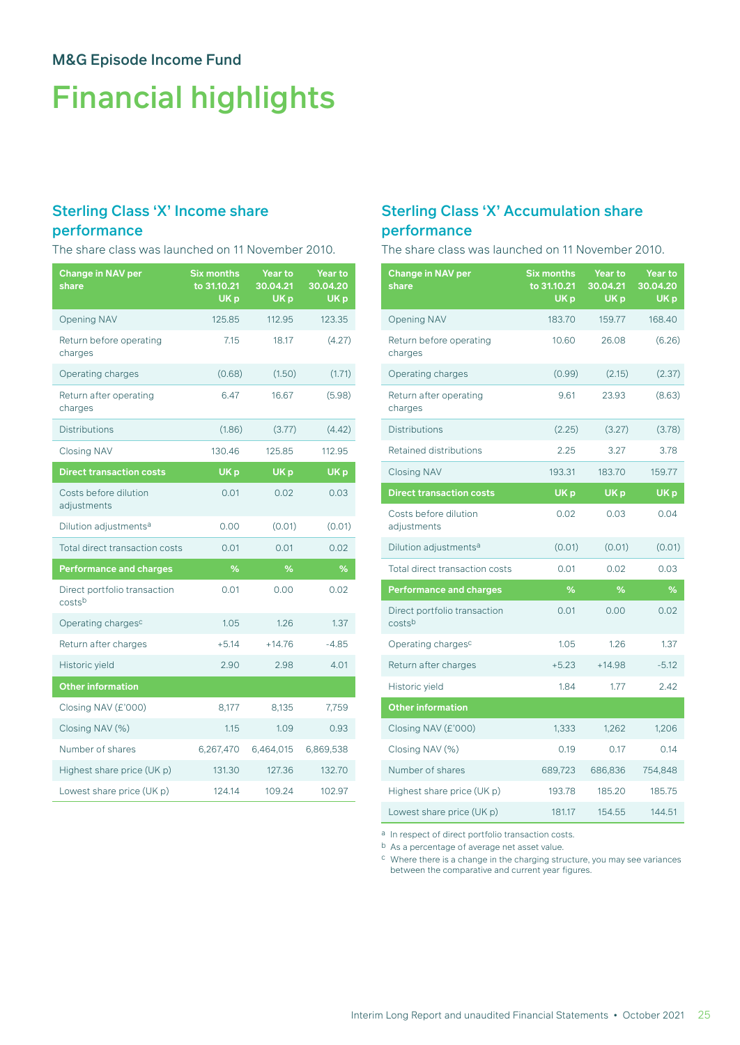M&G Episode Income Fund

# Financial highlights

## Sterling Class 'X' Income share performance

The share class was launched on 11 November 2010.

| Change in NAV per share | Six months to 31.10.21 UK p | Year to 30.04.21 UK p | Year to 30.04.20 UK p |
|---|---|---|---|
| Opening NAV | 125.85 | 112.95 | 123.35 |
| Return before operating charges | 7.15 | 18.17 | (4.27) |
| Operating charges | (0.68) | (1.50) | (1.71) |
| Return after operating charges | 6.47 | 16.67 | (5.98) |
| Distributions | (1.86) | (3.77) | (4.42) |
| Closing NAV | 130.46 | 125.85 | 112.95 |
| **Direct transaction costs** | **UK p** | **UK p** | **UK p** |
| Costs before dilution adjustments | 0.01 | 0.02 | 0.03 |
| Dilution adjustments[a] | 0.00 | (0.01) | (0.01) |
| Total direct transaction costs | 0.01 | 0.01 | 0.02 |
| **Performance and charges** | **%** | **%** | **%** |
| Direct portfolio transaction costs[b] | 0.01 | 0.00 | 0.02 |
| Operating charges[c] | 1.05 | 1.26 | 1.37 |
| Return after charges | +5.14 | +14.76 | -4.85 |
| Historic yield | 2.90 | 2.98 | 4.01 |
| **Other information** | | | |
| Closing NAV (£'000) | 8,177 | 8,135 | 7,759 |
| Closing NAV (%) | 1.15 | 1.09 | 0.93 |
| Number of shares | 6,267,470 | 6,464,015 | 6,869,538 |
| Highest share price (UK p) | 131.30 | 127.36 | 132.70 |
| Lowest share price (UK p) | 124.14 | 109.24 | 102.97 |

## Sterling Class 'X' Accumulation share performance

The share class was launched on 11 November 2010.

| Change in NAV per share | Six months to 31.10.21 UK p | Year to 30.04.21 UK p | Year to 30.04.20 UK p |
|---|---|---|---|
| Opening NAV | 183.70 | 159.77 | 168.40 |
| Return before operating charges | 10.60 | 26.08 | (6.26) |
| Operating charges | (0.99) | (2.15) | (2.37) |
| Return after operating charges | 9.61 | 23.93 | (8.63) |
| Distributions | (2.25) | (3.27) | (3.78) |
| Retained distributions | 2.25 | 3.27 | 3.78 |
| Closing NAV | 193.31 | 183.70 | 159.77 |
| **Direct transaction costs** | **UK p** | **UK p** | **UK p** |
| Costs before dilution adjustments | 0.02 | 0.03 | 0.04 |
| Dilution adjustments[a] | (0.01) | (0.01) | (0.01) |
| Total direct transaction costs | 0.01 | 0.02 | 0.03 |
| **Performance and charges** | **%** | **%** | **%** |
| Direct portfolio transaction costs[b] | 0.01 | 0.00 | 0.02 |
| Operating charges[c] | 1.05 | 1.26 | 1.37 |
| Return after charges | +5.23 | +14.98 | -5.12 |
| Historic yield | 1.84 | 1.77 | 2.42 |
| **Other information** | | | |
| Closing NAV (£'000) | 1,333 | 1,262 | 1,206 |
| Closing NAV (%) | 0.19 | 0.17 | 0.14 |
| Number of shares | 689,723 | 686,836 | 754,848 |
| Highest share price (UK p) | 193.78 | 185.20 | 185.75 |
| Lowest share price (UK p) | 181.17 | 154.55 | 144.51 |

[a] In respect of direct portfolio transaction costs.

[b] As a percentage of average net asset value.

[c] Where there is a change in the charging structure, you may see variances between the comparative and current year figures.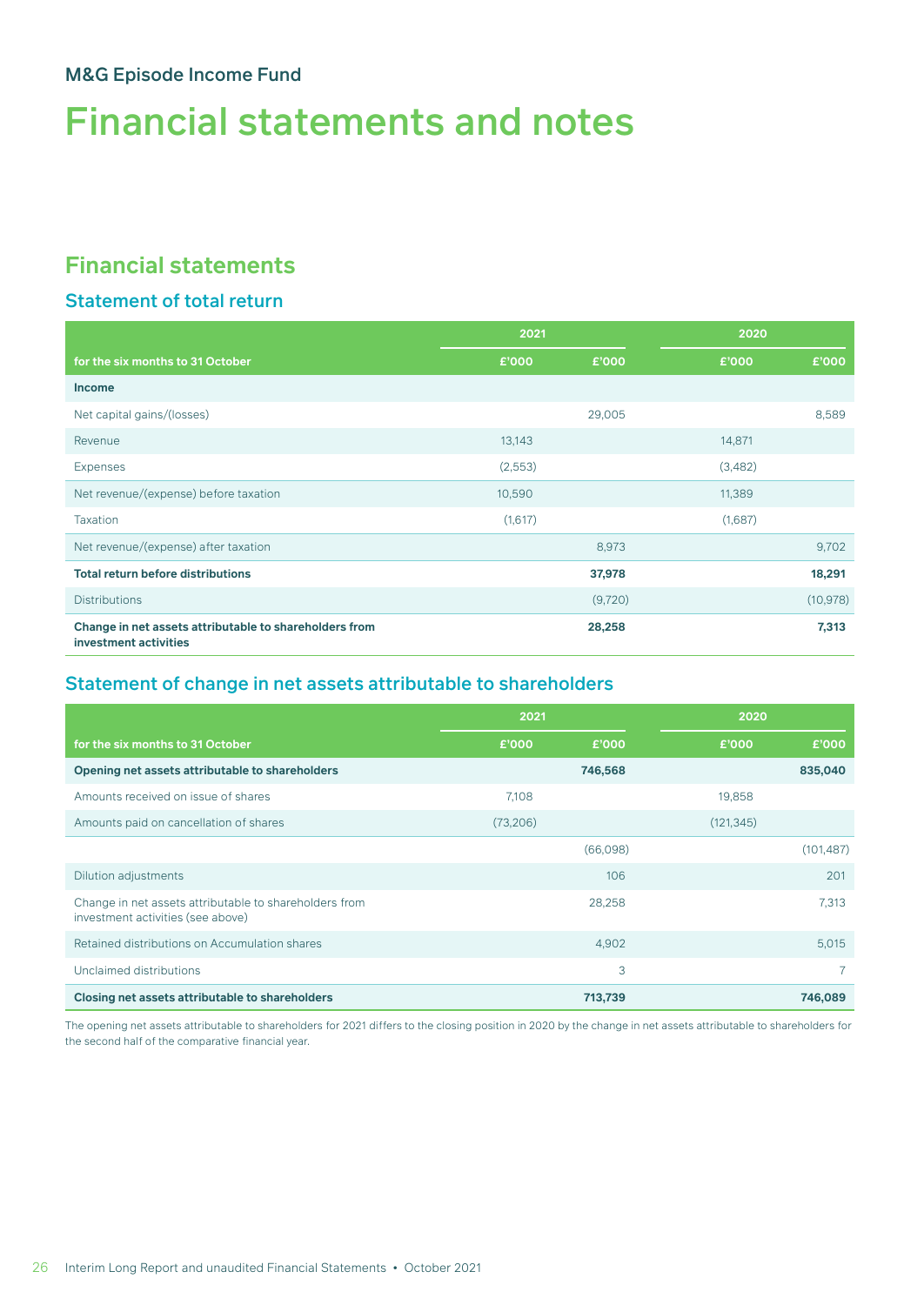M&G Episode Income Fund

# Financial statements and notes

## Financial statements

### Statement of total return

| for the six months to 31 October | 2021 £'000 | 2021 £'000 | 2020 £'000 | 2020 £'000 |
|---|---|---|---|---|
| **Income** | | | | |
| Net capital gains/(losses) | | 29,005 | | 8,589 |
| Revenue | 13,143 | | 14,871 | |
| Expenses | (2,553) | | (3,482) | |
| Net revenue/(expense) before taxation | 10,590 | | 11,389 | |
| Taxation | (1,617) | | (1,687) | |
| Net revenue/(expense) after taxation | | 8,973 | | 9,702 |
| **Total return before distributions** | | **37,978** | | **18,291** |
| Distributions | | (9,720) | | (10,978) |
| **Change in net assets attributable to shareholders from investment activities** | | **28,258** | | **7,313** |

### Statement of change in net assets attributable to shareholders

| for the six months to 31 October | 2021 £'000 | 2021 £'000 | 2020 £'000 | 2020 £'000 |
|---|---|---|---|---|
| **Opening net assets attributable to shareholders** | | **746,568** | | **835,040** |
| Amounts received on issue of shares | 7,108 | | 19,858 | |
| Amounts paid on cancellation of shares | (73,206) | | (121,345) | |
| | | (66,098) | | (101,487) |
| Dilution adjustments | | 106 | | 201 |
| Change in net assets attributable to shareholders from investment activities (see above) | | 28,258 | | 7,313 |
| Retained distributions on Accumulation shares | | 4,902 | | 5,015 |
| Unclaimed distributions | | 3 | | 7 |
| **Closing net assets attributable to shareholders** | | **713,739** | | **746,089** |

The opening net assets attributable to shareholders for 2021 differs to the closing position in 2020 by the change in net assets attributable to shareholders for the second half of the comparative financial year.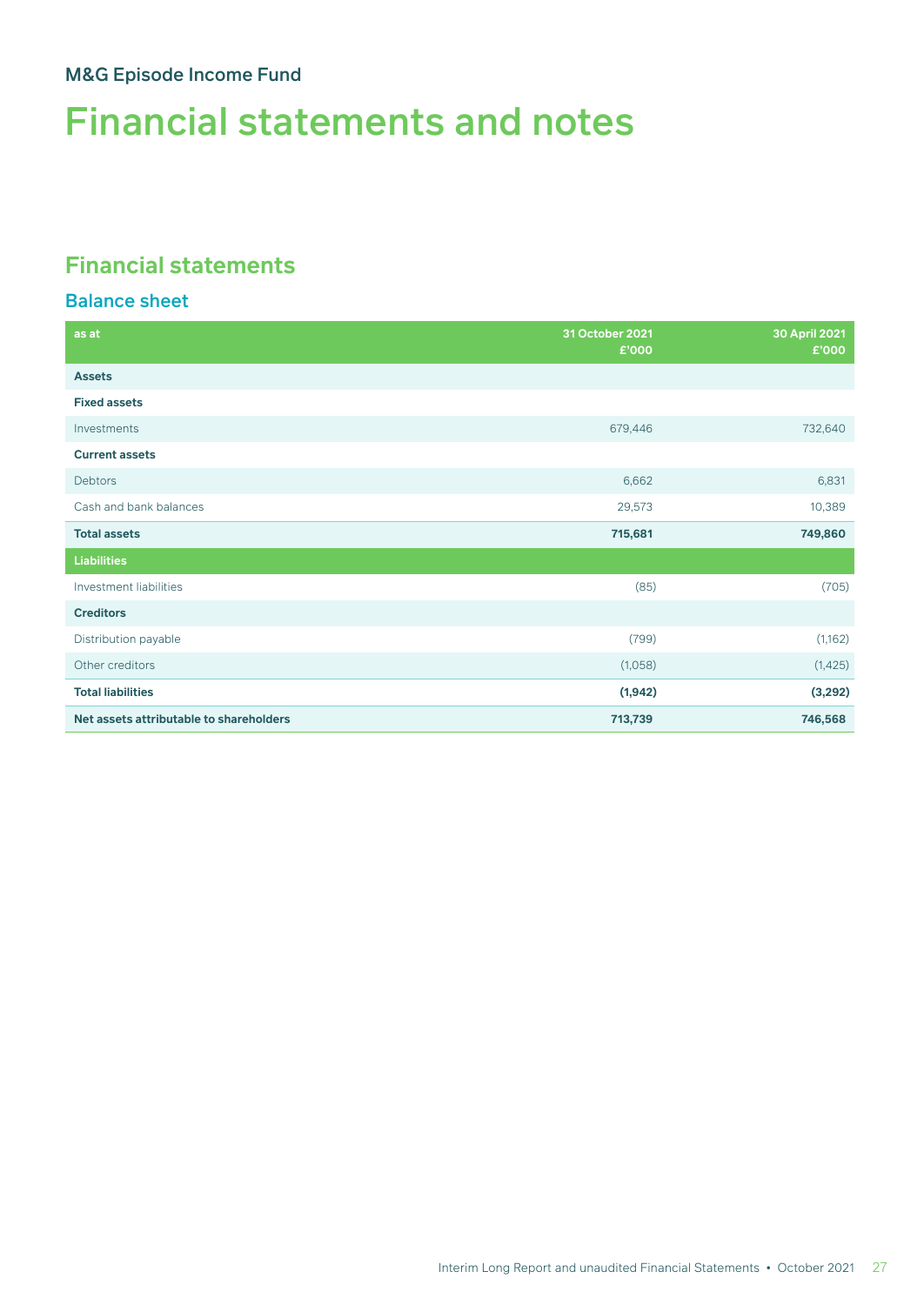M&G Episode Income Fund

# Financial statements and notes

## Financial statements

### Balance sheet

| as at | 31 October 2021<br>£'000 | 30 April 2021<br>£'000 |
|---|---|---|
| **Assets** | | |
| **Fixed assets** | | |
| Investments | 679,446 | 732,640 |
| **Current assets** | | |
| Debtors | 6,662 | 6,831 |
| Cash and bank balances | 29,573 | 10,389 |
| **Total assets** | **715,681** | **749,860** |
| **Liabilities** | | |
| Investment liabilities | (85) | (705) |
| **Creditors** | | |
| Distribution payable | (799) | (1,162) |
| Other creditors | (1,058) | (1,425) |
| **Total liabilities** | **(1,942)** | **(3,292)** |
| **Net assets attributable to shareholders** | **713,739** | **746,568** |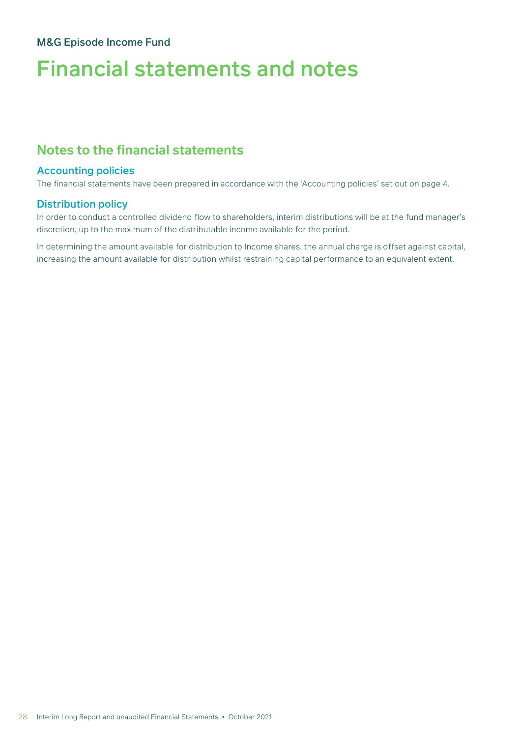# M&G Episode Income Fund

# Financial statements and notes

## Notes to the financial statements

### Accounting policies

The financial statements have been prepared in accordance with the 'Accounting policies' set out on page 4.

### Distribution policy

In order to conduct a controlled dividend flow to shareholders, interim distributions will be at the fund manager's discretion, up to the maximum of the distributable income available for the period.

In determining the amount available for distribution to Income shares, the annual charge is offset against capital, increasing the amount available for distribution whilst restraining capital performance to an equivalent extent.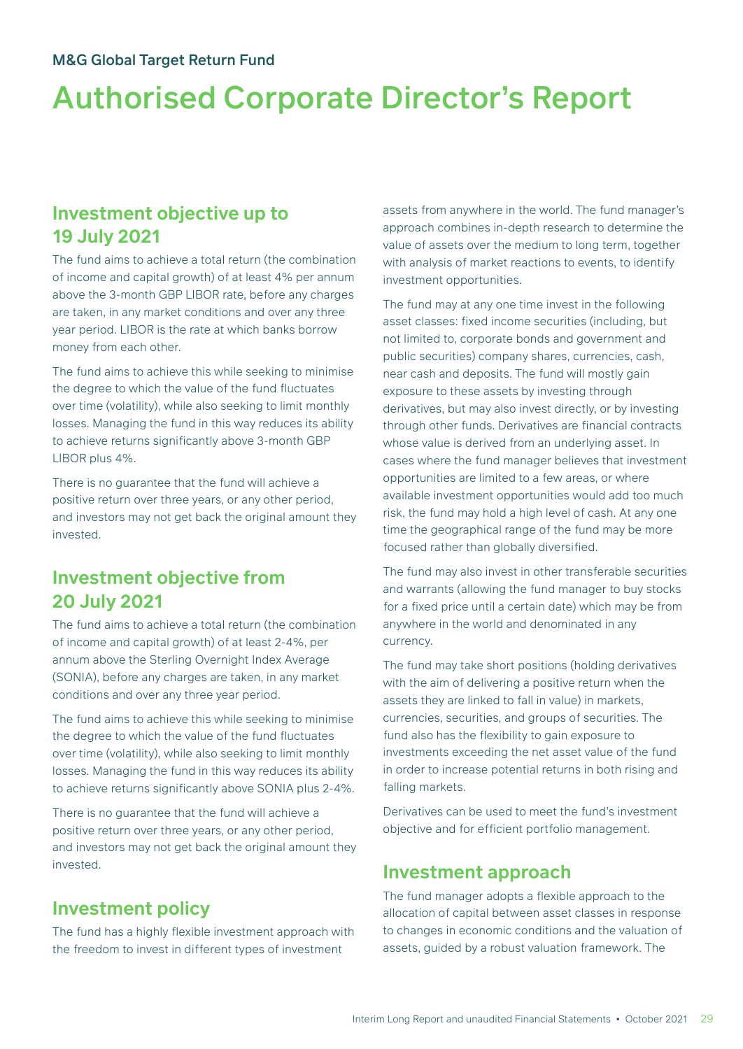M&G Global Target Return Fund

# Authorised Corporate Director's Report

## Investment objective up to 19 July 2021

The fund aims to achieve a total return (the combination of income and capital growth) of at least 4% per annum above the 3-month GBP LIBOR rate, before any charges are taken, in any market conditions and over any three year period. LIBOR is the rate at which banks borrow money from each other.

The fund aims to achieve this while seeking to minimise the degree to which the value of the fund fluctuates over time (volatility), while also seeking to limit monthly losses. Managing the fund in this way reduces its ability to achieve returns significantly above 3-month GBP LIBOR plus 4%.

There is no guarantee that the fund will achieve a positive return over three years, or any other period, and investors may not get back the original amount they invested.

## Investment objective from 20 July 2021

The fund aims to achieve a total return (the combination of income and capital growth) of at least 2-4%, per annum above the Sterling Overnight Index Average (SONIA), before any charges are taken, in any market conditions and over any three year period.

The fund aims to achieve this while seeking to minimise the degree to which the value of the fund fluctuates over time (volatility), while also seeking to limit monthly losses. Managing the fund in this way reduces its ability to achieve returns significantly above SONIA plus 2-4%.

There is no guarantee that the fund will achieve a positive return over three years, or any other period, and investors may not get back the original amount they invested.

## Investment policy

The fund has a highly flexible investment approach with the freedom to invest in different types of investment assets from anywhere in the world. The fund manager's approach combines in-depth research to determine the value of assets over the medium to long term, together with analysis of market reactions to events, to identify investment opportunities.

The fund may at any one time invest in the following asset classes: fixed income securities (including, but not limited to, corporate bonds and government and public securities) company shares, currencies, cash, near cash and deposits. The fund will mostly gain exposure to these assets by investing through derivatives, but may also invest directly, or by investing through other funds. Derivatives are financial contracts whose value is derived from an underlying asset. In cases where the fund manager believes that investment opportunities are limited to a few areas, or where available investment opportunities would add too much risk, the fund may hold a high level of cash. At any one time the geographical range of the fund may be more focused rather than globally diversified.

The fund may also invest in other transferable securities and warrants (allowing the fund manager to buy stocks for a fixed price until a certain date) which may be from anywhere in the world and denominated in any currency.

The fund may take short positions (holding derivatives with the aim of delivering a positive return when the assets they are linked to fall in value) in markets, currencies, securities, and groups of securities. The fund also has the flexibility to gain exposure to investments exceeding the net asset value of the fund in order to increase potential returns in both rising and falling markets.

Derivatives can be used to meet the fund's investment objective and for efficient portfolio management.

## Investment approach

The fund manager adopts a flexible approach to the allocation of capital between asset classes in response to changes in economic conditions and the valuation of assets, guided by a robust valuation framework. The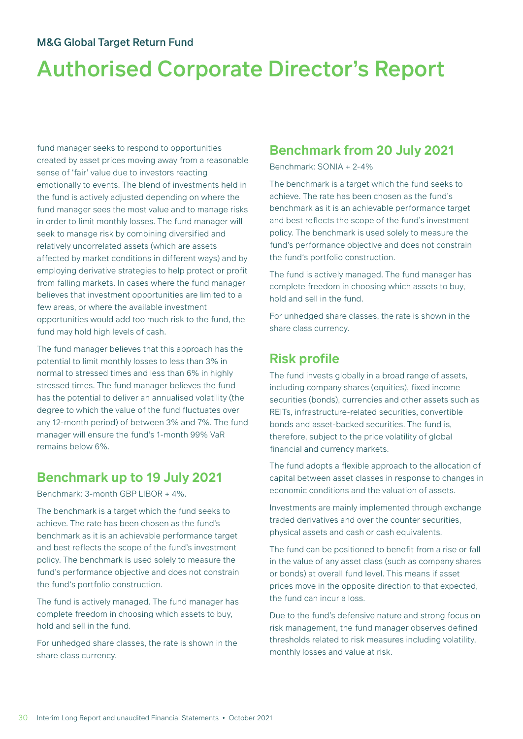fund manager seeks to respond to opportunities created by asset prices moving away from a reasonable sense of 'fair' value due to investors reacting emotionally to events. The blend of investments held in the fund is actively adjusted depending on where the fund manager sees the most value and to manage risks in order to limit monthly losses. The fund manager will seek to manage risk by combining diversified and relatively uncorrelated assets (which are assets affected by market conditions in different ways) and by employing derivative strategies to help protect or profit from falling markets. In cases where the fund manager believes that investment opportunities are limited to a few areas, or where the available investment opportunities would add too much risk to the fund, the fund may hold high levels of cash.

The fund manager believes that this approach has the potential to limit monthly losses to less than 3% in normal to stressed times and less than 6% in highly stressed times. The fund manager believes the fund has the potential to deliver an annualised volatility (the degree to which the value of the fund fluctuates over any 12-month period) of between 3% and 7%. The fund manager will ensure the fund's 1-month 99% VaR remains below 6%.

## Benchmark up to 19 July 2021

Benchmark: 3-month GBP LIBOR + 4%.

The benchmark is a target which the fund seeks to achieve. The rate has been chosen as the fund's benchmark as it is an achievable performance target and best reflects the scope of the fund's investment policy. The benchmark is used solely to measure the fund's performance objective and does not constrain the fund's portfolio construction.

The fund is actively managed. The fund manager has complete freedom in choosing which assets to buy, hold and sell in the fund.

For unhedged share classes, the rate is shown in the share class currency.

## Benchmark from 20 July 2021

Benchmark: SONIA + 2-4%

The benchmark is a target which the fund seeks to achieve. The rate has been chosen as the fund's benchmark as it is an achievable performance target and best reflects the scope of the fund's investment policy. The benchmark is used solely to measure the fund's performance objective and does not constrain the fund's portfolio construction.

The fund is actively managed. The fund manager has complete freedom in choosing which assets to buy, hold and sell in the fund.

For unhedged share classes, the rate is shown in the share class currency.

## Risk profile

The fund invests globally in a broad range of assets, including company shares (equities), fixed income securities (bonds), currencies and other assets such as REITs, infrastructure-related securities, convertible bonds and asset-backed securities. The fund is, therefore, subject to the price volatility of global financial and currency markets.

The fund adopts a flexible approach to the allocation of capital between asset classes in response to changes in economic conditions and the valuation of assets.

Investments are mainly implemented through exchange traded derivatives and over the counter securities, physical assets and cash or cash equivalents.

The fund can be positioned to benefit from a rise or fall in the value of any asset class (such as company shares or bonds) at overall fund level. This means if asset prices move in the opposite direction to that expected, the fund can incur a loss.

Due to the fund's defensive nature and strong focus on risk management, the fund manager observes defined thresholds related to risk measures including volatility, monthly losses and value at risk.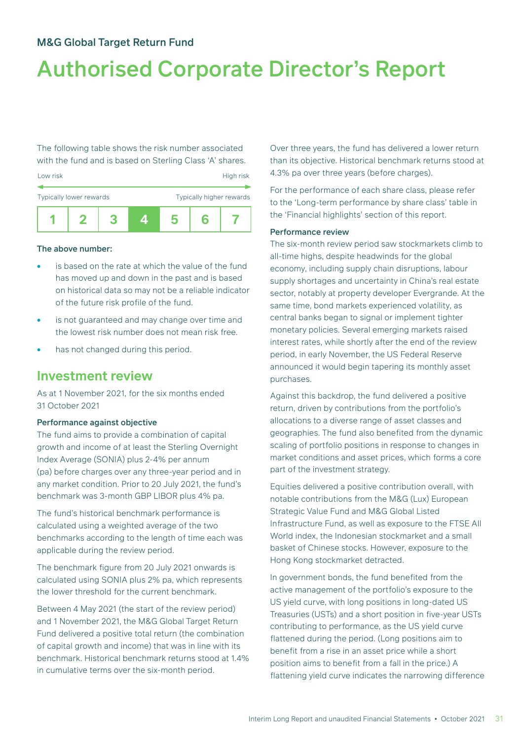M&G Global Target Return Fund

# Authorised Corporate Director's Report

The following table shows the risk number associated with the fund and is based on Sterling Class 'A' shares.

| Low risk | | | | | | High risk |
|---|---|---|---|---|---|---|
| Typically lower rewards | | | | | | Typically higher rewards |
| 1 | 2 | 3 | **4** | 5 | 6 | 7 |

**The above number:**

- is based on the rate at which the value of the fund has moved up and down in the past and is based on historical data so may not be a reliable indicator of the future risk profile of the fund.
- is not guaranteed and may change over time and the lowest risk number does not mean risk free.
- has not changed during this period.

## Investment review

As at 1 November 2021, for the six months ended 31 October 2021

### Performance against objective

The fund aims to provide a combination of capital growth and income of at least the Sterling Overnight Index Average (SONIA) plus 2-4% per annum (pa) before charges over any three-year period and in any market condition. Prior to 20 July 2021, the fund's benchmark was 3-month GBP LIBOR plus 4% pa.

The fund's historical benchmark performance is calculated using a weighted average of the two benchmarks according to the length of time each was applicable during the review period.

The benchmark figure from 20 July 2021 onwards is calculated using SONIA plus 2% pa, which represents the lower threshold for the current benchmark.

Between 4 May 2021 (the start of the review period) and 1 November 2021, the M&G Global Target Return Fund delivered a positive total return (the combination of capital growth and income) that was in line with its benchmark. Historical benchmark returns stood at 1.4% in cumulative terms over the six-month period.

Over three years, the fund has delivered a lower return than its objective. Historical benchmark returns stood at 4.3% pa over three years (before charges).

For the performance of each share class, please refer to the 'Long-term performance by share class' table in the 'Financial highlights' section of this report.

### Performance review

The six-month review period saw stockmarkets climb to all-time highs, despite headwinds for the global economy, including supply chain disruptions, labour supply shortages and uncertainty in China's real estate sector, notably at property developer Evergrande. At the same time, bond markets experienced volatility, as central banks began to signal or implement tighter monetary policies. Several emerging markets raised interest rates, while shortly after the end of the review period, in early November, the US Federal Reserve announced it would begin tapering its monthly asset purchases.

Against this backdrop, the fund delivered a positive return, driven by contributions from the portfolio's allocations to a diverse range of asset classes and geographies. The fund also benefited from the dynamic scaling of portfolio positions in response to changes in market conditions and asset prices, which forms a core part of the investment strategy.

Equities delivered a positive contribution overall, with notable contributions from the M&G (Lux) European Strategic Value Fund and M&G Global Listed Infrastructure Fund, as well as exposure to the FTSE All World index, the Indonesian stockmarket and a small basket of Chinese stocks. However, exposure to the Hong Kong stockmarket detracted.

In government bonds, the fund benefited from the active management of the portfolio's exposure to the US yield curve, with long positions in long-dated US Treasuries (USTs) and a short position in five-year USTs contributing to performance, as the US yield curve flattened during the period. (Long positions aim to benefit from a rise in an asset price while a short position aims to benefit from a fall in the price.) A flattening yield curve indicates the narrowing difference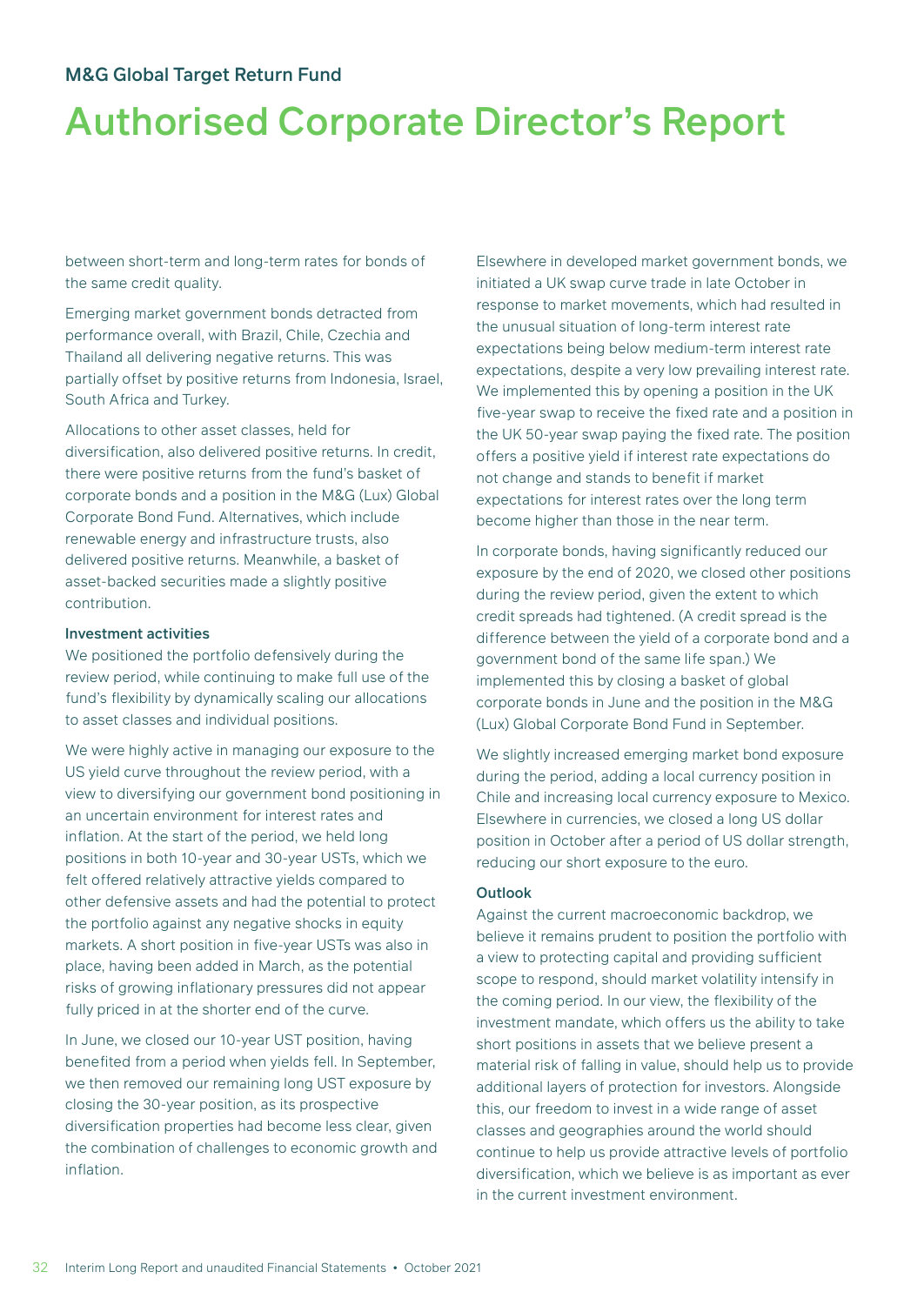# Authorised Corporate Director's Report

between short-term and long-term rates for bonds of the same credit quality.

Emerging market government bonds detracted from performance overall, with Brazil, Chile, Czechia and Thailand all delivering negative returns. This was partially offset by positive returns from Indonesia, Israel, South Africa and Turkey.

Allocations to other asset classes, held for diversification, also delivered positive returns. In credit, there were positive returns from the fund's basket of corporate bonds and a position in the M&G (Lux) Global Corporate Bond Fund. Alternatives, which include renewable energy and infrastructure trusts, also delivered positive returns. Meanwhile, a basket of asset-backed securities made a slightly positive contribution.

### Investment activities

We positioned the portfolio defensively during the review period, while continuing to make full use of the fund's flexibility by dynamically scaling our allocations to asset classes and individual positions.

We were highly active in managing our exposure to the US yield curve throughout the review period, with a view to diversifying our government bond positioning in an uncertain environment for interest rates and inflation. At the start of the period, we held long positions in both 10-year and 30-year USTs, which we felt offered relatively attractive yields compared to other defensive assets and had the potential to protect the portfolio against any negative shocks in equity markets. A short position in five-year USTs was also in place, having been added in March, as the potential risks of growing inflationary pressures did not appear fully priced in at the shorter end of the curve.

In June, we closed our 10-year UST position, having benefited from a period when yields fell. In September, we then removed our remaining long UST exposure by closing the 30-year position, as its prospective diversification properties had become less clear, given the combination of challenges to economic growth and inflation.

Elsewhere in developed market government bonds, we initiated a UK swap curve trade in late October in response to market movements, which had resulted in the unusual situation of long-term interest rate expectations being below medium-term interest rate expectations, despite a very low prevailing interest rate. We implemented this by opening a position in the UK five-year swap to receive the fixed rate and a position in the UK 50-year swap paying the fixed rate. The position offers a positive yield if interest rate expectations do not change and stands to benefit if market expectations for interest rates over the long term become higher than those in the near term.

In corporate bonds, having significantly reduced our exposure by the end of 2020, we closed other positions during the review period, given the extent to which credit spreads had tightened. (A credit spread is the difference between the yield of a corporate bond and a government bond of the same life span.) We implemented this by closing a basket of global corporate bonds in June and the position in the M&G (Lux) Global Corporate Bond Fund in September.

We slightly increased emerging market bond exposure during the period, adding a local currency position in Chile and increasing local currency exposure to Mexico. Elsewhere in currencies, we closed a long US dollar position in October after a period of US dollar strength, reducing our short exposure to the euro.

### Outlook

Against the current macroeconomic backdrop, we believe it remains prudent to position the portfolio with a view to protecting capital and providing sufficient scope to respond, should market volatility intensify in the coming period. In our view, the flexibility of the investment mandate, which offers us the ability to take short positions in assets that we believe present a material risk of falling in value, should help us to provide additional layers of protection for investors. Alongside this, our freedom to invest in a wide range of asset classes and geographies around the world should continue to help us provide attractive levels of portfolio diversification, which we believe is as important as ever in the current investment environment.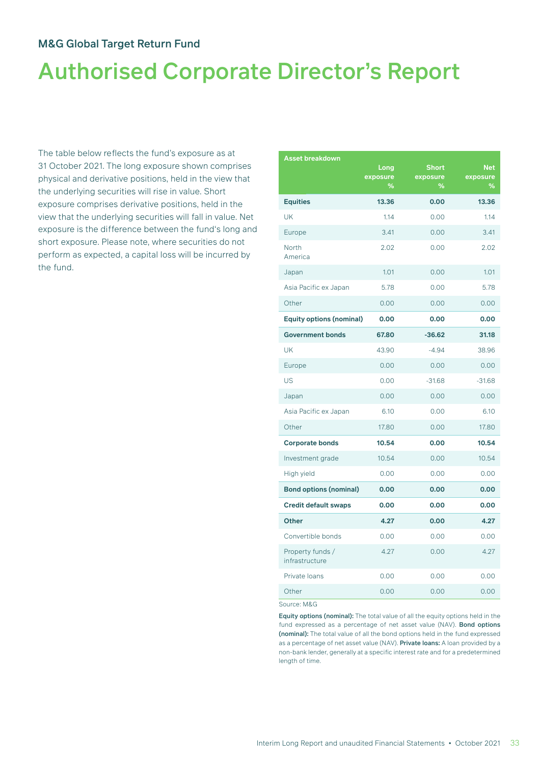## M&G Global Target Return Fund

# Authorised Corporate Director's Report

The table below reflects the fund's exposure as at 31 October 2021. The long exposure shown comprises physical and derivative positions, held in the view that the underlying securities will rise in value. Short exposure comprises derivative positions, held in the view that the underlying securities will fall in value. Net exposure is the difference between the fund's long and short exposure. Please note, where securities do not perform as expected, a capital loss will be incurred by the fund.

| Asset breakdown | Long exposure % | Short exposure % | Net exposure % |
|---|---|---|---|
| **Equities** | **13.36** | **0.00** | **13.36** |
| UK | 1.14 | 0.00 | 1.14 |
| Europe | 3.41 | 0.00 | 3.41 |
| North America | 2.02 | 0.00 | 2.02 |
| Japan | 1.01 | 0.00 | 1.01 |
| Asia Pacific ex Japan | 5.78 | 0.00 | 5.78 |
| Other | 0.00 | 0.00 | 0.00 |
| **Equity options (nominal)** | **0.00** | **0.00** | **0.00** |
| **Government bonds** | **67.80** | **-36.62** | **31.18** |
| UK | 43.90 | -4.94 | 38.96 |
| Europe | 0.00 | 0.00 | 0.00 |
| US | 0.00 | -31.68 | -31.68 |
| Japan | 0.00 | 0.00 | 0.00 |
| Asia Pacific ex Japan | 6.10 | 0.00 | 6.10 |
| Other | 17.80 | 0.00 | 17.80 |
| **Corporate bonds** | **10.54** | **0.00** | **10.54** |
| Investment grade | 10.54 | 0.00 | 10.54 |
| High yield | 0.00 | 0.00 | 0.00 |
| **Bond options (nominal)** | **0.00** | **0.00** | **0.00** |
| **Credit default swaps** | **0.00** | **0.00** | **0.00** |
| **Other** | **4.27** | **0.00** | **4.27** |
| Convertible bonds | 0.00 | 0.00 | 0.00 |
| Property funds / infrastructure | 4.27 | 0.00 | 4.27 |
| Private loans | 0.00 | 0.00 | 0.00 |
| Other | 0.00 | 0.00 | 0.00 |

Source: M&G

**Equity options (nominal):** The total value of all the equity options held in the fund expressed as a percentage of net asset value (NAV). **Bond options (nominal):** The total value of all the bond options held in the fund expressed as a percentage of net asset value (NAV). **Private loans:** A loan provided by a non-bank lender, generally at a specific interest rate and for a predetermined length of time.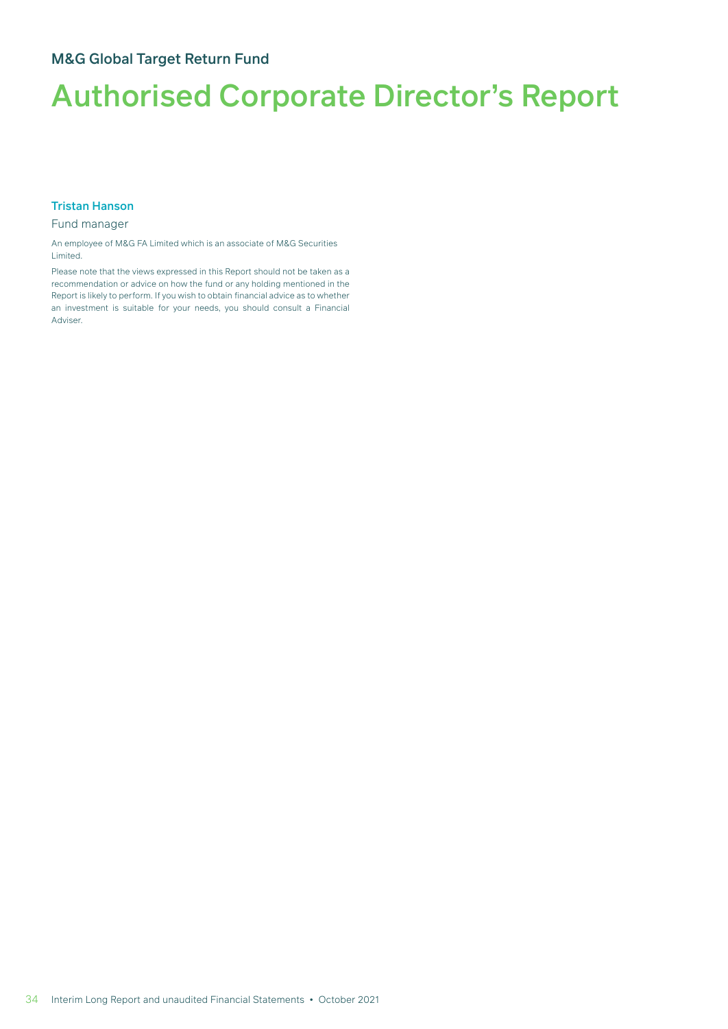M&G Global Target Return Fund

# Authorised Corporate Director's Report

**Tristan Hanson**

Fund manager

An employee of M&G FA Limited which is an associate of M&G Securities Limited.

Please note that the views expressed in this Report should not be taken as a recommendation or advice on how the fund or any holding mentioned in the Report is likely to perform. If you wish to obtain financial advice as to whether an investment is suitable for your needs, you should consult a Financial Adviser.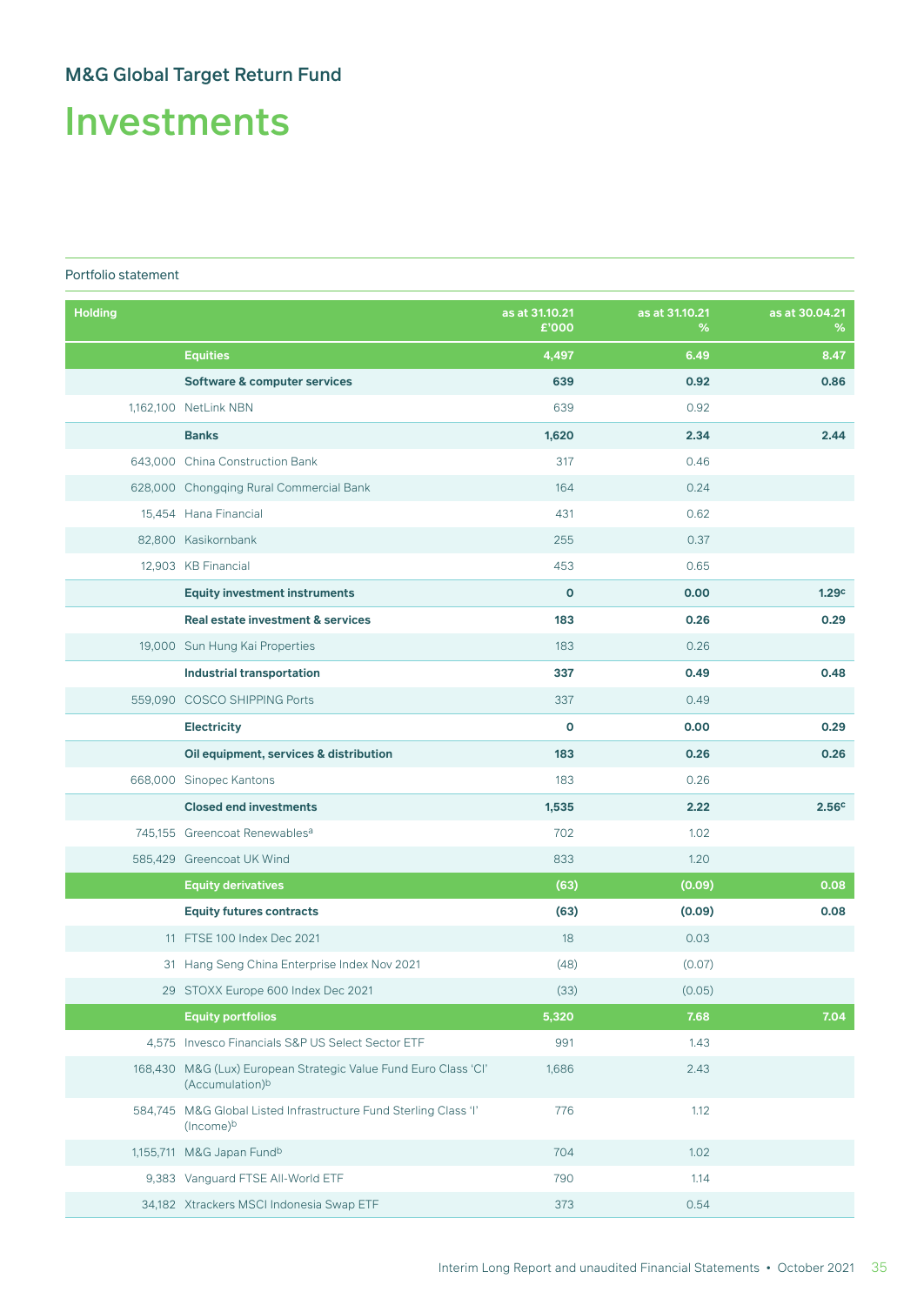# M&G Global Target Return Fund

## Investments

Portfolio statement

| Holding | | as at 31.10.21 £'000 | as at 31.10.21 % | as at 30.04.21 % |
|---|---|---|---|---|
| | **Equities** | **4,497** | **6.49** | **8.47** |
| | **Software & computer services** | **639** | **0.92** | **0.86** |
| 1,162,100 | NetLink NBN | 639 | 0.92 | |
| | **Banks** | **1,620** | **2.34** | **2.44** |
| 643,000 | China Construction Bank | 317 | 0.46 | |
| 628,000 | Chongqing Rural Commercial Bank | 164 | 0.24 | |
| 15,454 | Hana Financial | 431 | 0.62 | |
| 82,800 | Kasikornbank | 255 | 0.37 | |
| 12,903 | KB Financial | 453 | 0.65 | |
| | **Equity investment instruments** | **0** | **0.00** | **1.29[c]** |
| | **Real estate investment & services** | **183** | **0.26** | **0.29** |
| 19,000 | Sun Hung Kai Properties | 183 | 0.26 | |
| | **Industrial transportation** | **337** | **0.49** | **0.48** |
| 559,090 | COSCO SHIPPING Ports | 337 | 0.49 | |
| | **Electricity** | **0** | **0.00** | **0.29** |
| | **Oil equipment, services & distribution** | **183** | **0.26** | **0.26** |
| 668,000 | Sinopec Kantons | 183 | 0.26 | |
| | **Closed end investments** | **1,535** | **2.22** | **2.56[c]** |
| 745,155 | Greencoat Renewables[a] | 702 | 1.02 | |
| 585,429 | Greencoat UK Wind | 833 | 1.20 | |
| | **Equity derivatives** | **(63)** | **(0.09)** | **0.08** |
| | **Equity futures contracts** | **(63)** | **(0.09)** | **0.08** |
| 11 | FTSE 100 Index Dec 2021 | 18 | 0.03 | |
| 31 | Hang Seng China Enterprise Index Nov 2021 | (48) | (0.07) | |
| 29 | STOXX Europe 600 Index Dec 2021 | (33) | (0.05) | |
| | **Equity portfolios** | **5,320** | **7.68** | **7.04** |
| 4,575 | Invesco Financials S&P US Select Sector ETF | 991 | 1.43 | |
| 168,430 | M&G (Lux) European Strategic Value Fund Euro Class 'CI' (Accumulation)[b] | 1,686 | 2.43 | |
| 584,745 | M&G Global Listed Infrastructure Fund Sterling Class 'I' (Income)[b] | 776 | 1.12 | |
| 1,155,711 | M&G Japan Fund[b] | 704 | 1.02 | |
| 9,383 | Vanguard FTSE All-World ETF | 790 | 1.14 | |
| 34,182 | Xtrackers MSCI Indonesia Swap ETF | 373 | 0.54 | |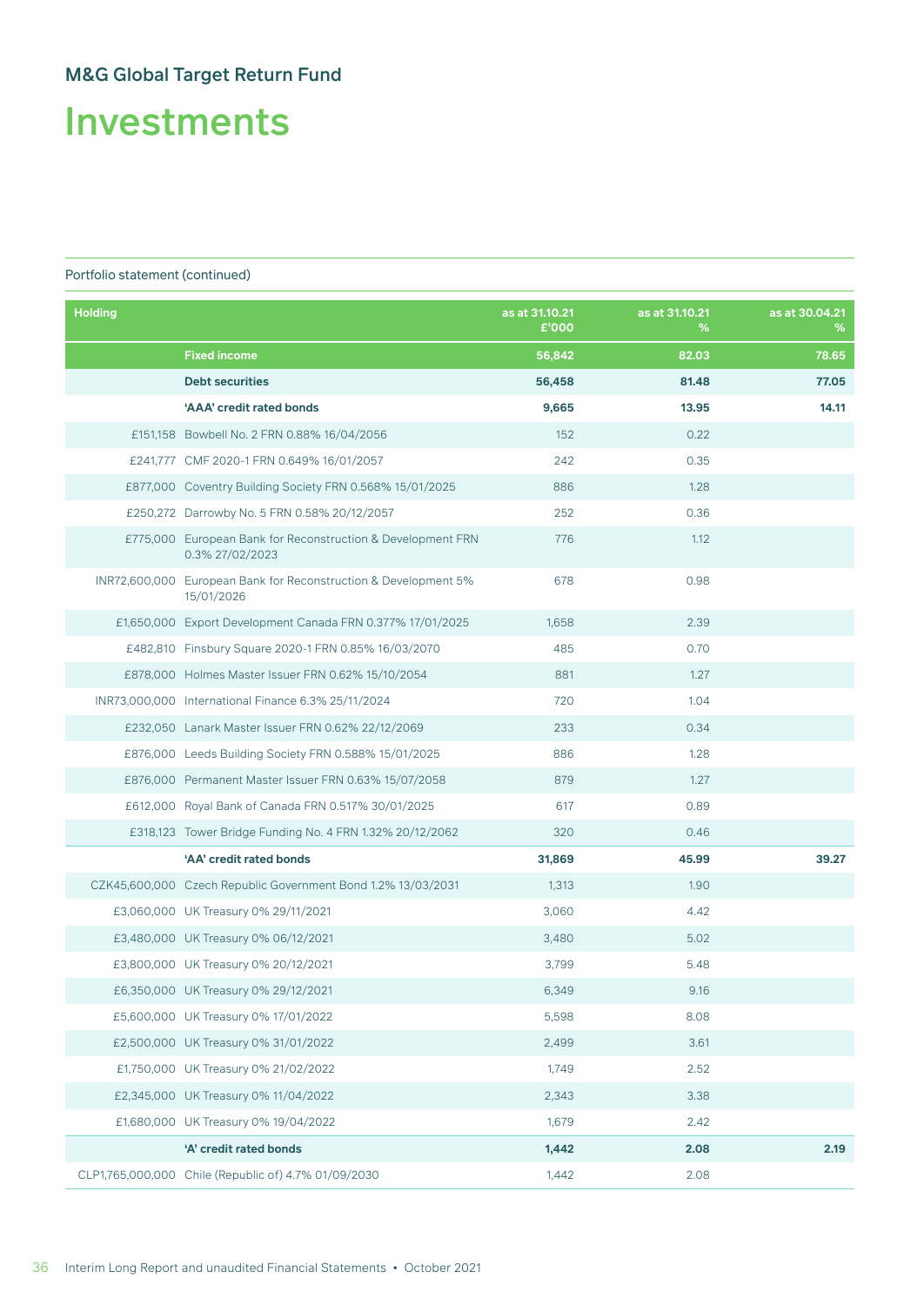## M&G Global Target Return Fund

# Investments

Portfolio statement (continued)

| Holding | | as at 31.10.21 £'000 | as at 31.10.21 % | as at 30.04.21 % |
|---|---|---|---|---|
| | **Fixed income** | **56,842** | **82.03** | **78.65** |
| | **Debt securities** | **56,458** | **81.48** | **77.05** |
| | **'AAA' credit rated bonds** | **9,665** | **13.95** | **14.11** |
| £151,158 | Bowbell No. 2 FRN 0.88% 16/04/2056 | 152 | 0.22 | |
| £241,777 | CMF 2020-1 FRN 0.649% 16/01/2057 | 242 | 0.35 | |
| £877,000 | Coventry Building Society FRN 0.568% 15/01/2025 | 886 | 1.28 | |
| £250,272 | Darrowby No. 5 FRN 0.58% 20/12/2057 | 252 | 0.36 | |
| £775,000 | European Bank for Reconstruction & Development FRN 0.3% 27/02/2023 | 776 | 1.12 | |
| INR72,600,000 | European Bank for Reconstruction & Development 5% 15/01/2026 | 678 | 0.98 | |
| £1,650,000 | Export Development Canada FRN 0.377% 17/01/2025 | 1,658 | 2.39 | |
| £482,810 | Finsbury Square 2020-1 FRN 0.85% 16/03/2070 | 485 | 0.70 | |
| £878,000 | Holmes Master Issuer FRN 0.62% 15/10/2054 | 881 | 1.27 | |
| INR73,000,000 | International Finance 6.3% 25/11/2024 | 720 | 1.04 | |
| £232,050 | Lanark Master Issuer FRN 0.62% 22/12/2069 | 233 | 0.34 | |
| £876,000 | Leeds Building Society FRN 0.588% 15/01/2025 | 886 | 1.28 | |
| £876,000 | Permanent Master Issuer FRN 0.63% 15/07/2058 | 879 | 1.27 | |
| £612,000 | Royal Bank of Canada FRN 0.517% 30/01/2025 | 617 | 0.89 | |
| £318,123 | Tower Bridge Funding No. 4 FRN 1.32% 20/12/2062 | 320 | 0.46 | |
| | **'AA' credit rated bonds** | **31,869** | **45.99** | **39.27** |
| CZK45,600,000 | Czech Republic Government Bond 1.2% 13/03/2031 | 1,313 | 1.90 | |
| £3,060,000 | UK Treasury 0% 29/11/2021 | 3,060 | 4.42 | |
| £3,480,000 | UK Treasury 0% 06/12/2021 | 3,480 | 5.02 | |
| £3,800,000 | UK Treasury 0% 20/12/2021 | 3,799 | 5.48 | |
| £6,350,000 | UK Treasury 0% 29/12/2021 | 6,349 | 9.16 | |
| £5,600,000 | UK Treasury 0% 17/01/2022 | 5,598 | 8.08 | |
| £2,500,000 | UK Treasury 0% 31/01/2022 | 2,499 | 3.61 | |
| £1,750,000 | UK Treasury 0% 21/02/2022 | 1,749 | 2.52 | |
| £2,345,000 | UK Treasury 0% 11/04/2022 | 2,343 | 3.38 | |
| £1,680,000 | UK Treasury 0% 19/04/2022 | 1,679 | 2.42 | |
| | **'A' credit rated bonds** | **1,442** | **2.08** | **2.19** |
| CLP1,765,000,000 | Chile (Republic of) 4.7% 01/09/2030 | 1,442 | 2.08 | |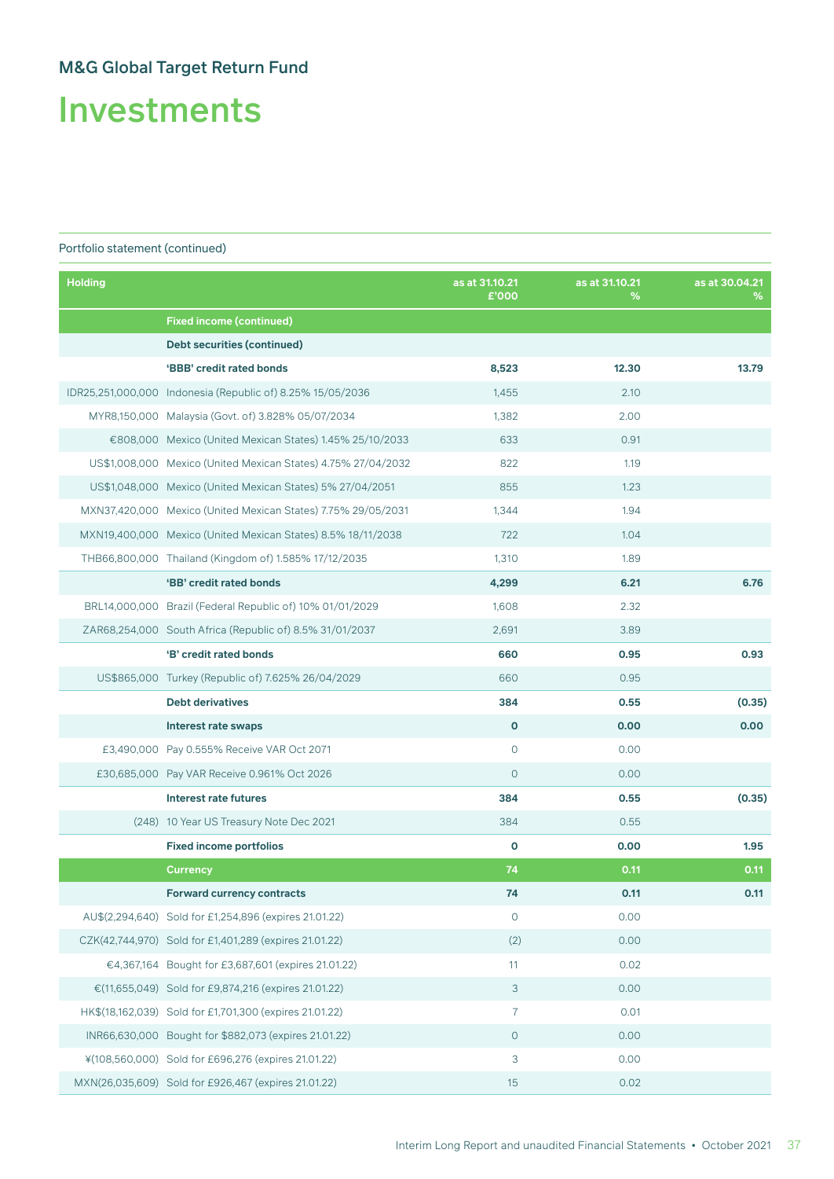M&G Global Target Return Fund

# Investments

Portfolio statement (continued)

| Holding | | as at 31.10.21 £'000 | as at 31.10.21 % | as at 30.04.21 % |
|---|---|---|---|---|
| | **Fixed income (continued)** | | | |
| | **Debt securities (continued)** | | | |
| | **'BBB' credit rated bonds** | **8,523** | **12.30** | **13.79** |
| IDR25,251,000,000 | Indonesia (Republic of) 8.25% 15/05/2036 | 1,455 | 2.10 | |
| MYR8,150,000 | Malaysia (Govt. of) 3.828% 05/07/2034 | 1,382 | 2.00 | |
| €808,000 | Mexico (United Mexican States) 1.45% 25/10/2033 | 633 | 0.91 | |
| US$1,008,000 | Mexico (United Mexican States) 4.75% 27/04/2032 | 822 | 1.19 | |
| US$1,048,000 | Mexico (United Mexican States) 5% 27/04/2051 | 855 | 1.23 | |
| MXN37,420,000 | Mexico (United Mexican States) 7.75% 29/05/2031 | 1,344 | 1.94 | |
| MXN19,400,000 | Mexico (United Mexican States) 8.5% 18/11/2038 | 722 | 1.04 | |
| THB66,800,000 | Thailand (Kingdom of) 1.585% 17/12/2035 | 1,310 | 1.89 | |
| | **'BB' credit rated bonds** | **4,299** | **6.21** | **6.76** |
| BRL14,000,000 | Brazil (Federal Republic of) 10% 01/01/2029 | 1,608 | 2.32 | |
| ZAR68,254,000 | South Africa (Republic of) 8.5% 31/01/2037 | 2,691 | 3.89 | |
| | **'B' credit rated bonds** | **660** | **0.95** | **0.93** |
| US$865,000 | Turkey (Republic of) 7.625% 26/04/2029 | 660 | 0.95 | |
| | **Debt derivatives** | **384** | **0.55** | **(0.35)** |
| | **Interest rate swaps** | **0** | **0.00** | **0.00** |
| £3,490,000 | Pay 0.555% Receive VAR Oct 2071 | 0 | 0.00 | |
| £30,685,000 | Pay VAR Receive 0.961% Oct 2026 | 0 | 0.00 | |
| | **Interest rate futures** | **384** | **0.55** | **(0.35)** |
| (248) | 10 Year US Treasury Note Dec 2021 | 384 | 0.55 | |
| | **Fixed income portfolios** | **0** | **0.00** | **1.95** |
| | **Currency** | **74** | **0.11** | **0.11** |
| | **Forward currency contracts** | **74** | **0.11** | **0.11** |
| AU$(2,294,640) | Sold for £1,254,896 (expires 21.01.22) | 0 | 0.00 | |
| CZK(42,744,970) | Sold for £1,401,289 (expires 21.01.22) | (2) | 0.00 | |
| €4,367,164 | Bought for £3,687,601 (expires 21.01.22) | 11 | 0.02 | |
| €(11,655,049) | Sold for £9,874,216 (expires 21.01.22) | 3 | 0.00 | |
| HK$(18,162,039) | Sold for £1,701,300 (expires 21.01.22) | 7 | 0.01 | |
| INR66,630,000 | Bought for $882,073 (expires 21.01.22) | 0 | 0.00 | |
| ¥(108,560,000) | Sold for £696,276 (expires 21.01.22) | 3 | 0.00 | |
| MXN(26,035,609) | Sold for £926,467 (expires 21.01.22) | 15 | 0.02 | |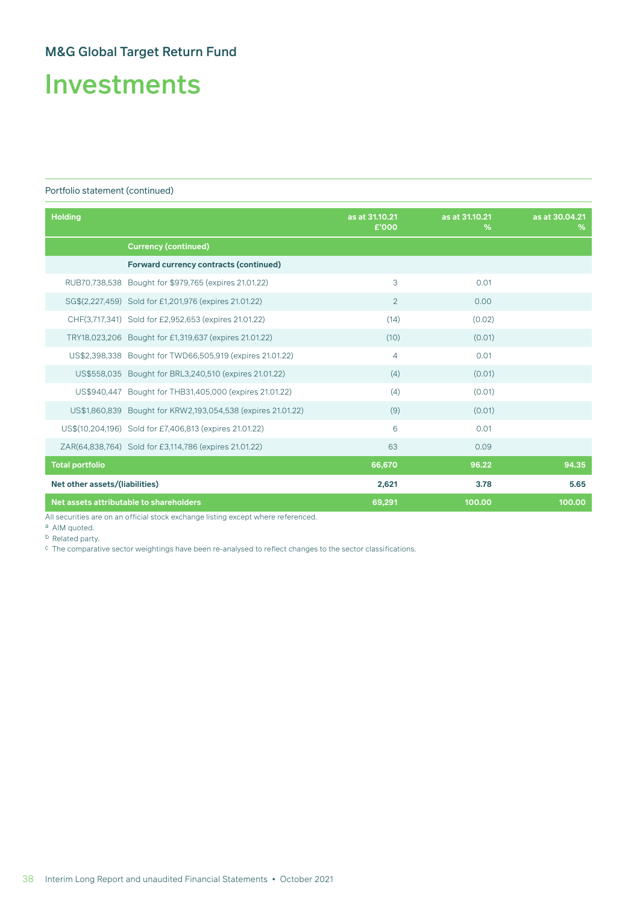## M&G Global Target Return Fund

# Investments

Portfolio statement (continued)

| Holding | | as at 31.10.21 £'000 | as at 31.10.21 % | as at 30.04.21 % |
|---|---|---|---|---|
| | **Currency (continued)** | | | |
| | **Forward currency contracts (continued)** | | | |
| RUB70,738,538 | Bought for $979,765 (expires 21.01.22) | 3 | 0.01 | |
| SG$(2,227,459) | Sold for £1,201,976 (expires 21.01.22) | 2 | 0.00 | |
| CHF(3,717,341) | Sold for £2,952,653 (expires 21.01.22) | (14) | (0.02) | |
| TRY18,023,206 | Bought for £1,319,637 (expires 21.01.22) | (10) | (0.01) | |
| US$2,398,338 | Bought for TWD66,505,919 (expires 21.01.22) | 4 | 0.01 | |
| US$558,035 | Bought for BRL3,240,510 (expires 21.01.22) | (4) | (0.01) | |
| US$940,447 | Bought for THB31,405,000 (expires 21.01.22) | (4) | (0.01) | |
| US$1,860,839 | Bought for KRW2,193,054,538 (expires 21.01.22) | (9) | (0.01) | |
| US$(10,204,196) | Sold for £7,406,813 (expires 21.01.22) | 6 | 0.01 | |
| ZAR(64,838,764) | Sold for £3,114,786 (expires 21.01.22) | 63 | 0.09 | |
| **Total portfolio** | | **66,670** | **96.22** | **94.35** |
| **Net other assets/(liabilities)** | | **2,621** | **3.78** | **5.65** |
| **Net assets attributable to shareholders** | | **69,291** | **100.00** | **100.00** |

All securities are on an official stock exchange listing except where referenced.

[a] AIM quoted.

[b] Related party.

[c] The comparative sector weightings have been re-analysed to reflect changes to the sector classifications.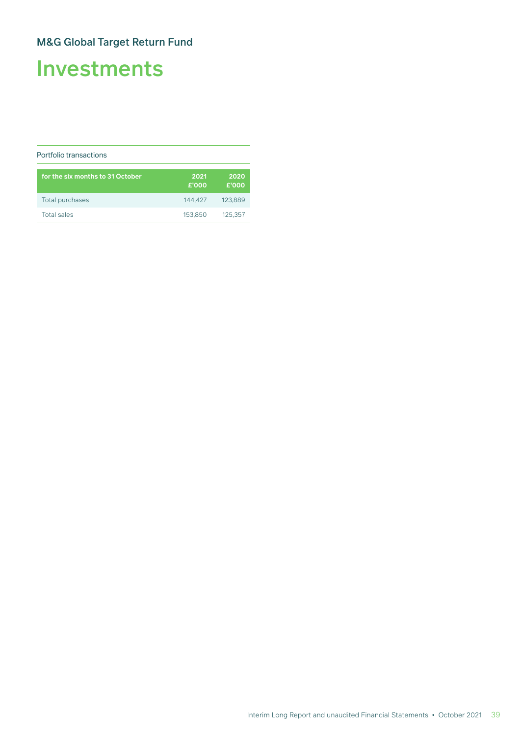## M&G Global Target Return Fund

# Investments

Portfolio transactions

| for the six months to 31 October | 2021<br>£'000 | 2020<br>£'000 |
|---|---|---|
| Total purchases | 144,427 | 123,889 |
| Total sales | 153,850 | 125,357 |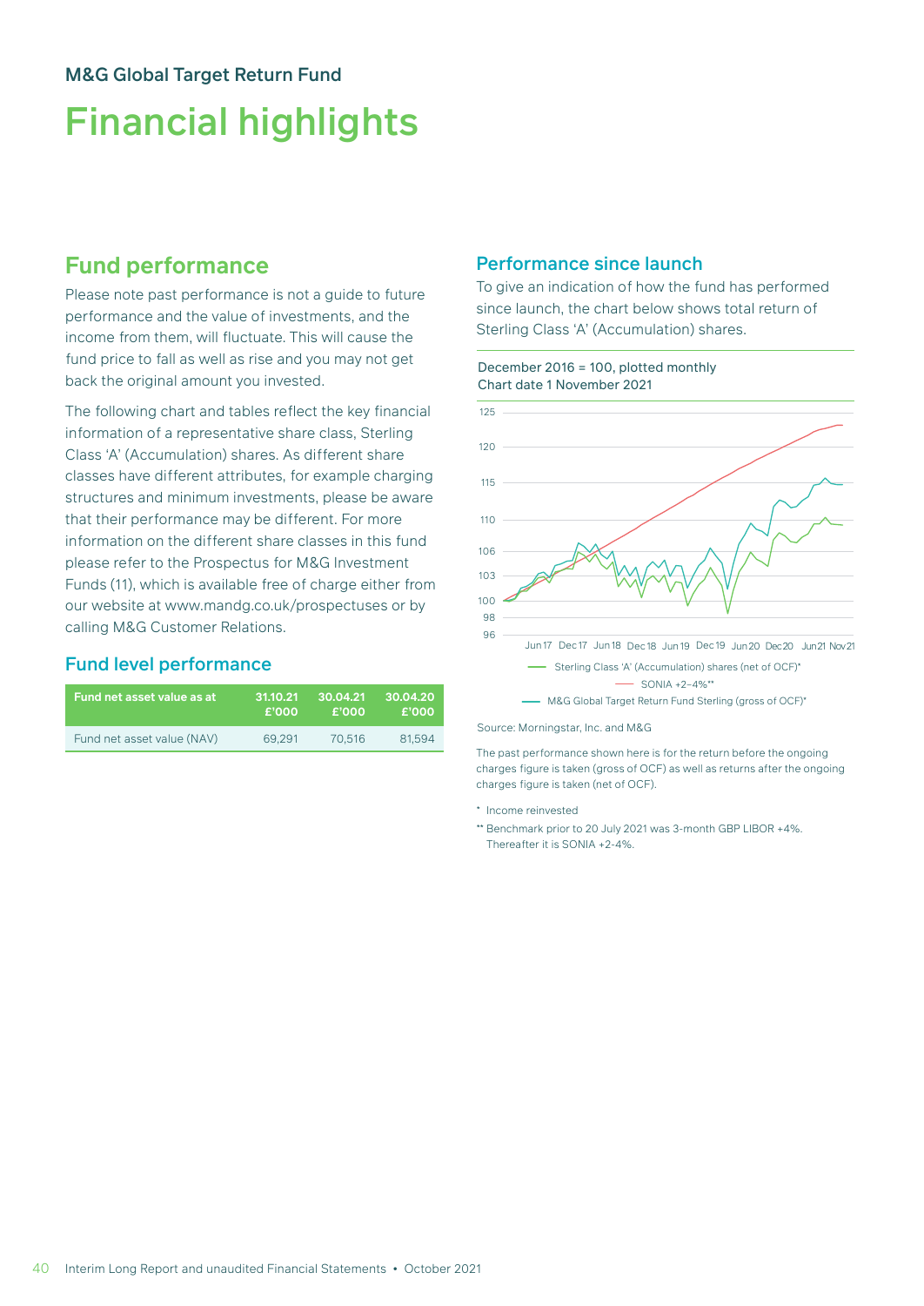## M&G Global Target Return Fund

# Financial highlights

## Fund performance

Please note past performance is not a guide to future performance and the value of investments, and the income from them, will fluctuate. This will cause the fund price to fall as well as rise and you may not get back the original amount you invested.

The following chart and tables reflect the key financial information of a representative share class, Sterling Class 'A' (Accumulation) shares. As different share classes have different attributes, for example charging structures and minimum investments, please be aware that their performance may be different. For more information on the different share classes in this fund please refer to the Prospectus for M&G Investment Funds (11), which is available free of charge either from our website at www.mandg.co.uk/prospectuses or by calling M&G Customer Relations.

### Fund level performance

| Fund net asset value as at | 31.10.21 £'000 | 30.04.21 £'000 | 30.04.20 £'000 |
|---|---|---|---|
| Fund net asset value (NAV) | 69,291 | 70,516 | 81,594 |

### Performance since launch

To give an indication of how the fund has performed since launch, the chart below shows total return of Sterling Class 'A' (Accumulation) shares.

December 2016 = 100, plotted monthly
Chart date 1 November 2021

— Sterling Class 'A' (Accumulation) shares (net of OCF)*
— SONIA +2–4%**
— M&G Global Target Return Fund Sterling (gross of OCF)*

Source: Morningstar, Inc. and M&G

The past performance shown here is for the return before the ongoing charges figure is taken (gross of OCF) as well as returns after the ongoing charges figure is taken (net of OCF).

\* Income reinvested

\*\* Benchmark prior to 20 July 2021 was 3-month GBP LIBOR +4%. Thereafter it is SONIA +2-4%.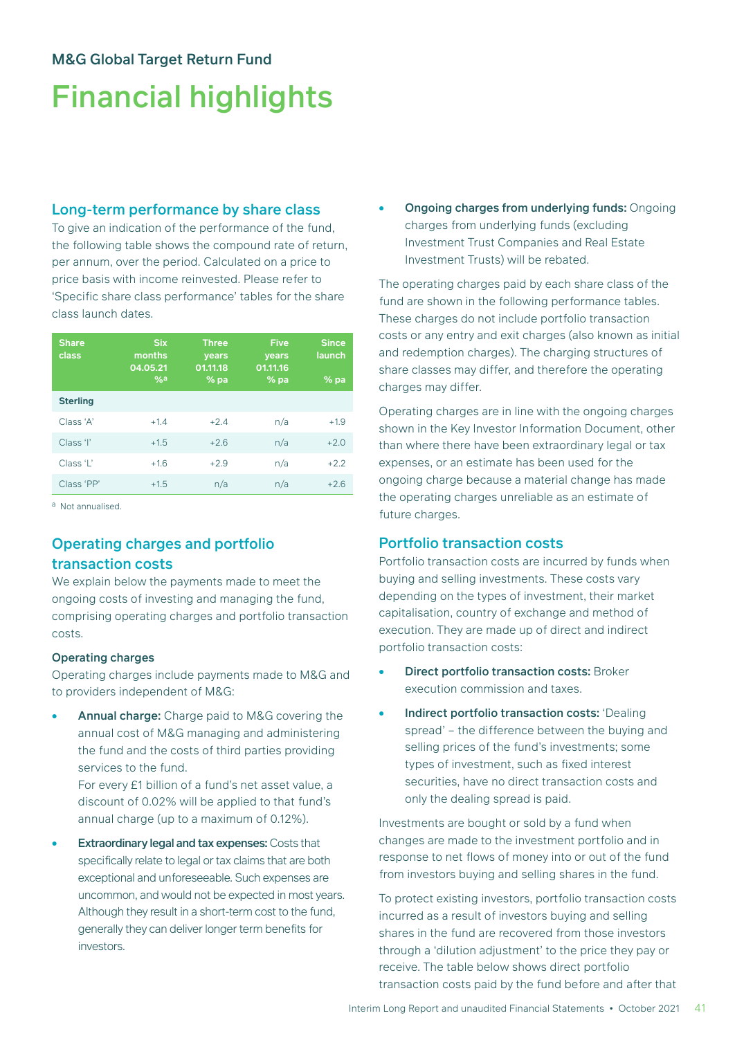## M&G Global Target Return Fund

# Financial highlights

### Long-term performance by share class

To give an indication of the performance of the fund, the following table shows the compound rate of return, per annum, over the period. Calculated on a price to price basis with income reinvested. Please refer to 'Specific share class performance' tables for the share class launch dates.

| Share class | Six months 04.05.21 %[a] | Three years 01.11.18 % pa | Five years 01.11.16 % pa | Since launch % pa |
|---|---|---|---|---|
| **Sterling** | | | | |
| Class 'A' | +1.4 | +2.4 | n/a | +1.9 |
| Class 'I' | +1.5 | +2.6 | n/a | +2.0 |
| Class 'L' | +1.6 | +2.9 | n/a | +2.2 |
| Class 'PP' | +1.5 | n/a | n/a | +2.6 |

[a] Not annualised.

### Operating charges and portfolio transaction costs

We explain below the payments made to meet the ongoing costs of investing and managing the fund, comprising operating charges and portfolio transaction costs.

#### Operating charges

Operating charges include payments made to M&G and to providers independent of M&G:

- **Annual charge:** Charge paid to M&G covering the annual cost of M&G managing and administering the fund and the costs of third parties providing services to the fund.
  For every £1 billion of a fund's net asset value, a discount of 0.02% will be applied to that fund's annual charge (up to a maximum of 0.12%).
- **Extraordinary legal and tax expenses:** Costs that specifically relate to legal or tax claims that are both exceptional and unforeseeable. Such expenses are uncommon, and would not be expected in most years. Although they result in a short-term cost to the fund, generally they can deliver longer term benefits for investors.
- **Ongoing charges from underlying funds:** Ongoing charges from underlying funds (excluding Investment Trust Companies and Real Estate Investment Trusts) will be rebated.

The operating charges paid by each share class of the fund are shown in the following performance tables. These charges do not include portfolio transaction costs or any entry and exit charges (also known as initial and redemption charges). The charging structures of share classes may differ, and therefore the operating charges may differ.

Operating charges are in line with the ongoing charges shown in the Key Investor Information Document, other than where there have been extraordinary legal or tax expenses, or an estimate has been used for the ongoing charge because a material change has made the operating charges unreliable as an estimate of future charges.

### Portfolio transaction costs

Portfolio transaction costs are incurred by funds when buying and selling investments. These costs vary depending on the types of investment, their market capitalisation, country of exchange and method of execution. They are made up of direct and indirect portfolio transaction costs:

- **Direct portfolio transaction costs:** Broker execution commission and taxes.
- **Indirect portfolio transaction costs:** 'Dealing spread' – the difference between the buying and selling prices of the fund's investments; some types of investment, such as fixed interest securities, have no direct transaction costs and only the dealing spread is paid.

Investments are bought or sold by a fund when changes are made to the investment portfolio and in response to net flows of money into or out of the fund from investors buying and selling shares in the fund.

To protect existing investors, portfolio transaction costs incurred as a result of investors buying and selling shares in the fund are recovered from those investors through a 'dilution adjustment' to the price they pay or receive. The table below shows direct portfolio transaction costs paid by the fund before and after that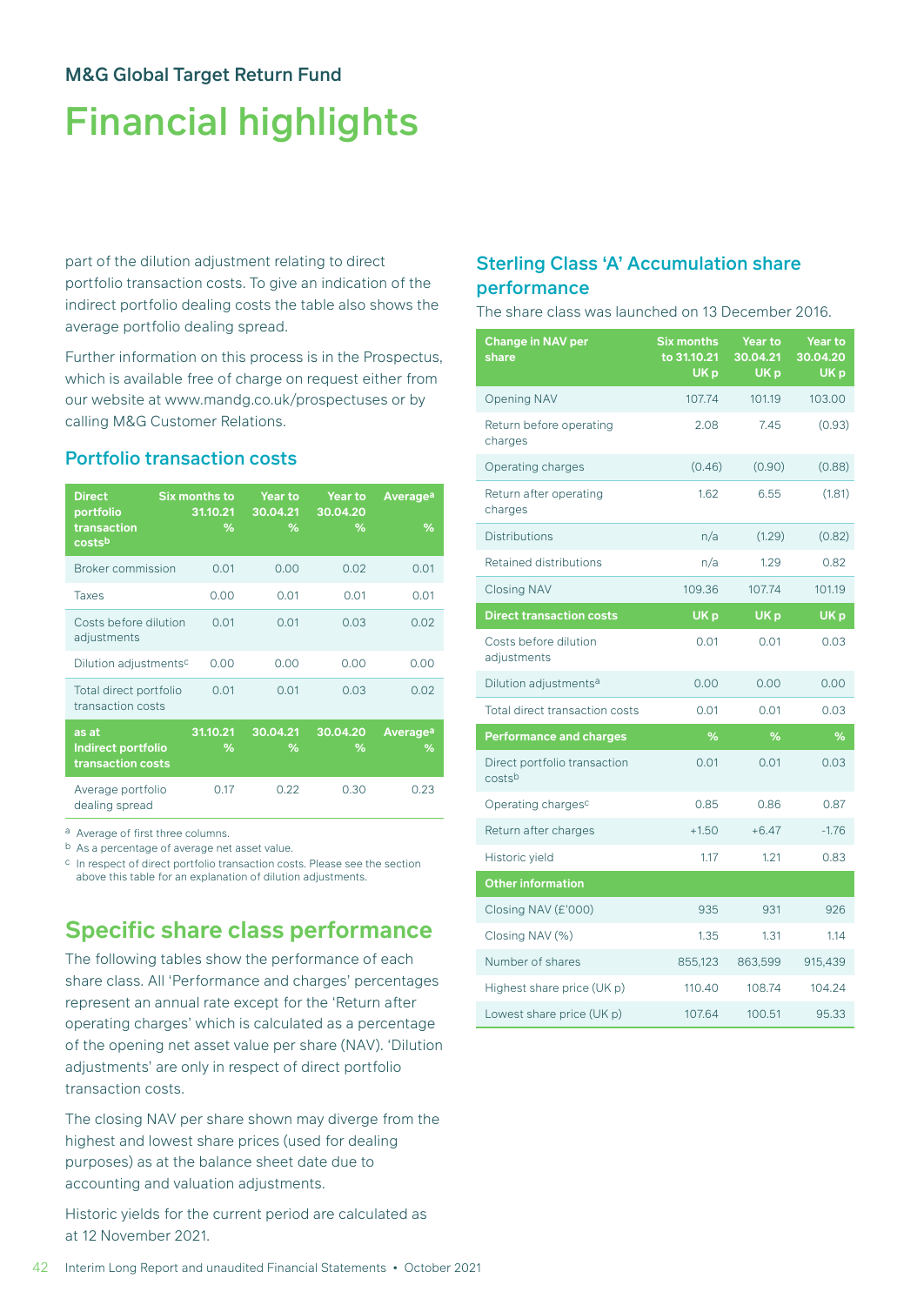## M&G Global Target Return Fund

# Financial highlights

part of the dilution adjustment relating to direct portfolio transaction costs. To give an indication of the indirect portfolio dealing costs the table also shows the average portfolio dealing spread.

Further information on this process is in the Prospectus, which is available free of charge on request either from our website at www.mandg.co.uk/prospectuses or by calling M&G Customer Relations.

### Portfolio transaction costs

| Direct portfolio transaction costs[b] | Six months to 31.10.21 % | Year to 30.04.21 % | Year to 30.04.20 % | Average[a] % |
|---|---|---|---|---|
| Broker commission | 0.01 | 0.00 | 0.02 | 0.01 |
| Taxes | 0.00 | 0.01 | 0.01 | 0.01 |
| Costs before dilution adjustments | 0.01 | 0.01 | 0.03 | 0.02 |
| Dilution adjustments[c] | 0.00 | 0.00 | 0.00 | 0.00 |
| Total direct portfolio transaction costs | 0.01 | 0.01 | 0.03 | 0.02 |
| **as at Indirect portfolio transaction costs** | **31.10.21 %** | **30.04.21 %** | **30.04.20 %** | **Average[a] %** |
| Average portfolio dealing spread | 0.17 | 0.22 | 0.30 | 0.23 |

[a] Average of first three columns.

[b] As a percentage of average net asset value.

[c] In respect of direct portfolio transaction costs. Please see the section above this table for an explanation of dilution adjustments.

## Specific share class performance

The following tables show the performance of each share class. All 'Performance and charges' percentages represent an annual rate except for the 'Return after operating charges' which is calculated as a percentage of the opening net asset value per share (NAV). 'Dilution adjustments' are only in respect of direct portfolio transaction costs.

The closing NAV per share shown may diverge from the highest and lowest share prices (used for dealing purposes) as at the balance sheet date due to accounting and valuation adjustments.

Historic yields for the current period are calculated as at 12 November 2021.

### Sterling Class 'A' Accumulation share performance

The share class was launched on 13 December 2016.

| Change in NAV per share | Six months to 31.10.21 UK p | Year to 30.04.21 UK p | Year to 30.04.20 UK p |
|---|---|---|---|
| Opening NAV | 107.74 | 101.19 | 103.00 |
| Return before operating charges | 2.08 | 7.45 | (0.93) |
| Operating charges | (0.46) | (0.90) | (0.88) |
| Return after operating charges | 1.62 | 6.55 | (1.81) |
| Distributions | n/a | (1.29) | (0.82) |
| Retained distributions | n/a | 1.29 | 0.82 |
| Closing NAV | 109.36 | 107.74 | 101.19 |
| **Direct transaction costs** | **UK p** | **UK p** | **UK p** |
| Costs before dilution adjustments | 0.01 | 0.01 | 0.03 |
| Dilution adjustments[a] | 0.00 | 0.00 | 0.00 |
| Total direct transaction costs | 0.01 | 0.01 | 0.03 |
| **Performance and charges** | **%** | **%** | **%** |
| Direct portfolio transaction costs[b] | 0.01 | 0.01 | 0.03 |
| Operating charges[c] | 0.85 | 0.86 | 0.87 |
| Return after charges | +1.50 | +6.47 | -1.76 |
| Historic yield | 1.17 | 1.21 | 0.83 |
| **Other information** | | | |
| Closing NAV (£'000) | 935 | 931 | 926 |
| Closing NAV (%) | 1.35 | 1.31 | 1.14 |
| Number of shares | 855,123 | 863,599 | 915,439 |
| Highest share price (UK p) | 110.40 | 108.74 | 104.24 |
| Lowest share price (UK p) | 107.64 | 100.51 | 95.33 |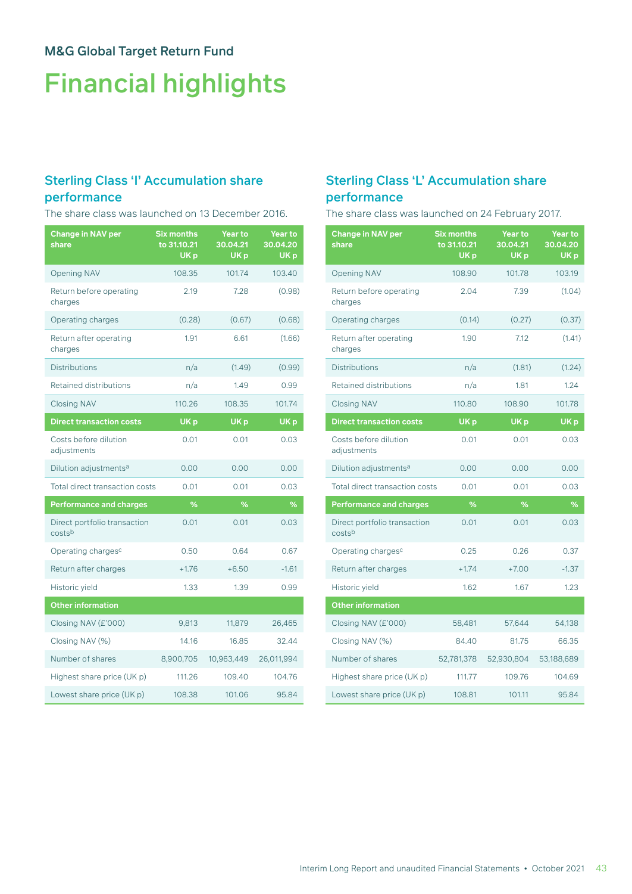M&G Global Target Return Fund

# Financial highlights

## Sterling Class 'I' Accumulation share performance

The share class was launched on 13 December 2016.

| Change in NAV per share | Six months to 31.10.21 UK p | Year to 30.04.21 UK p | Year to 30.04.20 UK p |
|---|---|---|---|
| Opening NAV | 108.35 | 101.74 | 103.40 |
| Return before operating charges | 2.19 | 7.28 | (0.98) |
| Operating charges | (0.28) | (0.67) | (0.68) |
| Return after operating charges | 1.91 | 6.61 | (1.66) |
| Distributions | n/a | (1.49) | (0.99) |
| Retained distributions | n/a | 1.49 | 0.99 |
| Closing NAV | 110.26 | 108.35 | 101.74 |
| **Direct transaction costs** | **UK p** | **UK p** | **UK p** |
| Costs before dilution adjustments | 0.01 | 0.01 | 0.03 |
| Dilution adjustments[a] | 0.00 | 0.00 | 0.00 |
| Total direct transaction costs | 0.01 | 0.01 | 0.03 |
| **Performance and charges** | **%** | **%** | **%** |
| Direct portfolio transaction costs[b] | 0.01 | 0.01 | 0.03 |
| Operating charges[c] | 0.50 | 0.64 | 0.67 |
| Return after charges | +1.76 | +6.50 | -1.61 |
| Historic yield | 1.33 | 1.39 | 0.99 |
| **Other information** | | | |
| Closing NAV (£'000) | 9,813 | 11,879 | 26,465 |
| Closing NAV (%) | 14.16 | 16.85 | 32.44 |
| Number of shares | 8,900,705 | 10,963,449 | 26,011,994 |
| Highest share price (UK p) | 111.26 | 109.40 | 104.76 |
| Lowest share price (UK p) | 108.38 | 101.06 | 95.84 |

## Sterling Class 'L' Accumulation share performance

The share class was launched on 24 February 2017.

| Change in NAV per share | Six months to 31.10.21 UK p | Year to 30.04.21 UK p | Year to 30.04.20 UK p |
|---|---|---|---|
| Opening NAV | 108.90 | 101.78 | 103.19 |
| Return before operating charges | 2.04 | 7.39 | (1.04) |
| Operating charges | (0.14) | (0.27) | (0.37) |
| Return after operating charges | 1.90 | 7.12 | (1.41) |
| Distributions | n/a | (1.81) | (1.24) |
| Retained distributions | n/a | 1.81 | 1.24 |
| Closing NAV | 110.80 | 108.90 | 101.78 |
| **Direct transaction costs** | **UK p** | **UK p** | **UK p** |
| Costs before dilution adjustments | 0.01 | 0.01 | 0.03 |
| Dilution adjustments[a] | 0.00 | 0.00 | 0.00 |
| Total direct transaction costs | 0.01 | 0.01 | 0.03 |
| **Performance and charges** | **%** | **%** | **%** |
| Direct portfolio transaction costs[b] | 0.01 | 0.01 | 0.03 |
| Operating charges[c] | 0.25 | 0.26 | 0.37 |
| Return after charges | +1.74 | +7.00 | -1.37 |
| Historic yield | 1.62 | 1.67 | 1.23 |
| **Other information** | | | |
| Closing NAV (£'000) | 58,481 | 57,644 | 54,138 |
| Closing NAV (%) | 84.40 | 81.75 | 66.35 |
| Number of shares | 52,781,378 | 52,930,804 | 53,188,689 |
| Highest share price (UK p) | 111.77 | 109.76 | 104.69 |
| Lowest share price (UK p) | 108.81 | 101.11 | 95.84 |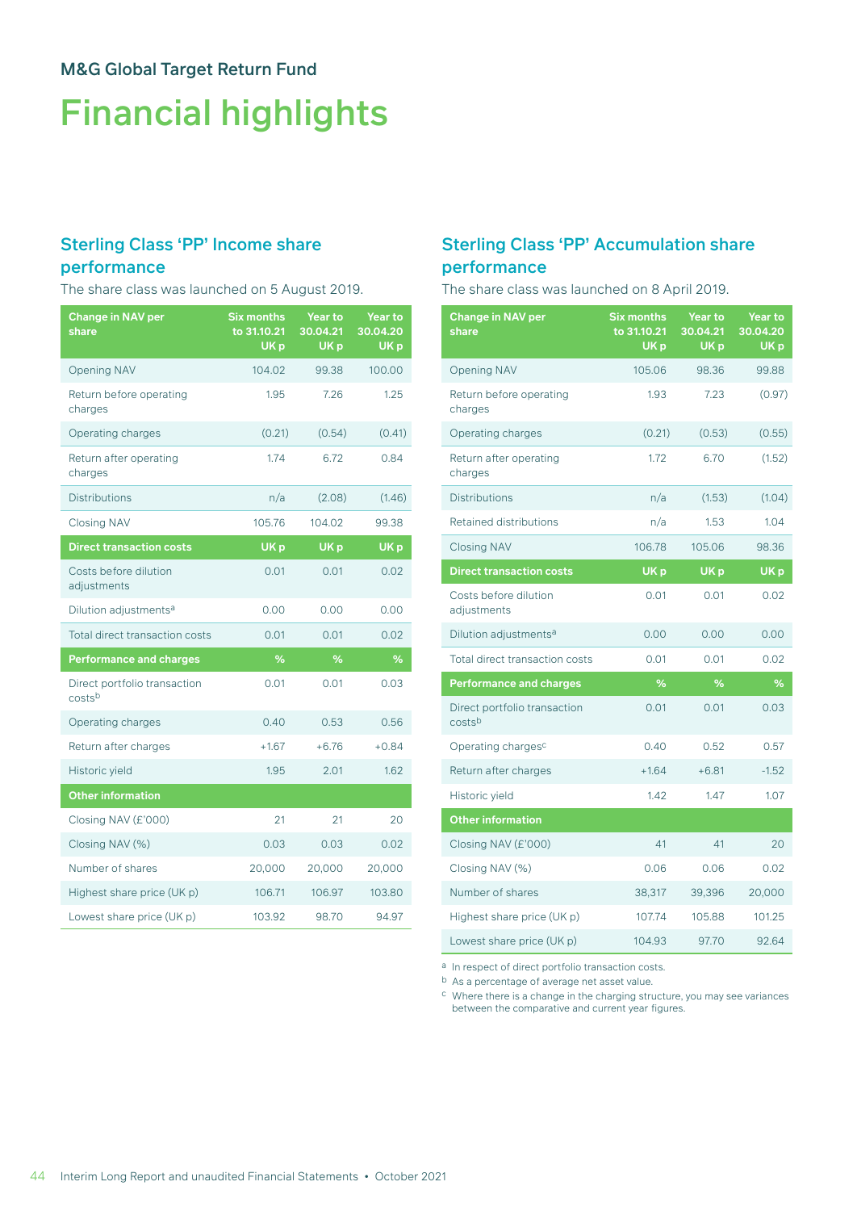## M&G Global Target Return Fund

# Financial highlights

### Sterling Class 'PP' Income share performance

The share class was launched on 5 August 2019.

| Change in NAV per share | Six months to 31.10.21 UK p | Year to 30.04.21 UK p | Year to 30.04.20 UK p |
|---|---|---|---|
| Opening NAV | 104.02 | 99.38 | 100.00 |
| Return before operating charges | 1.95 | 7.26 | 1.25 |
| Operating charges | (0.21) | (0.54) | (0.41) |
| Return after operating charges | 1.74 | 6.72 | 0.84 |
| Distributions | n/a | (2.08) | (1.46) |
| Closing NAV | 105.76 | 104.02 | 99.38 |
| **Direct transaction costs** | **UK p** | **UK p** | **UK p** |
| Costs before dilution adjustments | 0.01 | 0.01 | 0.02 |
| Dilution adjustments[a] | 0.00 | 0.00 | 0.00 |
| Total direct transaction costs | 0.01 | 0.01 | 0.02 |
| **Performance and charges** | **%** | **%** | **%** |
| Direct portfolio transaction costs[b] | 0.01 | 0.01 | 0.03 |
| Operating charges | 0.40 | 0.53 | 0.56 |
| Return after charges | +1.67 | +6.76 | +0.84 |
| Historic yield | 1.95 | 2.01 | 1.62 |
| **Other information** | | | |
| Closing NAV (£'000) | 21 | 21 | 20 |
| Closing NAV (%) | 0.03 | 0.03 | 0.02 |
| Number of shares | 20,000 | 20,000 | 20,000 |
| Highest share price (UK p) | 106.71 | 106.97 | 103.80 |
| Lowest share price (UK p) | 103.92 | 98.70 | 94.97 |

### Sterling Class 'PP' Accumulation share performance

The share class was launched on 8 April 2019.

| Change in NAV per share | Six months to 31.10.21 UK p | Year to 30.04.21 UK p | Year to 30.04.20 UK p |
|---|---|---|---|
| Opening NAV | 105.06 | 98.36 | 99.88 |
| Return before operating charges | 1.93 | 7.23 | (0.97) |
| Operating charges | (0.21) | (0.53) | (0.55) |
| Return after operating charges | 1.72 | 6.70 | (1.52) |
| Distributions | n/a | (1.53) | (1.04) |
| Retained distributions | n/a | 1.53 | 1.04 |
| Closing NAV | 106.78 | 105.06 | 98.36 |
| **Direct transaction costs** | **UK p** | **UK p** | **UK p** |
| Costs before dilution adjustments | 0.01 | 0.01 | 0.02 |
| Dilution adjustments[a] | 0.00 | 0.00 | 0.00 |
| Total direct transaction costs | 0.01 | 0.01 | 0.02 |
| **Performance and charges** | **%** | **%** | **%** |
| Direct portfolio transaction costs[b] | 0.01 | 0.01 | 0.03 |
| Operating charges[c] | 0.40 | 0.52 | 0.57 |
| Return after charges | +1.64 | +6.81 | -1.52 |
| Historic yield | 1.42 | 1.47 | 1.07 |
| **Other information** | | | |
| Closing NAV (£'000) | 41 | 41 | 20 |
| Closing NAV (%) | 0.06 | 0.06 | 0.02 |
| Number of shares | 38,317 | 39,396 | 20,000 |
| Highest share price (UK p) | 107.74 | 105.88 | 101.25 |
| Lowest share price (UK p) | 104.93 | 97.70 | 92.64 |

[a] In respect of direct portfolio transaction costs.

[b] As a percentage of average net asset value.

[c] Where there is a change in the charging structure, you may see variances between the comparative and current year figures.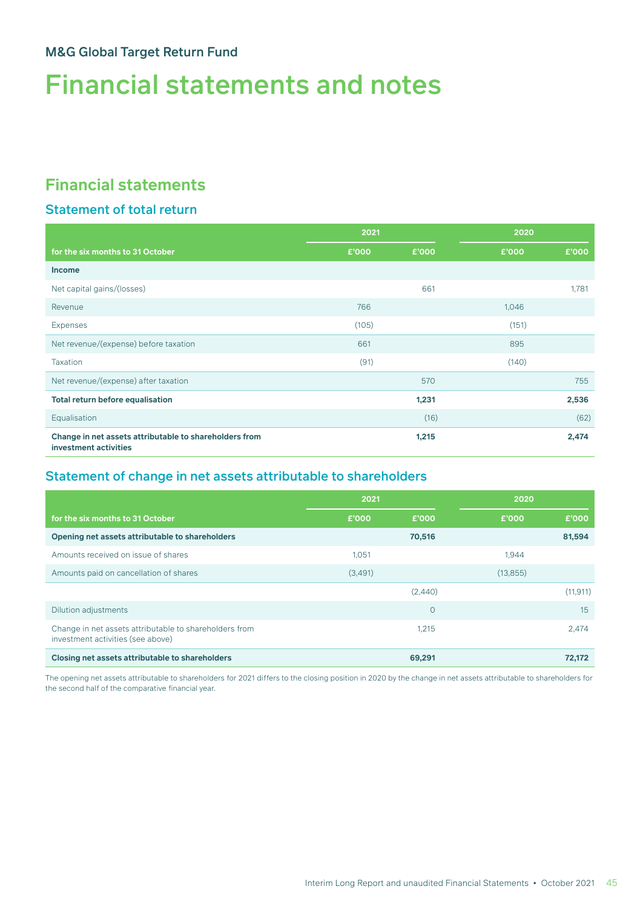M&G Global Target Return Fund

# Financial statements and notes

## Financial statements

### Statement of total return

| for the six months to 31 October | 2021 £'000 | 2021 £'000 | 2020 £'000 | 2020 £'000 |
|---|---|---|---|---|
| **Income** | | | | |
| Net capital gains/(losses) | | 661 | | 1,781 |
| Revenue | 766 | | 1,046 | |
| Expenses | (105) | | (151) | |
| Net revenue/(expense) before taxation | 661 | | 895 | |
| Taxation | (91) | | (140) | |
| Net revenue/(expense) after taxation | | 570 | | 755 |
| **Total return before equalisation** | | **1,231** | | **2,536** |
| Equalisation | | (16) | | (62) |
| **Change in net assets attributable to shareholders from investment activities** | | **1,215** | | **2,474** |

### Statement of change in net assets attributable to shareholders

| for the six months to 31 October | 2021 £'000 | 2021 £'000 | 2020 £'000 | 2020 £'000 |
|---|---|---|---|---|
| **Opening net assets attributable to shareholders** | | **70,516** | | **81,594** |
| Amounts received on issue of shares | 1,051 | | 1,944 | |
| Amounts paid on cancellation of shares | (3,491) | | (13,855) | |
| | | (2,440) | | (11,911) |
| Dilution adjustments | | 0 | | 15 |
| Change in net assets attributable to shareholders from investment activities (see above) | | 1,215 | | 2,474 |
| **Closing net assets attributable to shareholders** | | **69,291** | | **72,172** |

The opening net assets attributable to shareholders for 2021 differs to the closing position in 2020 by the change in net assets attributable to shareholders for the second half of the comparative financial year.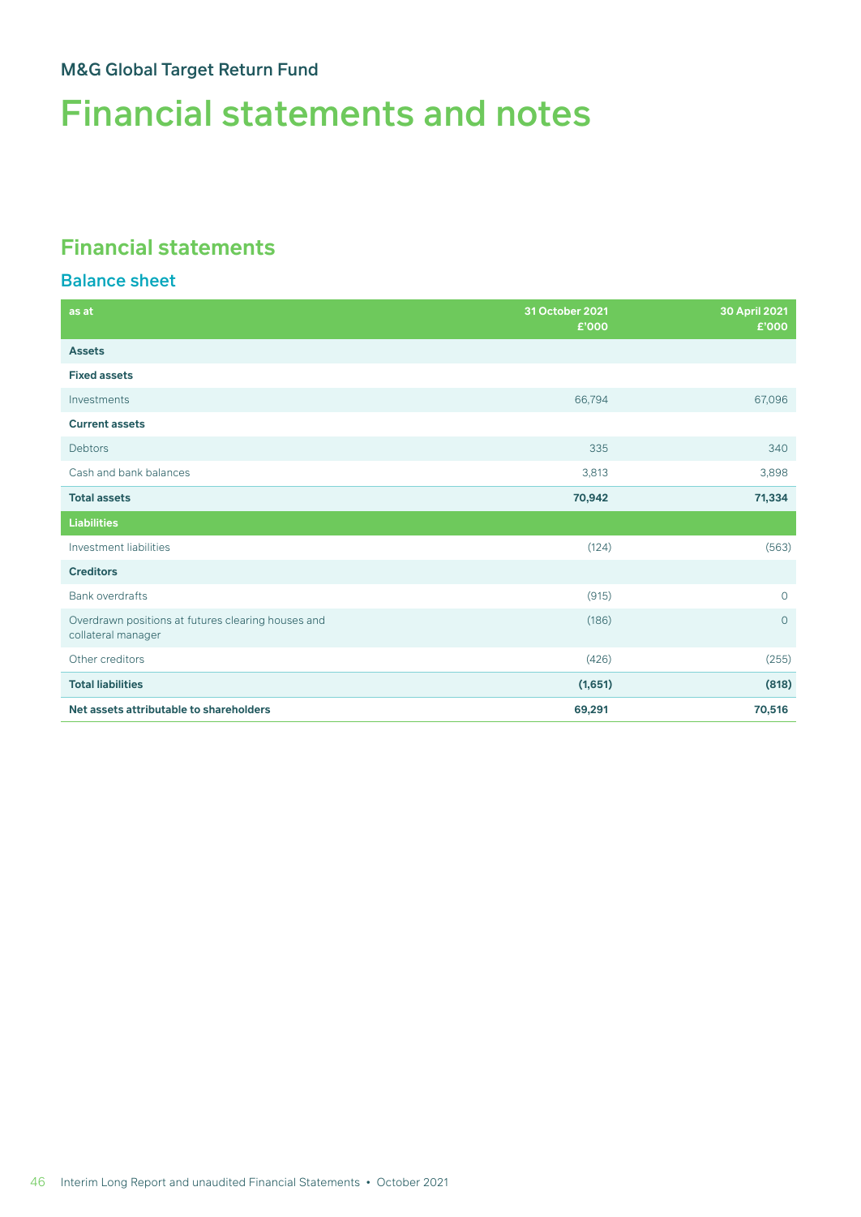M&G Global Target Return Fund

# Financial statements and notes

## Financial statements

### Balance sheet

| as at | 31 October 2021 £'000 | 30 April 2021 £'000 |
|---|---|---|
| **Assets** | | |
| **Fixed assets** | | |
| Investments | 66,794 | 67,096 |
| **Current assets** | | |
| Debtors | 335 | 340 |
| Cash and bank balances | 3,813 | 3,898 |
| **Total assets** | **70,942** | **71,334** |
| **Liabilities** | | |
| Investment liabilities | (124) | (563) |
| **Creditors** | | |
| Bank overdrafts | (915) | 0 |
| Overdrawn positions at futures clearing houses and collateral manager | (186) | 0 |
| Other creditors | (426) | (255) |
| **Total liabilities** | **(1,651)** | **(818)** |
| **Net assets attributable to shareholders** | **69,291** | **70,516** |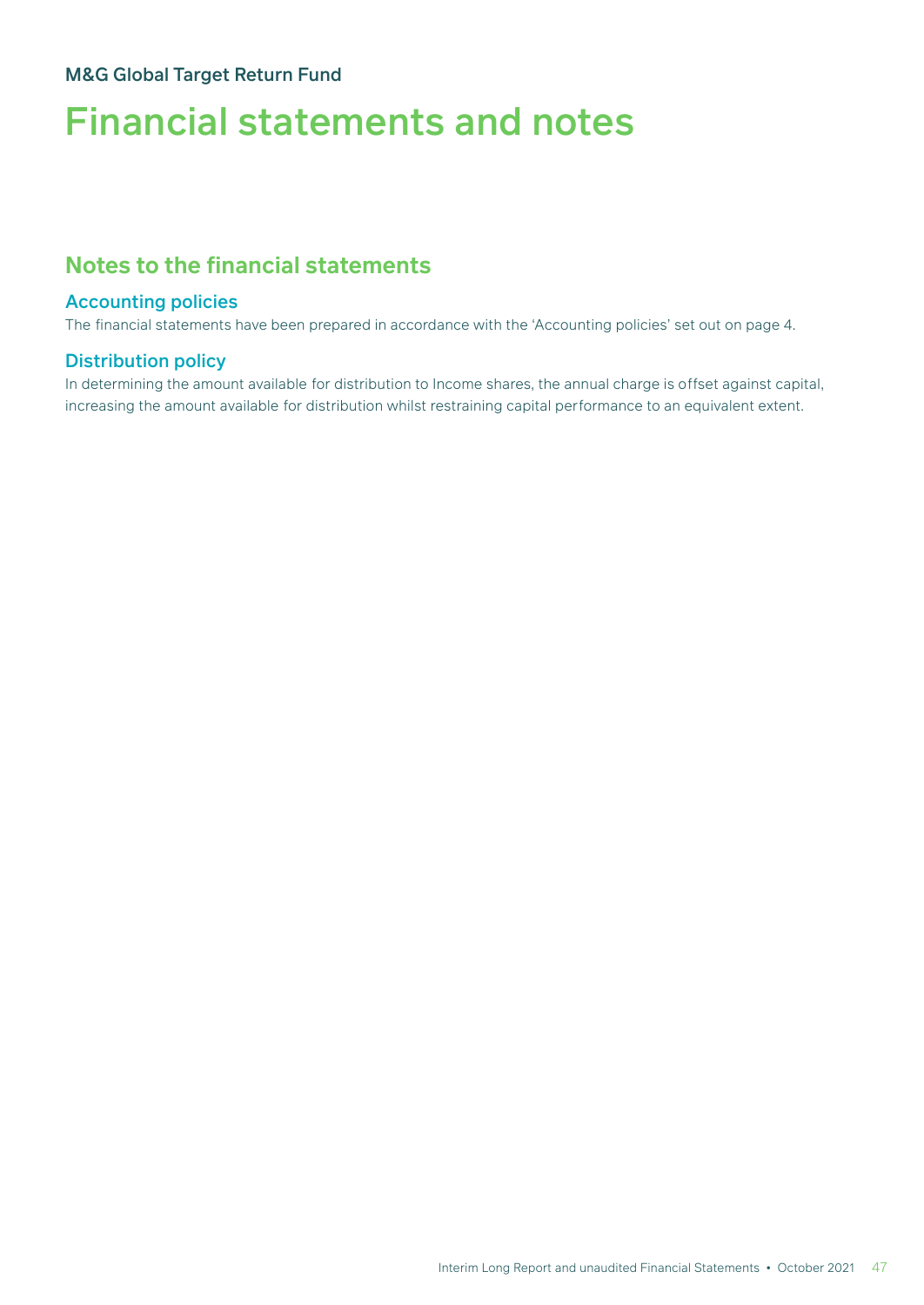M&G Global Target Return Fund

# Financial statements and notes

## Notes to the financial statements

### Accounting policies

The financial statements have been prepared in accordance with the 'Accounting policies' set out on page 4.

### Distribution policy

In determining the amount available for distribution to Income shares, the annual charge is offset against capital, increasing the amount available for distribution whilst restraining capital performance to an equivalent extent.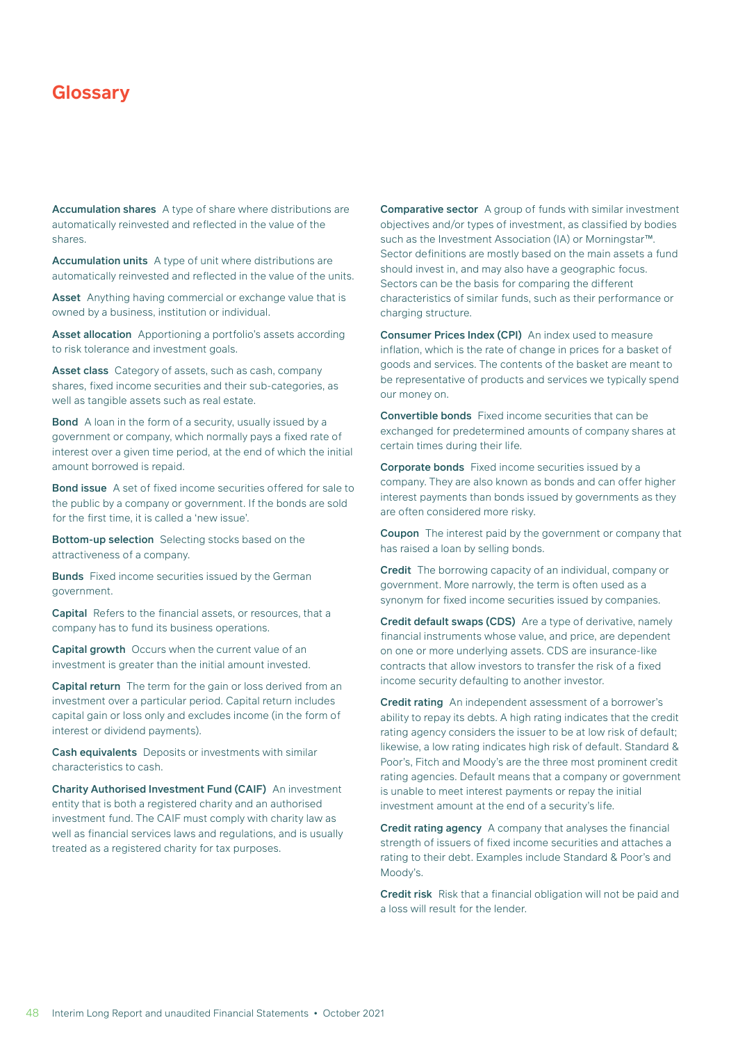# Glossary

**Accumulation shares** A type of share where distributions are automatically reinvested and reflected in the value of the shares.

**Accumulation units** A type of unit where distributions are automatically reinvested and reflected in the value of the units.

**Asset** Anything having commercial or exchange value that is owned by a business, institution or individual.

**Asset allocation** Apportioning a portfolio's assets according to risk tolerance and investment goals.

**Asset class** Category of assets, such as cash, company shares, fixed income securities and their sub-categories, as well as tangible assets such as real estate.

**Bond** A loan in the form of a security, usually issued by a government or company, which normally pays a fixed rate of interest over a given time period, at the end of which the initial amount borrowed is repaid.

**Bond issue** A set of fixed income securities offered for sale to the public by a company or government. If the bonds are sold for the first time, it is called a 'new issue'.

**Bottom-up selection** Selecting stocks based on the attractiveness of a company.

**Bunds** Fixed income securities issued by the German government.

**Capital** Refers to the financial assets, or resources, that a company has to fund its business operations.

**Capital growth** Occurs when the current value of an investment is greater than the initial amount invested.

**Capital return** The term for the gain or loss derived from an investment over a particular period. Capital return includes capital gain or loss only and excludes income (in the form of interest or dividend payments).

**Cash equivalents** Deposits or investments with similar characteristics to cash.

**Charity Authorised Investment Fund (CAIF)** An investment entity that is both a registered charity and an authorised investment fund. The CAIF must comply with charity law as well as financial services laws and regulations, and is usually treated as a registered charity for tax purposes.

**Comparative sector** A group of funds with similar investment objectives and/or types of investment, as classified by bodies such as the Investment Association (IA) or Morningstar™. Sector definitions are mostly based on the main assets a fund should invest in, and may also have a geographic focus. Sectors can be the basis for comparing the different characteristics of similar funds, such as their performance or charging structure.

**Consumer Prices Index (CPI)** An index used to measure inflation, which is the rate of change in prices for a basket of goods and services. The contents of the basket are meant to be representative of products and services we typically spend our money on.

**Convertible bonds** Fixed income securities that can be exchanged for predetermined amounts of company shares at certain times during their life.

**Corporate bonds** Fixed income securities issued by a company. They are also known as bonds and can offer higher interest payments than bonds issued by governments as they are often considered more risky.

**Coupon** The interest paid by the government or company that has raised a loan by selling bonds.

**Credit** The borrowing capacity of an individual, company or government. More narrowly, the term is often used as a synonym for fixed income securities issued by companies.

**Credit default swaps (CDS)** Are a type of derivative, namely financial instruments whose value, and price, are dependent on one or more underlying assets. CDS are insurance-like contracts that allow investors to transfer the risk of a fixed income security defaulting to another investor.

**Credit rating** An independent assessment of a borrower's ability to repay its debts. A high rating indicates that the credit rating agency considers the issuer to be at low risk of default; likewise, a low rating indicates high risk of default. Standard & Poor's, Fitch and Moody's are the three most prominent credit rating agencies. Default means that a company or government is unable to meet interest payments or repay the initial investment amount at the end of a security's life.

**Credit rating agency** A company that analyses the financial strength of issuers of fixed income securities and attaches a rating to their debt. Examples include Standard & Poor's and Moody's.

**Credit risk** Risk that a financial obligation will not be paid and a loss will result for the lender.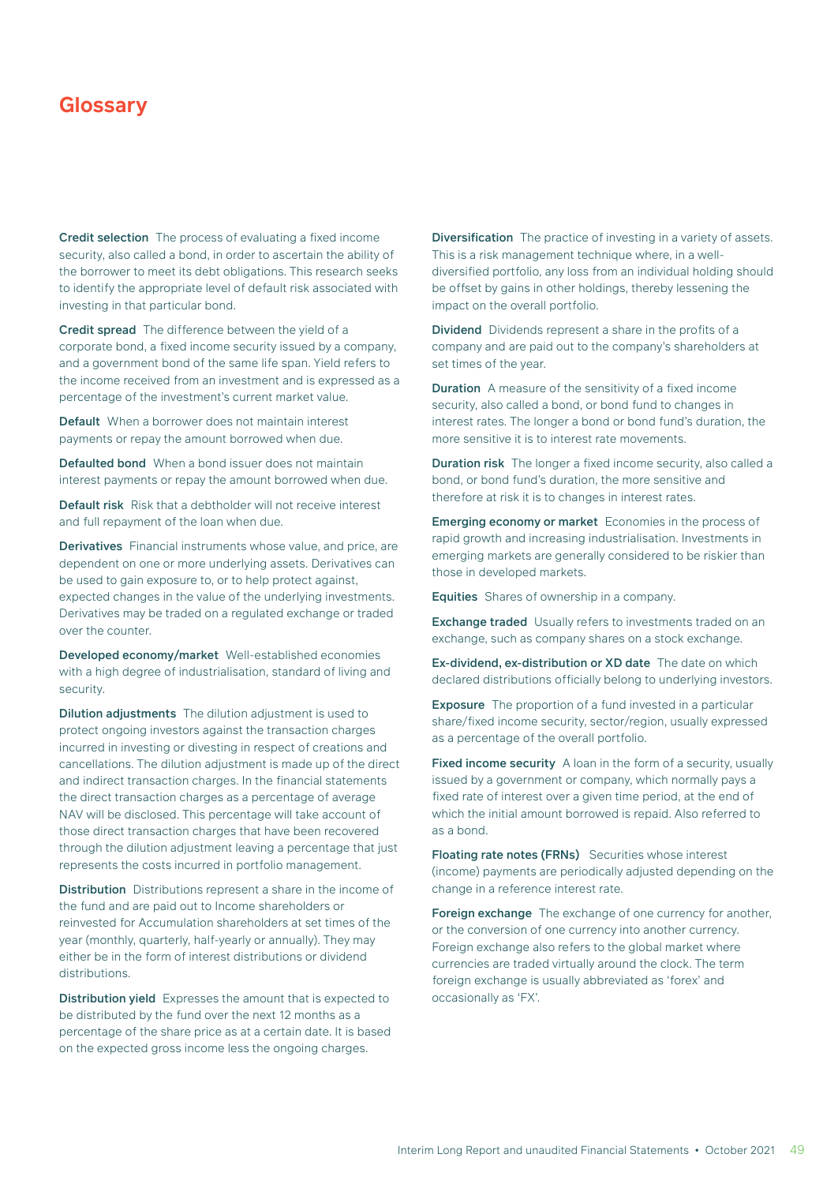# Glossary

**Credit selection** The process of evaluating a fixed income security, also called a bond, in order to ascertain the ability of the borrower to meet its debt obligations. This research seeks to identify the appropriate level of default risk associated with investing in that particular bond.

**Credit spread** The difference between the yield of a corporate bond, a fixed income security issued by a company, and a government bond of the same life span. Yield refers to the income received from an investment and is expressed as a percentage of the investment's current market value.

**Default** When a borrower does not maintain interest payments or repay the amount borrowed when due.

**Defaulted bond** When a bond issuer does not maintain interest payments or repay the amount borrowed when due.

**Default risk** Risk that a debtholder will not receive interest and full repayment of the loan when due.

**Derivatives** Financial instruments whose value, and price, are dependent on one or more underlying assets. Derivatives can be used to gain exposure to, or to help protect against, expected changes in the value of the underlying investments. Derivatives may be traded on a regulated exchange or traded over the counter.

**Developed economy/market** Well-established economies with a high degree of industrialisation, standard of living and security.

**Dilution adjustments** The dilution adjustment is used to protect ongoing investors against the transaction charges incurred in investing or divesting in respect of creations and cancellations. The dilution adjustment is made up of the direct and indirect transaction charges. In the financial statements the direct transaction charges as a percentage of average NAV will be disclosed. This percentage will take account of those direct transaction charges that have been recovered through the dilution adjustment leaving a percentage that just represents the costs incurred in portfolio management.

**Distribution** Distributions represent a share in the income of the fund and are paid out to Income shareholders or reinvested for Accumulation shareholders at set times of the year (monthly, quarterly, half-yearly or annually). They may either be in the form of interest distributions or dividend distributions.

**Distribution yield** Expresses the amount that is expected to be distributed by the fund over the next 12 months as a percentage of the share price as at a certain date. It is based on the expected gross income less the ongoing charges.

**Diversification** The practice of investing in a variety of assets. This is a risk management technique where, in a well-diversified portfolio, any loss from an individual holding should be offset by gains in other holdings, thereby lessening the impact on the overall portfolio.

**Dividend** Dividends represent a share in the profits of a company and are paid out to the company's shareholders at set times of the year.

**Duration** A measure of the sensitivity of a fixed income security, also called a bond, or bond fund to changes in interest rates. The longer a bond or bond fund's duration, the more sensitive it is to interest rate movements.

**Duration risk** The longer a fixed income security, also called a bond, or bond fund's duration, the more sensitive and therefore at risk it is to changes in interest rates.

**Emerging economy or market** Economies in the process of rapid growth and increasing industrialisation. Investments in emerging markets are generally considered to be riskier than those in developed markets.

**Equities** Shares of ownership in a company.

**Exchange traded** Usually refers to investments traded on an exchange, such as company shares on a stock exchange.

**Ex-dividend, ex-distribution or XD date** The date on which declared distributions officially belong to underlying investors.

**Exposure** The proportion of a fund invested in a particular share/fixed income security, sector/region, usually expressed as a percentage of the overall portfolio.

**Fixed income security** A loan in the form of a security, usually issued by a government or company, which normally pays a fixed rate of interest over a given time period, at the end of which the initial amount borrowed is repaid. Also referred to as a bond.

**Floating rate notes (FRNs)** Securities whose interest (income) payments are periodically adjusted depending on the change in a reference interest rate.

**Foreign exchange** The exchange of one currency for another, or the conversion of one currency into another currency. Foreign exchange also refers to the global market where currencies are traded virtually around the clock. The term foreign exchange is usually abbreviated as 'forex' and occasionally as 'FX'.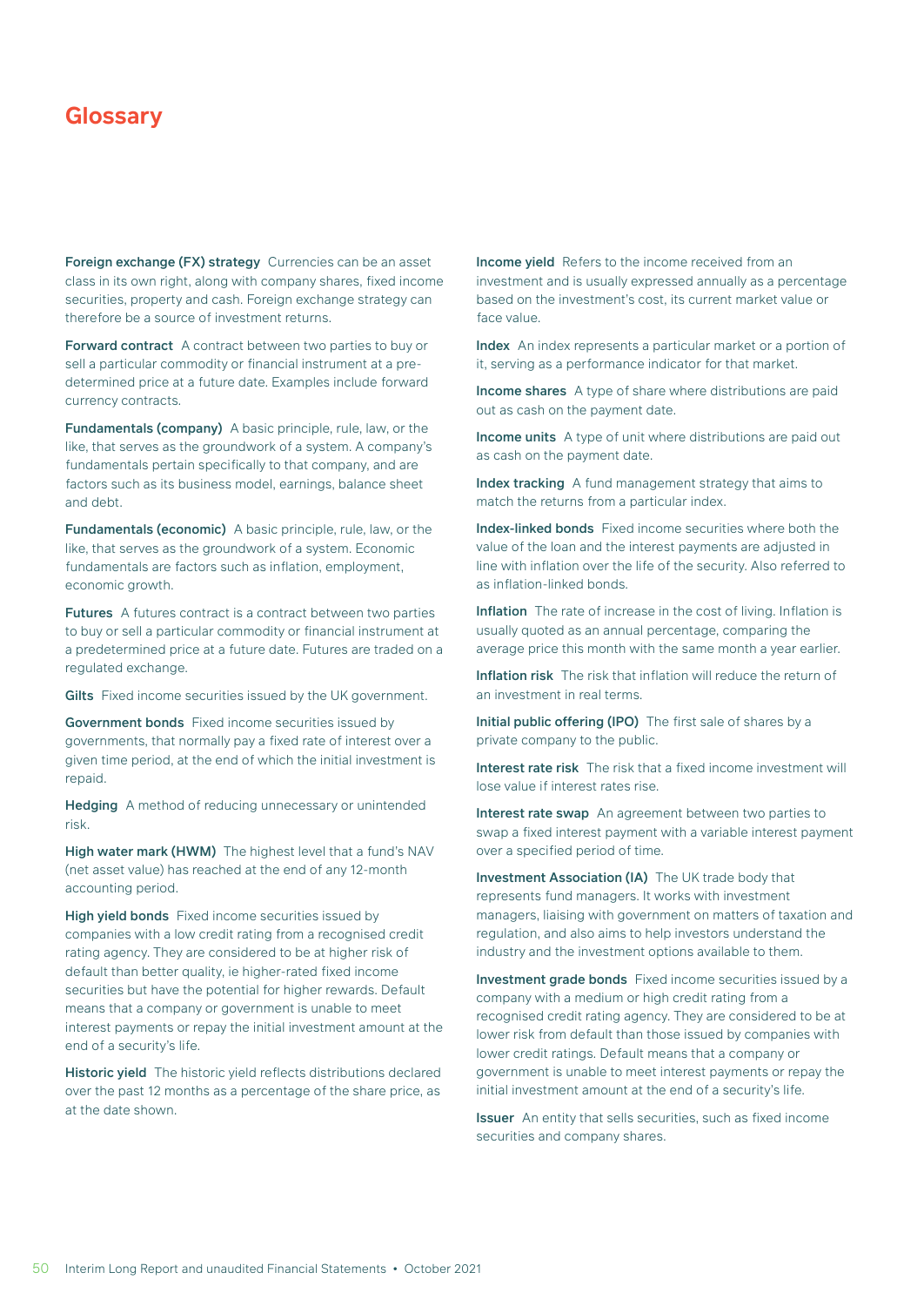# Glossary

**Foreign exchange (FX) strategy** Currencies can be an asset class in its own right, along with company shares, fixed income securities, property and cash. Foreign exchange strategy can therefore be a source of investment returns.

**Forward contract** A contract between two parties to buy or sell a particular commodity or financial instrument at a pre-determined price at a future date. Examples include forward currency contracts.

**Fundamentals (company)** A basic principle, rule, law, or the like, that serves as the groundwork of a system. A company's fundamentals pertain specifically to that company, and are factors such as its business model, earnings, balance sheet and debt.

**Fundamentals (economic)** A basic principle, rule, law, or the like, that serves as the groundwork of a system. Economic fundamentals are factors such as inflation, employment, economic growth.

**Futures** A futures contract is a contract between two parties to buy or sell a particular commodity or financial instrument at a predetermined price at a future date. Futures are traded on a regulated exchange.

**Gilts** Fixed income securities issued by the UK government.

**Government bonds** Fixed income securities issued by governments, that normally pay a fixed rate of interest over a given time period, at the end of which the initial investment is repaid.

**Hedging** A method of reducing unnecessary or unintended risk.

**High water mark (HWM)** The highest level that a fund's NAV (net asset value) has reached at the end of any 12-month accounting period.

**High yield bonds** Fixed income securities issued by companies with a low credit rating from a recognised credit rating agency. They are considered to be at higher risk of default than better quality, ie higher-rated fixed income securities but have the potential for higher rewards. Default means that a company or government is unable to meet interest payments or repay the initial investment amount at the end of a security's life.

**Historic yield** The historic yield reflects distributions declared over the past 12 months as a percentage of the share price, as at the date shown.

**Income yield** Refers to the income received from an investment and is usually expressed annually as a percentage based on the investment's cost, its current market value or face value.

**Index** An index represents a particular market or a portion of it, serving as a performance indicator for that market.

**Income shares** A type of share where distributions are paid out as cash on the payment date.

**Income units** A type of unit where distributions are paid out as cash on the payment date.

**Index tracking** A fund management strategy that aims to match the returns from a particular index.

**Index-linked bonds** Fixed income securities where both the value of the loan and the interest payments are adjusted in line with inflation over the life of the security. Also referred to as inflation-linked bonds.

**Inflation** The rate of increase in the cost of living. Inflation is usually quoted as an annual percentage, comparing the average price this month with the same month a year earlier.

**Inflation risk** The risk that inflation will reduce the return of an investment in real terms.

**Initial public offering (IPO)** The first sale of shares by a private company to the public.

**Interest rate risk** The risk that a fixed income investment will lose value if interest rates rise.

**Interest rate swap** An agreement between two parties to swap a fixed interest payment with a variable interest payment over a specified period of time.

**Investment Association (IA)** The UK trade body that represents fund managers. It works with investment managers, liaising with government on matters of taxation and regulation, and also aims to help investors understand the industry and the investment options available to them.

**Investment grade bonds** Fixed income securities issued by a company with a medium or high credit rating from a recognised credit rating agency. They are considered to be at lower risk from default than those issued by companies with lower credit ratings. Default means that a company or government is unable to meet interest payments or repay the initial investment amount at the end of a security's life.

**Issuer** An entity that sells securities, such as fixed income securities and company shares.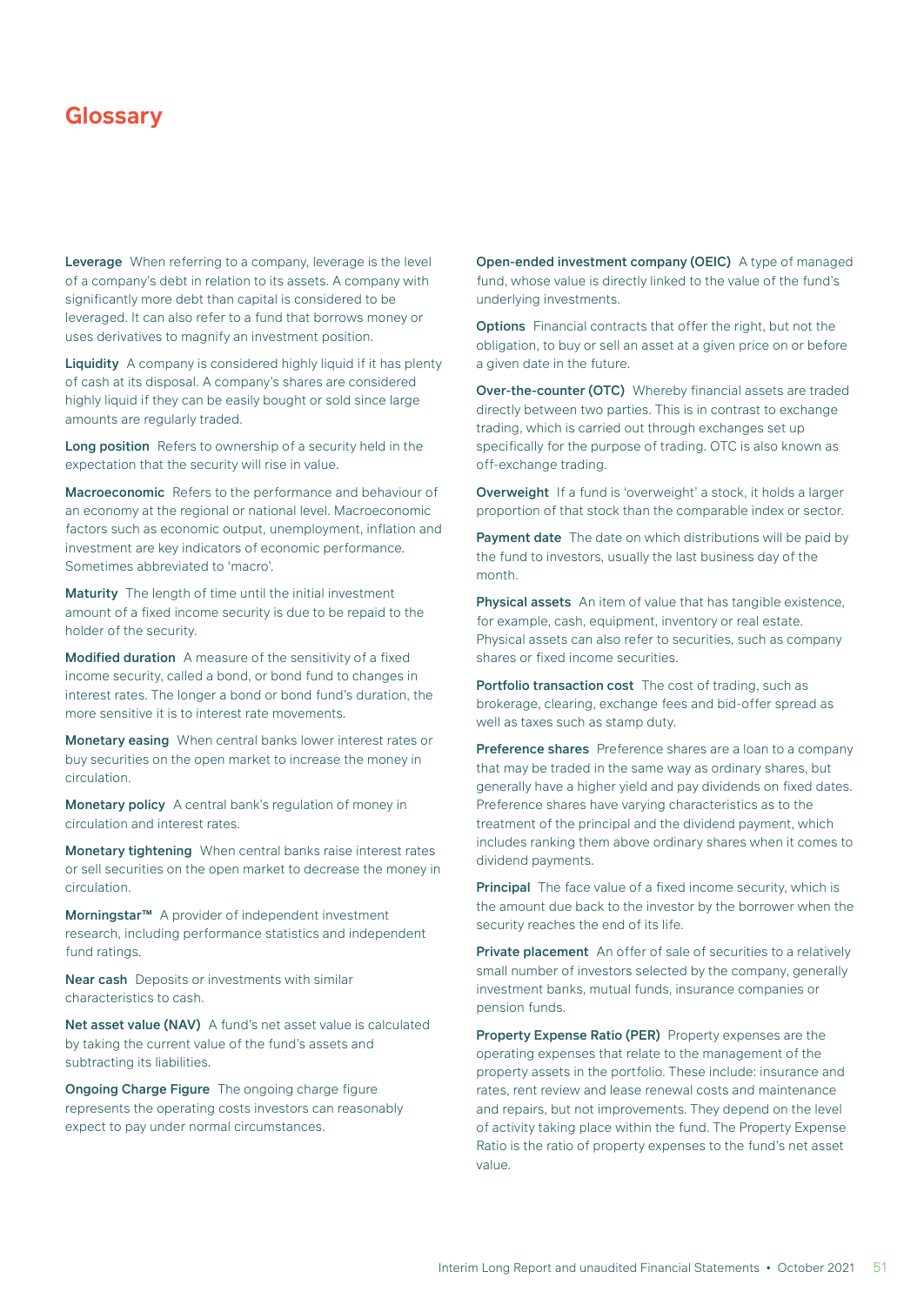# Glossary

**Leverage** When referring to a company, leverage is the level of a company's debt in relation to its assets. A company with significantly more debt than capital is considered to be leveraged. It can also refer to a fund that borrows money or uses derivatives to magnify an investment position.

**Liquidity** A company is considered highly liquid if it has plenty of cash at its disposal. A company's shares are considered highly liquid if they can be easily bought or sold since large amounts are regularly traded.

**Long position** Refers to ownership of a security held in the expectation that the security will rise in value.

**Macroeconomic** Refers to the performance and behaviour of an economy at the regional or national level. Macroeconomic factors such as economic output, unemployment, inflation and investment are key indicators of economic performance. Sometimes abbreviated to 'macro'.

**Maturity** The length of time until the initial investment amount of a fixed income security is due to be repaid to the holder of the security.

**Modified duration** A measure of the sensitivity of a fixed income security, called a bond, or bond fund to changes in interest rates. The longer a bond or bond fund's duration, the more sensitive it is to interest rate movements.

**Monetary easing** When central banks lower interest rates or buy securities on the open market to increase the money in circulation.

**Monetary policy** A central bank's regulation of money in circulation and interest rates.

**Monetary tightening** When central banks raise interest rates or sell securities on the open market to decrease the money in circulation.

**Morningstar™** A provider of independent investment research, including performance statistics and independent fund ratings.

**Near cash** Deposits or investments with similar characteristics to cash.

**Net asset value (NAV)** A fund's net asset value is calculated by taking the current value of the fund's assets and subtracting its liabilities.

**Ongoing Charge Figure** The ongoing charge figure represents the operating costs investors can reasonably expect to pay under normal circumstances.

**Open-ended investment company (OEIC)** A type of managed fund, whose value is directly linked to the value of the fund's underlying investments.

**Options** Financial contracts that offer the right, but not the obligation, to buy or sell an asset at a given price on or before a given date in the future.

**Over-the-counter (OTC)** Whereby financial assets are traded directly between two parties. This is in contrast to exchange trading, which is carried out through exchanges set up specifically for the purpose of trading. OTC is also known as off-exchange trading.

**Overweight** If a fund is 'overweight' a stock, it holds a larger proportion of that stock than the comparable index or sector.

**Payment date** The date on which distributions will be paid by the fund to investors, usually the last business day of the month.

**Physical assets** An item of value that has tangible existence, for example, cash, equipment, inventory or real estate. Physical assets can also refer to securities, such as company shares or fixed income securities.

**Portfolio transaction cost** The cost of trading, such as brokerage, clearing, exchange fees and bid-offer spread as well as taxes such as stamp duty.

**Preference shares** Preference shares are a loan to a company that may be traded in the same way as ordinary shares, but generally have a higher yield and pay dividends on fixed dates. Preference shares have varying characteristics as to the treatment of the principal and the dividend payment, which includes ranking them above ordinary shares when it comes to dividend payments.

**Principal** The face value of a fixed income security, which is the amount due back to the investor by the borrower when the security reaches the end of its life.

**Private placement** An offer of sale of securities to a relatively small number of investors selected by the company, generally investment banks, mutual funds, insurance companies or pension funds.

**Property Expense Ratio (PER)** Property expenses are the operating expenses that relate to the management of the property assets in the portfolio. These include: insurance and rates, rent review and lease renewal costs and maintenance and repairs, but not improvements. They depend on the level of activity taking place within the fund. The Property Expense Ratio is the ratio of property expenses to the fund's net asset value.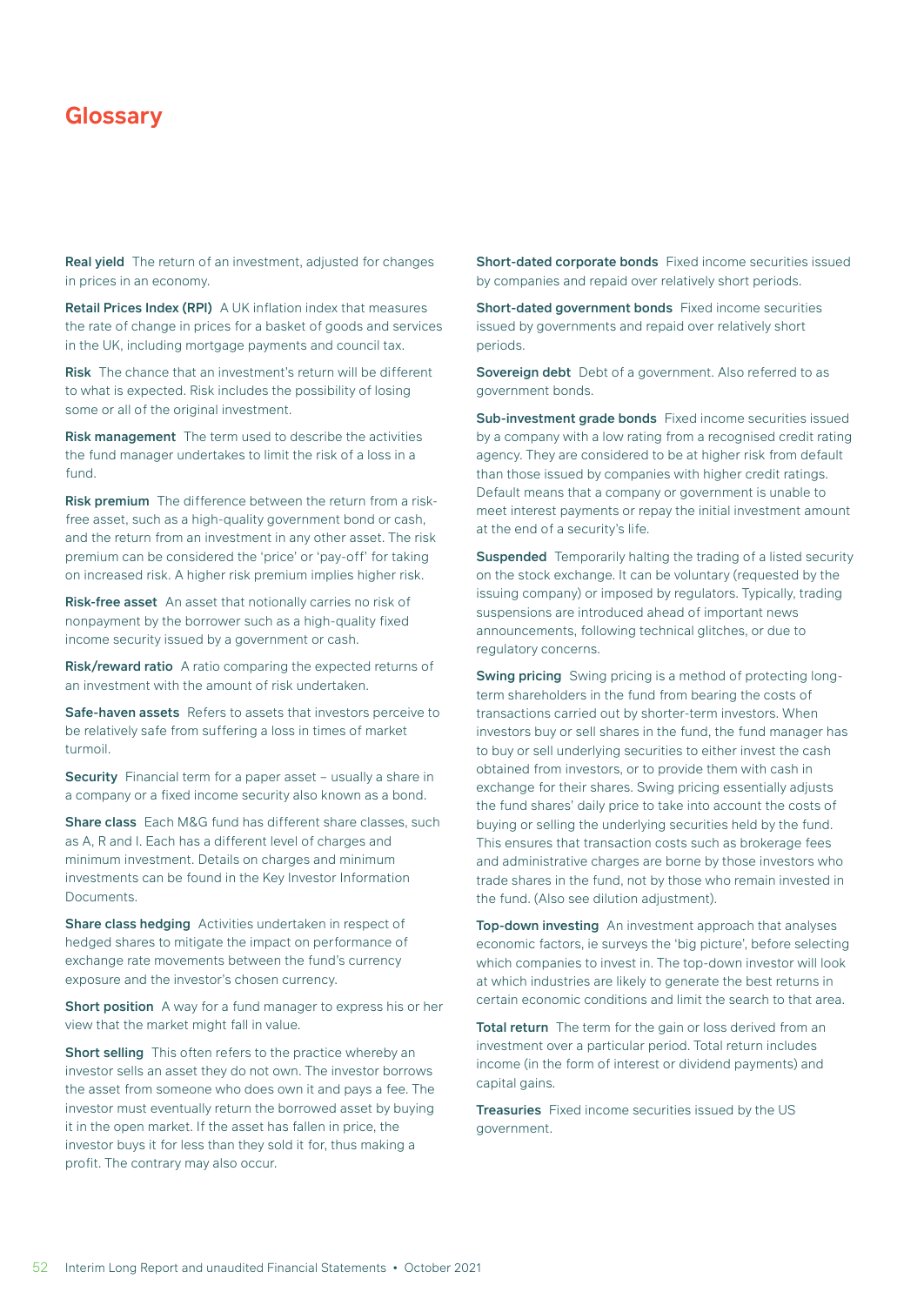# Glossary

**Real yield** The return of an investment, adjusted for changes in prices in an economy.

**Retail Prices Index (RPI)** A UK inflation index that measures the rate of change in prices for a basket of goods and services in the UK, including mortgage payments and council tax.

**Risk** The chance that an investment's return will be different to what is expected. Risk includes the possibility of losing some or all of the original investment.

**Risk management** The term used to describe the activities the fund manager undertakes to limit the risk of a loss in a fund.

**Risk premium** The difference between the return from a risk-free asset, such as a high-quality government bond or cash, and the return from an investment in any other asset. The risk premium can be considered the 'price' or 'pay-off' for taking on increased risk. A higher risk premium implies higher risk.

**Risk-free asset** An asset that notionally carries no risk of nonpayment by the borrower such as a high-quality fixed income security issued by a government or cash.

**Risk/reward ratio** A ratio comparing the expected returns of an investment with the amount of risk undertaken.

**Safe-haven assets** Refers to assets that investors perceive to be relatively safe from suffering a loss in times of market turmoil.

**Security** Financial term for a paper asset – usually a share in a company or a fixed income security also known as a bond.

**Share class** Each M&G fund has different share classes, such as A, R and I. Each has a different level of charges and minimum investment. Details on charges and minimum investments can be found in the Key Investor Information Documents.

**Share class hedging** Activities undertaken in respect of hedged shares to mitigate the impact on performance of exchange rate movements between the fund's currency exposure and the investor's chosen currency.

**Short position** A way for a fund manager to express his or her view that the market might fall in value.

**Short selling** This often refers to the practice whereby an investor sells an asset they do not own. The investor borrows the asset from someone who does own it and pays a fee. The investor must eventually return the borrowed asset by buying it in the open market. If the asset has fallen in price, the investor buys it for less than they sold it for, thus making a profit. The contrary may also occur.

**Short-dated corporate bonds** Fixed income securities issued by companies and repaid over relatively short periods.

**Short-dated government bonds** Fixed income securities issued by governments and repaid over relatively short periods.

**Sovereign debt** Debt of a government. Also referred to as government bonds.

**Sub-investment grade bonds** Fixed income securities issued by a company with a low rating from a recognised credit rating agency. They are considered to be at higher risk from default than those issued by companies with higher credit ratings. Default means that a company or government is unable to meet interest payments or repay the initial investment amount at the end of a security's life.

**Suspended** Temporarily halting the trading of a listed security on the stock exchange. It can be voluntary (requested by the issuing company) or imposed by regulators. Typically, trading suspensions are introduced ahead of important news announcements, following technical glitches, or due to regulatory concerns.

**Swing pricing** Swing pricing is a method of protecting long-term shareholders in the fund from bearing the costs of transactions carried out by shorter-term investors. When investors buy or sell shares in the fund, the fund manager has to buy or sell underlying securities to either invest the cash obtained from investors, or to provide them with cash in exchange for their shares. Swing pricing essentially adjusts the fund shares' daily price to take into account the costs of buying or selling the underlying securities held by the fund. This ensures that transaction costs such as brokerage fees and administrative charges are borne by those investors who trade shares in the fund, not by those who remain invested in the fund. (Also see dilution adjustment).

**Top-down investing** An investment approach that analyses economic factors, ie surveys the 'big picture', before selecting which companies to invest in. The top-down investor will look at which industries are likely to generate the best returns in certain economic conditions and limit the search to that area.

**Total return** The term for the gain or loss derived from an investment over a particular period. Total return includes income (in the form of interest or dividend payments) and capital gains.

**Treasuries** Fixed income securities issued by the US government.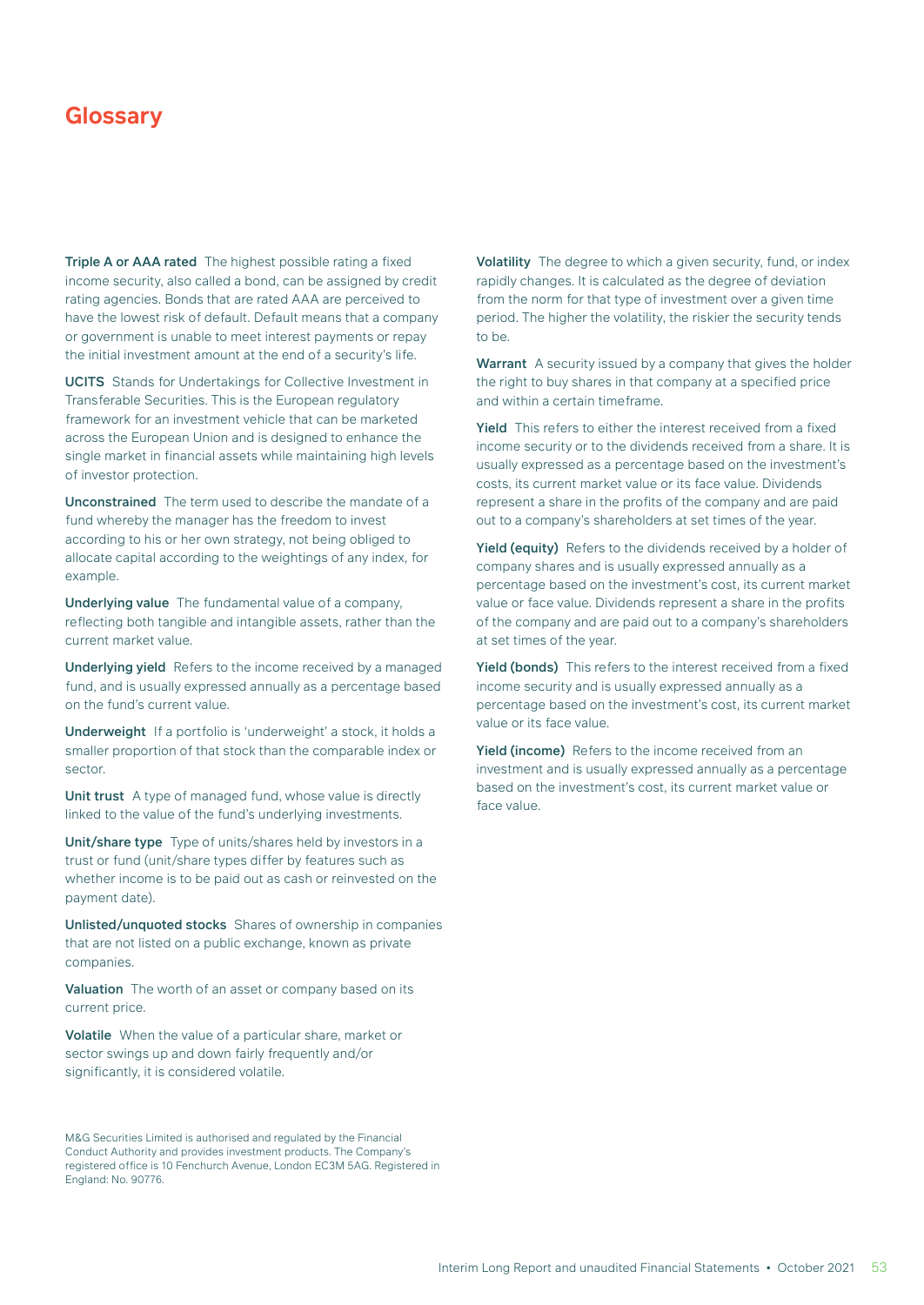# Glossary

**Triple A or AAA rated** The highest possible rating a fixed income security, also called a bond, can be assigned by credit rating agencies. Bonds that are rated AAA are perceived to have the lowest risk of default. Default means that a company or government is unable to meet interest payments or repay the initial investment amount at the end of a security's life.

**UCITS** Stands for Undertakings for Collective Investment in Transferable Securities. This is the European regulatory framework for an investment vehicle that can be marketed across the European Union and is designed to enhance the single market in financial assets while maintaining high levels of investor protection.

**Unconstrained** The term used to describe the mandate of a fund whereby the manager has the freedom to invest according to his or her own strategy, not being obliged to allocate capital according to the weightings of any index, for example.

**Underlying value** The fundamental value of a company, reflecting both tangible and intangible assets, rather than the current market value.

**Underlying yield** Refers to the income received by a managed fund, and is usually expressed annually as a percentage based on the fund's current value.

**Underweight** If a portfolio is 'underweight' a stock, it holds a smaller proportion of that stock than the comparable index or sector.

**Unit trust** A type of managed fund, whose value is directly linked to the value of the fund's underlying investments.

**Unit/share type** Type of units/shares held by investors in a trust or fund (unit/share types differ by features such as whether income is to be paid out as cash or reinvested on the payment date).

**Unlisted/unquoted stocks** Shares of ownership in companies that are not listed on a public exchange, known as private companies.

**Valuation** The worth of an asset or company based on its current price.

**Volatile** When the value of a particular share, market or sector swings up and down fairly frequently and/or significantly, it is considered volatile.

**Volatility** The degree to which a given security, fund, or index rapidly changes. It is calculated as the degree of deviation from the norm for that type of investment over a given time period. The higher the volatility, the riskier the security tends to be.

**Warrant** A security issued by a company that gives the holder the right to buy shares in that company at a specified price and within a certain timeframe.

**Yield** This refers to either the interest received from a fixed income security or to the dividends received from a share. It is usually expressed as a percentage based on the investment's costs, its current market value or its face value. Dividends represent a share in the profits of the company and are paid out to a company's shareholders at set times of the year.

**Yield (equity)** Refers to the dividends received by a holder of company shares and is usually expressed annually as a percentage based on the investment's cost, its current market value or face value. Dividends represent a share in the profits of the company and are paid out to a company's shareholders at set times of the year.

**Yield (bonds)** This refers to the interest received from a fixed income security and is usually expressed annually as a percentage based on the investment's cost, its current market value or its face value.

**Yield (income)** Refers to the income received from an investment and is usually expressed annually as a percentage based on the investment's cost, its current market value or face value.

M&G Securities Limited is authorised and regulated by the Financial Conduct Authority and provides investment products. The Company's registered office is 10 Fenchurch Avenue, London EC3M 5AG. Registered in England: No. 90776.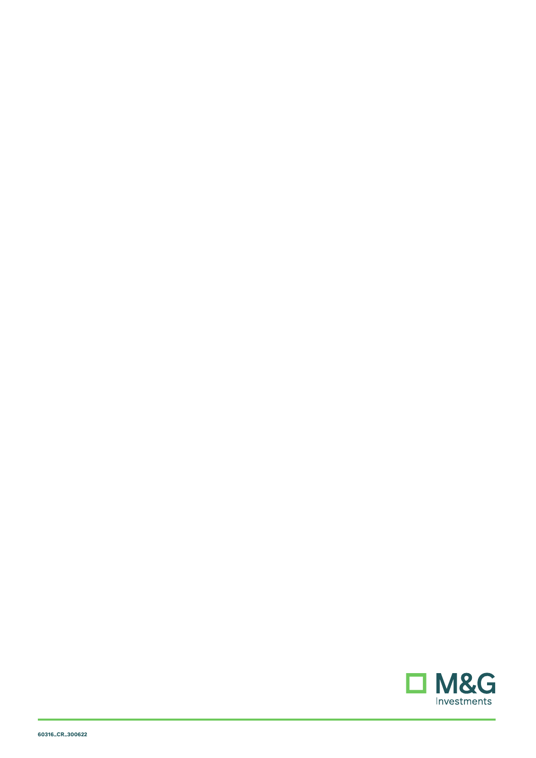M&G Investments

60316_CR_300622